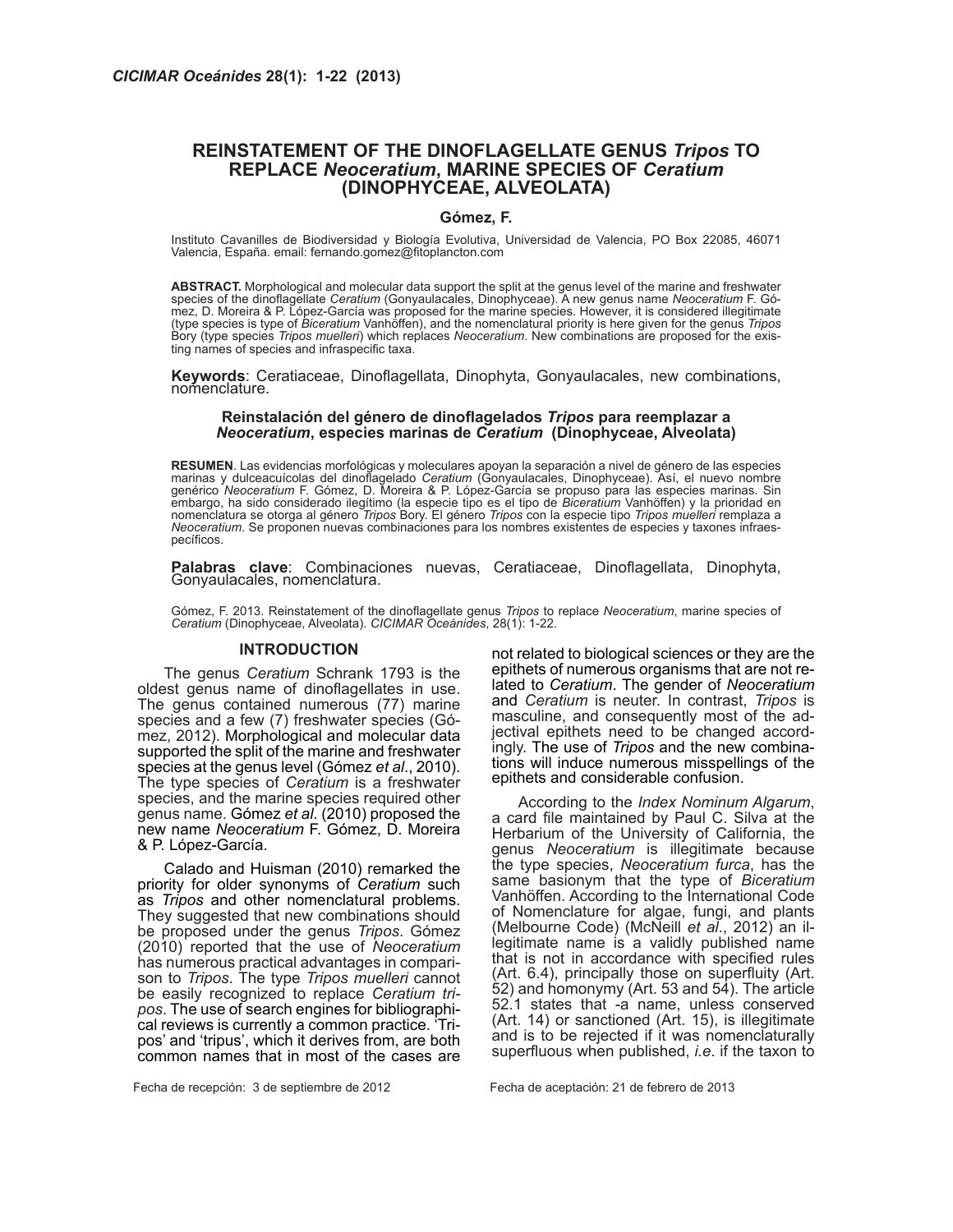# REINSTATEMENT OF THE DINOFLAGELLATE GENUS *Tripos* TO REPLACE *Neoceratium*, MARINE SPECIES OF *Ceratium* (DINOPHYCEAE, ALVEOLATA)

**Gómez, F.**

Instituto Cavanilles de Biodiversidad y Biología Evolutiva, Universidad de Valencia, PO Box 22085, 46071 Valencia, España. email: fernando.gomez@fitoplancton.com

**ABSTRACT.** Morphological and molecular data support the split at the genus level of the marine and freshwater species of the dinoflagellate *Ceratium* (Gonyaulacales, Dinophyceae). A new genus name *Neoceratium* F. Gómez, D. Moreira & P. López-García was proposed for the marine species. However, it is considered illegitimate (type species is type of *Biceratium* Vanhöffen), and the nomenclatural priority is here given for the genus *Tripos* Bory (type species *Tripos muelleri*) which replaces *Neoceratium*. New combinations are proposed for the existing names of species and infraspecific taxa.

**Keywords**: Ceratiaceae, Dinoflagellata, Dinophyta, Gonyaulacales, new combinations, nomenclature.

### Reinstalación del género de dinoflagelados *Tripos* para reemplazar a *Neoceratium*, especies marinas de *Ceratium* (Dinophyceae, Alveolata)

**RESUMEN**. Las evidencias morfológicas y moleculares apoyan la separación a nivel de género de las especies marinas y dulceacuícolas del dinoflagelado *Ceratium* (Gonyaulacales, Dinophyceae). Así, el nuevo nombre genérico *Neoceratium* F. Gómez, D. Moreira & P. López-García se propuso para las especies marinas. Sin embargo, ha sido considerado ilegítimo (la especie tipo es el tipo de *Biceratium* Vanhöffen) y la prioridad en nomenclatura se otorga al género *Tripos* Bory. El género *Tripos* con la especie tipo *Tripos muelleri* remplaza a *Neoceratium*. Se proponen nuevas combinaciones para los nombres existentes de especies y taxones infraespecíficos.

**Palabras clave**: Combinaciones nuevas, Ceratiaceae, Dinoflagellata, Dinophyta, Gonyaulacales, nomenclatura.

Gómez, F. 2013. Reinstatement of the dinoflagellate genus *Tripos* to replace *Neoceratium*, marine species of *Ceratium* (Dinophyceae, Alveolata). *CICIMAR Oceánides*, 28(1): 1-22.

## INTRODUCTION

The genus *Ceratium* Schrank 1793 is the oldest genus name of dinoflagellates in use. The genus contained numerous (77) marine species and a few (7) freshwater species (Gómez, 2012). Morphological and molecular data supported the split of the marine and freshwater species at the genus level (Gómez *et al*., 2010). The type species of *Ceratium* is a freshwater species, and the marine species required other genus name. Gómez *et al*. (2010) proposed the new name *Neoceratium* F. Gómez, D. Moreira & P. López-García.

Calado and Huisman (2010) remarked the priority for older synonyms of *Ceratium* such as *Tripos* and other nomenclatural problems. They suggested that new combinations should be proposed under the genus *Tripos*. Gómez (2010) reported that the use of *Neoceratium* has numerous practical advantages in comparison to *Tripos*. The type *Tripos muelleri* cannot be easily recognized to replace *Ceratium tripos*. The use of search engines for bibliographical reviews is currently a common practice. 'Tripos' and 'tripus', which it derives from, are both common names that in most of the cases are not related to biological sciences or they are the epithets of numerous organisms that are not related to *Ceratium*. The gender of *Neoceratium* and *Ceratium* is neuter. In contrast, *Tripos* is masculine, and consequently most of the adjectival epithets need to be changed accordingly. The use of *Tripos* and the new combinations will induce numerous misspellings of the epithets and considerable confusion.

According to the *Index Nominum Algarum*, a card file maintained by Paul C. Silva at the Herbarium of the University of California, the genus *Neoceratium* is illegitimate because the type species, *Neoceratium furca*, has the same basionym that the type of *Biceratium* Vanhöffen. According to the International Code of Nomenclature for algae, fungi, and plants (Melbourne Code) (McNeill *et al*., 2012) an illegitimate name is a validly published name that is not in accordance with specified rules (Art. 6.4), principally those on superfluity (Art. 52) and homonymy (Art. 53 and 54). The article 52.1 states that -a name, unless conserved (Art. 14) or sanctioned (Art. 15), is illegitimate and is to be rejected if it was nomenclaturally superfluous when published, *i.e*. if the taxon to

Fecha de recepción: 3 de septiembre de 2012

Fecha de aceptación: 21 de febrero de 2013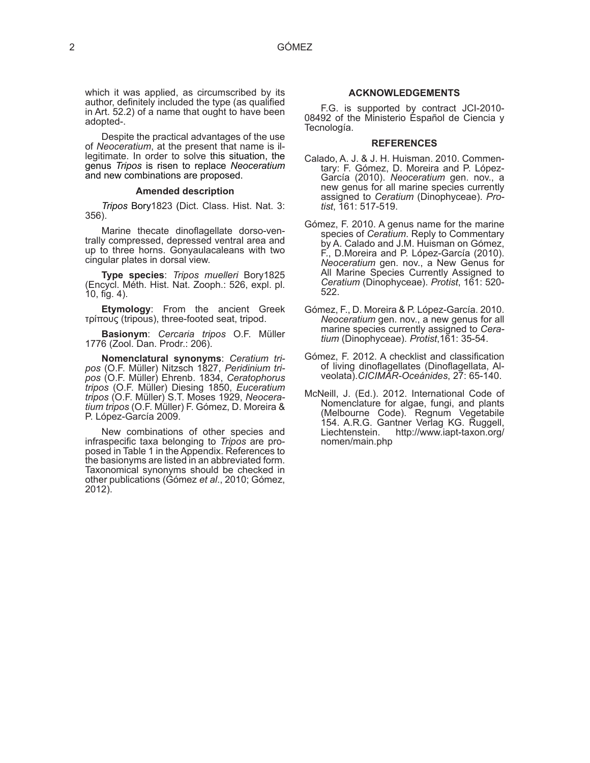which it was applied, as circumscribed by its author, definitely included the type (as qualified in Art. 52.2) of a name that ought to have been adopted-.

Despite the practical advantages of the use of *Neoceratium*, at the present that name is illegitimate. In order to solve this situation, the genus *Tripos* is risen to replace *Neoceratium* and new combinations are proposed.

### Amended description

*Tripos* Bory1823 (Dict. Class. Hist. Nat. 3: 356).

Marine thecate dinoflagellate dorso-ventrally compressed, depressed ventral area and up to three horns. Gonyaulacaleans with two cingular plates in dorsal view.

**Type species**: *Tripos muelleri* Bory1825 (Encycl. Méth. Hist. Nat. Zooph.: 526, expl. pl. 10, fig. 4).

**Etymology**: From the ancient Greek τρίπους (tripous), three-footed seat, tripod.

**Basionym**: *Cercaria tripos* O.F. Müller 1776 (Zool. Dan. Prodr.: 206).

**Nomenclatural synonyms**: *Ceratium tripos* (O.F. Müller) Nitzsch 1827, *Peridinium tripos* (O.F. Müller) Ehrenb. 1834, *Ceratophorus tripos* (O.F. Müller) Diesing 1850, *Euceratium tripos* (O.F. Müller) S.T. Moses 1929, *Neoceratium tripos* (O.F. Müller) F. Gómez, D. Moreira & P. López-García 2009.

New combinations of other species and infraspecific taxa belonging to *Tripos* are proposed in Table 1 in the Appendix. References to the basionyms are listed in an abbreviated form. Taxonomical synonyms should be checked in other publications (Gómez *et al*., 2010; Gómez, 2012).

## ACKNOWLEDGEMENTS

F.G. is supported by contract JCI-2010-08492 of the Ministerio Español de Ciencia y Tecnología.

## REFERENCES

Calado, A. J. & J. H. Huisman. 2010. Commentary: F. Gómez, D. Moreira and P. López-García (2010). *Neoceratium* gen. nov., a new genus for all marine species currently assigned to *Ceratium* (Dinophyceae). *Protist*, 161: 517-519.

Gómez, F. 2010. A genus name for the marine species of *Ceratium*. Reply to Commentary by A. Calado and J.M. Huisman on Gómez, F., D.Moreira and P. López-García (2010). *Neoceratium* gen. nov., a New Genus for All Marine Species Currently Assigned to *Ceratium* (Dinophyceae). *Protist*, 161: 520-522.

Gómez, F., D. Moreira & P. López-García. 2010. *Neoceratium* gen. nov., a new genus for all marine species currently assigned to *Ceratium* (Dinophyceae). *Protist*,161: 35-54.

Gómez, F. 2012. A checklist and classification of living dinoflagellates (Dinoflagellata, Alveolata).*CICIMAR-Oceánides*, 27: 65-140.

McNeill, J. (Ed.). 2012. International Code of Nomenclature for algae, fungi, and plants (Melbourne Code). Regnum Vegetabile 154. A.R.G. Gantner Verlag KG. Ruggell, Liechtenstein. http://www.iapt-taxon.org/nomen/main.php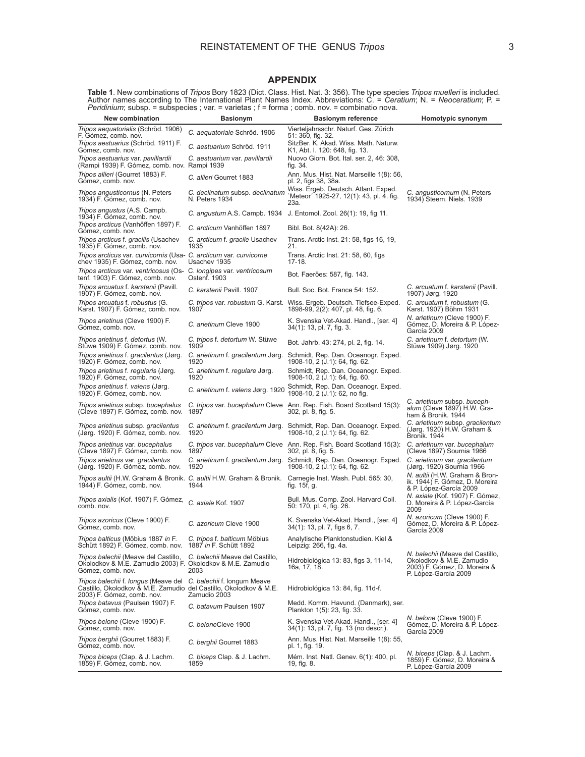## APPENDIX

**Table 1**. New combinations of *Tripos* Bory 1823 (Dict. Class. Hist. Nat. 3: 356). The type species *Tripos muelleri* is included. Author names according to The International Plant Names Index. Abbreviations: C. = *Ceratium*; N. = *Neoceratium*; P. = *Peridinium*; subsp. = subspecies ; var. = varietas ; f = forma ; comb. nov. = combinatio nova.

| New combination | Basionym | Basionym reference | Homotypic synonym |
|---|---|---|---|
| *Tripos aequatorialis* (Schröd. 1906) F. Gómez, comb. nov. | *C. aequatoriale* Schröd. 1906 | Vierteljahrsschr. Naturf. Ges. Zürich 51: 360, fig. 32. | |
| *Tripos aestuarius* (Schröd. 1911) F. Gómez, comb. nov. | *C. aestuarium* Schröd. 1911 | SitzBer. K. Akad. Wiss. Math. Naturw. K1, Abt. I. 120: 648, fig. 13. | |
| *Tripos aestuarius* var. *pavillardii* (Rampi 1939) F. Gómez, comb. nov. | *C. aestuarium* var. *pavillardii* Rampi 1939 | Nuovo Giorn. Bot. Ital. ser. 2, 46: 308, fig. 34. | |
| *Tripos allieri* (Gourret 1883) F. Gómez, comb. nov. | *C. allieri* Gourret 1883 | Ann. Mus. Hist. Nat. Marseille 1(8): 56, pl. 2, figs 38, 38a. | |
| *Tripos angusticornus* (N. Peters 1934) F. Gómez, comb. nov. | *C. declinatum* subsp. *declinatum* N. Peters 1934 | Wiss. Ergeb. Deutsch. Atlant. Exped. 'Meteor' 1925-27, 12(1): 43, pl. 4. fig. 23a. | *C. angusticornum* (N. Peters 1934) Steem. Niels. 1939 |
| *Tripos angustus* (A.S. Campb. 1934) F. Gómez, comb. nov. | *C. angustum* A.S. Campb. 1934 | J. Entomol. Zool. 26(1): 19, fig 11. | |
| *Tripos arcticus* (Vanhöffen 1897) F. Gómez, comb. nov. | *C. arcticum* Vanhöffen 1897 | Bibl. Bot. 8(42A): 26. | |
| *Tripos arcticus* f. *gracilis* (Usachev 1935) F. Gómez, comb. nov. | *C. arcticum* f. *gracile* Usachev 1935 | Trans. Arctic Inst. 21: 58, figs 16, 19, 21. | |
| *Tripos arcticus* var. *curvicornis* (Usachev 1935) F. Gómez, comb. nov. | *C. arcticum* var. *curvicorne* Usachev 1935 | Trans. Arctic Inst. 21: 58, 60, figs 17-18. | |
| *Tripos arcticus* var. *ventricosus* (Ostenf. 1903) F. Gómez, comb. nov. | C. *longipes* var. *ventricosum* Ostenf. 1903 | Bot. Faeröes: 587, fig. 143. | |
| *Tripos arcuatus* f. *karstenii* (Pavill. 1907) F. Gómez, comb. nov. | *C. karstenii* Pavill. 1907 | Bull. Soc. Bot. France 54: 152. | *C. arcuatum* f. *karstenii* (Pavill. 1907) Jørg. 1920 |
| *Tripos arcuatus* f. *robustus* (G. Karst. 1907) F. Gómez, comb. nov. | *C. tripos* var. *robustum* G. Karst. 1907 | Wiss. Ergeb. Deutsch. Tiefsee-Exped. 1898-99, 2(2): 407, pl. 48, fig. 6. | *C. arcuatum* f. *robustum* (G. Karst. 1907) Böhm 1931 |
| *Tripos arietinus* (Cleve 1900) F. Gómez, comb. nov. | *C. arietinum* Cleve 1900 | K. Svenska Vet-Akad. Handl., [ser. 4] 34(1): 13, pl. 7, fig. 3. | *N. arietinum* (Cleve 1900) F. Gómez, D. Moreira & P. López-García 2009 |
| *Tripos arietinus* f. *detortus* (W. Stüwe 1909) F. Gómez, comb. nov. | *C. tripos* f. *detortum* W. Stüwe 1909 | Bot. Jahrb. 43: 274, pl. 2, fig. 14. | *C. arietinum* f. *detortum* (W. Stüwe 1909) Jørg. 1920 |
| *Tripos arietinus* f. *gracilentus* (Jørg. 1920) F. Gómez, comb. nov. | *C. arietinum* f. *gracilentum* Jørg. 1920 | Schmidt, Rep. Dan. Oceanogr. Exped. 1908-10, 2 (J.1): 64, fig. 62. | |
| *Tripos arietinus* f. *regularis* (Jørg. 1920) F. Gómez, comb. nov. | *C. arietinum* f. *regulare* Jørg. 1920 | Schmidt, Rep. Dan. Oceanogr. Exped. 1908-10, 2 (J.1): 64, fig. 60. | |
| *Tripos arietinus* f. *valens* (Jørg. 1920) F. Gómez, comb. nov. | *C. arietinum* f. *valens* Jørg. 1920 | Schmidt, Rep. Dan. Oceanogr. Exped. 1908-10, 2 (J.1): 62, no fig. | |
| *Tripos arietinus* subsp. *bucephalus* (Cleve 1897) F. Gómez, comb. nov. | *C. tripos* var. *bucephalum* Cleve 1897 | Ann. Rep. Fish. Board Scotland 15(3): 302, pl. 8, fig. 5. | *C. arietinum* subsp. *bucephalum* (Cleve 1897) H.W. Graham & Bronik. 1944 |
| *Tripos arietinus* subsp. *gracilentus* (Jørg. 1920) F. Gómez, comb. nov. | *C. arietinum* f. *gracilentum* Jørg. 1920 | Schmidt, Rep. Dan. Oceanogr. Exped. 1908-10, 2 (J.1): 64, fig. 62. | *C. arietinum* subsp. *gracilentum* (Jørg. 1920) H.W. Graham & Bronik. 1944 |
| *Tripos arietinus* var. *bucephalus* (Cleve 1897) F. Gómez, comb. nov. | *C. tripos* var. *bucephalum* Cleve 1897 | Ann. Rep. Fish. Board Scotland 15(3): 302, pl. 8, fig. 5. | *C. arietinum* var. *bucephalum* (Cleve 1897) Sournia 1966 |
| *Tripos arietinus* var. *gracilentus* (Jørg. 1920) F. Gómez, comb. nov. | *C. arietinum* f. *gracilentum* Jørg. 1920 | Schmidt, Rep. Dan. Oceanogr. Exped. 1908-10, 2 (J.1): 64, fig. 62. | *C. arietinum* var. *gracilentum* (Jørg. 1920) Sournia 1966 |
| *Tripos aultii* (H.W. Graham & Bronik. 1944) F. Gómez, comb. nov. | *C. aultii* H.W. Graham & Bronik. 1944 | Carnegie Inst. Wash. Publ. 565: 30, fig. 15f, g. | *N. aultii* (H.W. Graham & Bronik. 1944) F. Gómez, D. Moreira & P. López-García 2009 |
| *Tripos axialis* (Kof. 1907) F. Gómez, comb. nov. | *C. axiale* Kof. 1907 | Bull. Mus. Comp. Zool. Harvard Coll. 50: 170, pl. 4, fig. 26. | *N. axiale* (Kof. 1907) F. Gómez, D. Moreira & P. López-García 2009 |
| *Tripos azoricus* (Cleve 1900) F. Gómez, comb. nov. | *C. azoricum* Cleve 1900 | K. Svenska Vet-Akad. Handl., [ser. 4] 34(1): 13, pl. 7, figs 6, 7. | *N. azoricum* (Cleve 1900) F. Gómez, D. Moreira & P. López-García 2009 |
| *Tripos balticus* (Möbius 1887 *in* F. Schütt 1892) F. Gómez, comb. nov. | *C. tripos* f. *balticum* Möbius 1887 *in* F. Schütt 1892 | Analytische Planktonstudien. Kiel & Leipzig: 266, fig. 4a. | |
| *Tripos balechii* (Meave del Castillo, Okolodkov & M.E. Zamudio 2003) F. Gómez, comb. nov. | *C. balechii* Meave del Castillo, Okolodkov & M.E. Zamudio 2003 | Hidrobiológica 13: 83, figs 3, 11-14, 16a, 17, 18. | *N. balechii* (Meave del Castillo, Okolodkov & M.E. Zamudio 2003) F. Gómez, D. Moreira & P. López-García 2009 |
| *Tripos balechii* f. *longus* (Meave del Castillo, Okolodkov & M.E. Zamudio 2003) F. Gómez, comb. nov. | *C. balechii* f. longum Meave del Castillo, Okolodkov & M.E. Zamudio 2003 | Hidrobiológica 13: 84, fig. 11d-f. | |
| *Tripos batavus* (Paulsen 1907) F. Gómez, comb. nov. | *C. batavum* Paulsen 1907 | Medd. Komm. Havund. (Danmark), ser. Plankton 1(5): 23, fig. 33. | |
| *Tripos belone* (Cleve 1900) F. Gómez, comb. nov. | *C. belone*Cleve 1900 | K. Svenska Vet-Akad. Handl., [ser. 4] 34(1): 13, pl. 7, fig. 13 (no descr.). | *N. belone* (Cleve 1900) F. Gómez, D. Moreira & P. López-García 2009 |
| *Tripos berghii* (Gourret 1883) F. Gómez, comb. nov. | *C. berghii* Gourret 1883 | Ann. Mus. Hist. Nat. Marseille 1(8): 55, pl. 1, fig. 19. | |
| *Tripos biceps* (Clap. & J. Lachm. 1859) F. Gómez, comb. nov. | *C. biceps* Clap. & J. Lachm. 1859 | Mém. Inst. Natl. Genev. 6(1): 400, pl. 19, fig. 8. | *N. biceps* (Clap. & J. Lachm. 1859) F. Gómez, D. Moreira & P. López-García 2009 |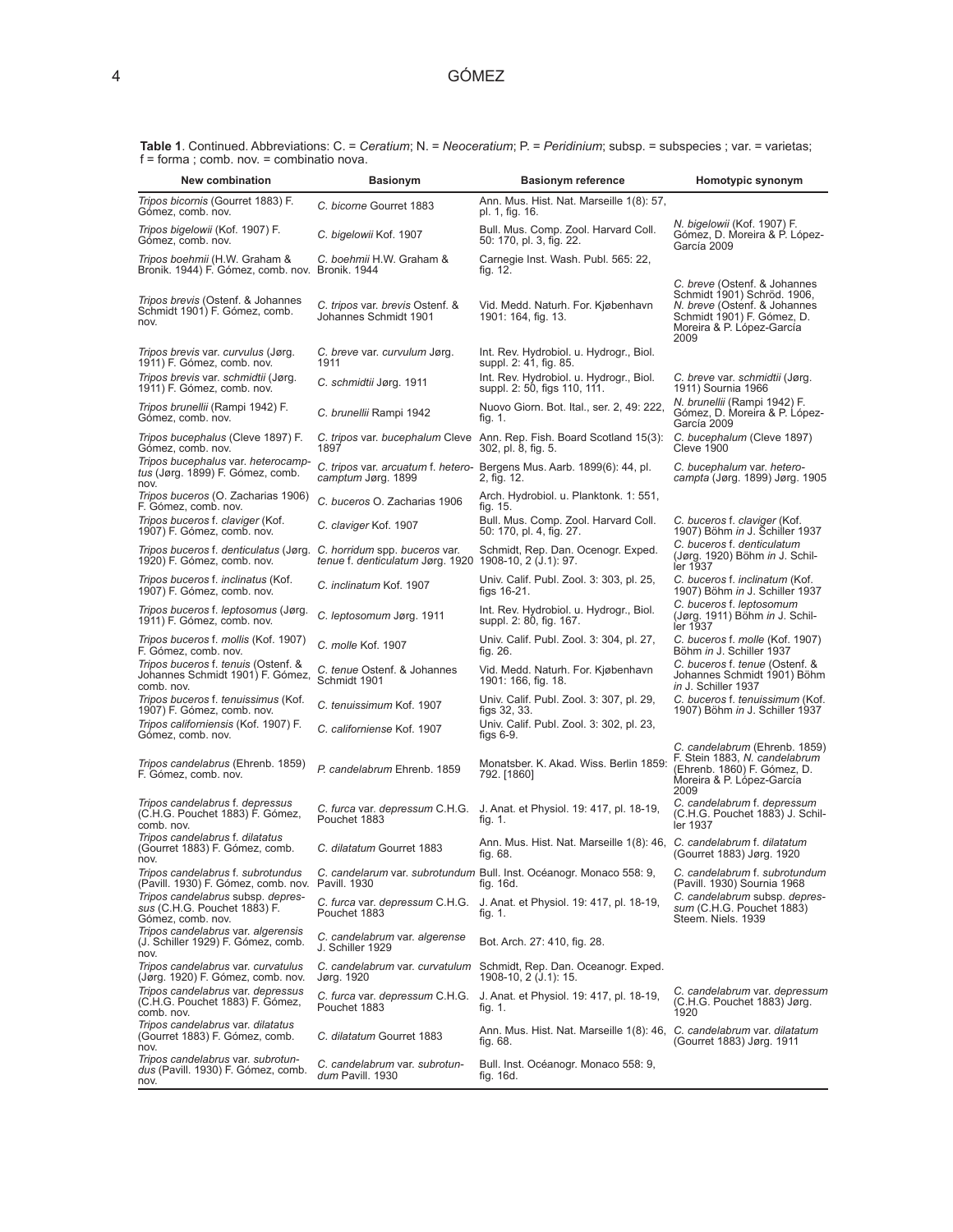**Table 1**. Continued. Abbreviations: C. = *Ceratium*; N. = *Neoceratium*; P. = *Peridinium*; subsp. = subspecies ; var. = varietas; f = forma ; comb. nov. = combinatio nova.

| New combination | Basionym | Basionym reference | Homotypic synonym |
|---|---|---|---|
| *Tripos bicornis* (Gourret 1883) F. Gómez, comb. nov. | *C. bicorne* Gourret 1883 | Ann. Mus. Hist. Nat. Marseille 1(8): 57, pl. 1, fig. 16. | |
| *Tripos bigelowii* (Kof. 1907) F. Gómez, comb. nov. | *C. bigelowii* Kof. 1907 | Bull. Mus. Comp. Zool. Harvard Coll. 50: 170, pl. 3, fig. 22. | *N. bigelowii* (Kof. 1907) F. Gómez, D. Moreira & P. López-García 2009 |
| *Tripos boehmii* (H.W. Graham & Bronik. 1944) F. Gómez, comb. nov. | *C. boehmii* H.W. Graham & Bronik. 1944 | Carnegie Inst. Wash. Publ. 565: 22, fig. 12. | |
| *Tripos brevis* (Ostenf. & Johannes Schmidt 1901) F. Gómez, comb. nov. | *C. tripos* var. *brevis* Ostenf. & Johannes Schmidt 1901 | Vid. Medd. Naturh. For. Kjøbenhavn 1901: 164, fig. 13. | *C. breve* (Ostenf. & Johannes Schmidt 1901) Schröd. 1906, *N. breve* (Ostenf. & Johannes Schmidt 1901) F. Gómez, D. Moreira & P. López-García 2009 |
| *Tripos brevis* var. *curvulus* (Jørg. 1911) F. Gómez, comb. nov. | *C. breve* var. *curvulum* Jørg. 1911 | Int. Rev. Hydrobiol. u. Hydrogr., Biol. suppl. 2: 41, fig. 85. | |
| *Tripos brevis* var. *schmidtii* (Jørg. 1911) F. Gómez, comb. nov. | *C. schmidtii* Jørg. 1911 | Int. Rev. Hydrobiol. u. Hydrogr., Biol. suppl. 2: 50, figs 110, 111. | *C. breve* var. *schmidtii* (Jørg. 1911) Sournia 1966 |
| *Tripos brunellii* (Rampi 1942) F. Gómez, comb. nov. | *C. brunellii* Rampi 1942 | Nuovo Giorn. Bot. Ital., ser. 2, 49: 222, fig. 1. | *N. brunellii* (Rampi 1942) F. Gómez, D. Moreira & P. López-García 2009 |
| *Tripos bucephalus* (Cleve 1897) F. Gómez, comb. nov. | *C. tripos* var. *bucephalum* Cleve 1897 | Ann. Rep. Fish. Board Scotland 15(3): 302, pl. 8, fig. 5. | *C. bucephalum* (Cleve 1897) Cleve 1900 |
| *Tripos bucephalus* var. *heterocamptus* (Jørg. 1899) F. Gómez, comb. nov. | *C. tripos* var. *arcuatum* f. *heterocamptum* Jørg. 1899 | Bergens Mus. Aarb. 1899(6): 44, pl. 2, fig. 12. | *C. bucephalum* var. *heterocampta* (Jørg. 1899) Jørg. 1905 |
| *Tripos buceros* (O. Zacharias 1906) F. Gómez, comb. nov. | *C. buceros* O. Zacharias 1906 | Arch. Hydrobiol. u. Planktonk. 1: 551, fig. 15. | |
| *Tripos buceros* f. *claviger* (Kof. 1907) F. Gómez, comb. nov. | *C. claviger* Kof. 1907 | Bull. Mus. Comp. Zool. Harvard Coll. 50: 170, pl. 4, fig. 27. | *C. buceros* f. *claviger* (Kof. 1907) Böhm *in* J. Schiller 1937 |
| *Tripos buceros* f. *denticulatus* (Jørg. 1920) F. Gómez, comb. nov. | *C. horridum* spp. *buceros* var. *tenue* f. *denticulatum* Jørg. 1920 | Schmidt, Rep. Dan. Ocenogr. Exped. 1908-10, 2 (J.1): 97. | *C. buceros* f. *denticulatum* (Jørg. 1920) Böhm *in* J. Schiller 1937 |
| *Tripos buceros* f. *inclinatus* (Kof. 1907) F. Gómez, comb. nov. | *C. inclinatum* Kof. 1907 | Univ. Calif. Publ. Zool. 3: 303, pl. 25, figs 16-21. | *C. buceros* f. *inclinatum* (Kof. 1907) Böhm *in* J. Schiller 1937 |
| *Tripos buceros* f. *leptosomus* (Jørg. 1911) F. Gómez, comb. nov. | *C. leptosomum* Jørg. 1911 | Int. Rev. Hydrobiol. u. Hydrogr., Biol. suppl. 2: 80, fig. 167. | *C. buceros* f. *leptosomum* (Jørg. 1911) Böhm *in* J. Schiller 1937 |
| *Tripos buceros* f. *mollis* (Kof. 1907) F. Gómez, comb. nov. | *C. molle* Kof. 1907 | Univ. Calif. Publ. Zool. 3: 304, pl. 27, fig. 26. | *C. buceros* f. *molle* (Kof. 1907) Böhm *in* J. Schiller 1937 |
| *Tripos buceros* f. *tenuis* (Ostenf. & Johannes Schmidt 1901) F. Gómez, comb. nov. | *C. tenue* Ostenf. & Johannes Schmidt 1901 | Vid. Medd. Naturh. For. Kjøbenhavn 1901: 166, fig. 18. | *C. buceros* f. *tenue* (Ostenf. & Johannes Schmidt 1901) Böhm *in* J. Schiller 1937 |
| *Tripos buceros* f. *tenuissimus* (Kof. 1907) F. Gómez, comb. nov. | *C. tenuissimum* Kof. 1907 | Univ. Calif. Publ. Zool. 3: 307, pl. 29, figs 32, 33. | *C. buceros* f. *tenuissimum* (Kof. 1907) Böhm *in* J. Schiller 1937 |
| *Tripos californiensis* (Kof. 1907) F. Gómez, comb. nov. | *C. californiense* Kof. 1907 | Univ. Calif. Publ. Zool. 3: 302, pl. 23, figs 6-9. | |
| *Tripos candelabrus* (Ehrenb. 1859) F. Gómez, comb. nov. | *P. candelabrum* Ehrenb. 1859 | Monatsber. K. Akad. Wiss. Berlin 1859: 792. [1860] | *C. candelabrum* (Ehrenb. 1859) F. Stein 1883, *N. candelabrum* (Ehrenb. 1860) F. Gómez, D. Moreira & P. López-García 2009 |
| *Tripos candelabrus* f. *depressus* (C.H.G. Pouchet 1883) F. Gómez, comb. nov. | *C. furca* var. *depressum* C.H.G. Pouchet 1883 | J. Anat. et Physiol. 19: 417, pl. 18-19, fig. 1. | *C. candelabrum* f. *depressum* (C.H.G. Pouchet 1883) J. Schiller 1937 |
| *Tripos candelabrus* f. *dilatatus* (Gourret 1883) F. Gómez, comb. nov. | *C. dilatatum* Gourret 1883 | Ann. Mus. Hist. Nat. Marseille 1(8): 46, fig. 68. | *C. candelabrum* f. *dilatatum* (Gourret 1883) Jørg. 1920 |
| *Tripos candelabrus* f. *subrotundus* (Pavill. 1930) F. Gómez, comb. nov. | *C. candelarum* var. *subrotundum* Pavill. 1930 | Bull. Inst. Océanogr. Monaco 558: 9, fig. 16d. | *C. candelabrum* f. *subrotundum* (Pavill. 1930) Sournia 1968 |
| *Tripos candelabrus* subsp. *depressus* (C.H.G. Pouchet 1883) F. Gómez, comb. nov. | *C. furca* var. *depressum* C.H.G. Pouchet 1883 | J. Anat. et Physiol. 19: 417, pl. 18-19, fig. 1. | *C. candelabrum* subsp. *depressum* (C.H.G. Pouchet 1883) Steem. Niels. 1939 |
| *Tripos candelabrus* var. *algerensis* (J. Schiller 1929) F. Gómez, comb. nov. | *C. candelabrum* var. *algerense* J. Schiller 1929 | Bot. Arch. 27: 410, fig. 28. | |
| *Tripos candelabrus* var. *curvatulus* (Jørg. 1920) F. Gómez, comb. nov. | *C. candelabrum* var. *curvatulum* Jørg. 1920 | Schmidt, Rep. Dan. Oceanogr. Exped. 1908-10, 2 (J.1): 15. | |
| *Tripos candelabrus* var. *depressus* (C.H.G. Pouchet 1883) F. Gómez, comb. nov. | *C. furca* var. *depressum* C.H.G. Pouchet 1883 | J. Anat. et Physiol. 19: 417, pl. 18-19, fig. 1. | *C. candelabrum* var. *depressum* (C.H.G. Pouchet 1883) Jørg. 1920 |
| *Tripos candelabrus* var. *dilatatus* (Gourret 1883) F. Gómez, comb. nov. | *C. dilatatum* Gourret 1883 | Ann. Mus. Hist. Nat. Marseille 1(8): 46, fig. 68. | *C. candelabrum* var. *dilatatum* (Gourret 1883) Jørg. 1911 |
| *Tripos candelabrus* var. *subrotundus* (Pavill. 1930) F. Gómez, comb. nov. | *C. candelabrum* var. *subrotundum* Pavill. 1930 | Bull. Inst. Océanogr. Monaco 558: 9, fig. 16d. | |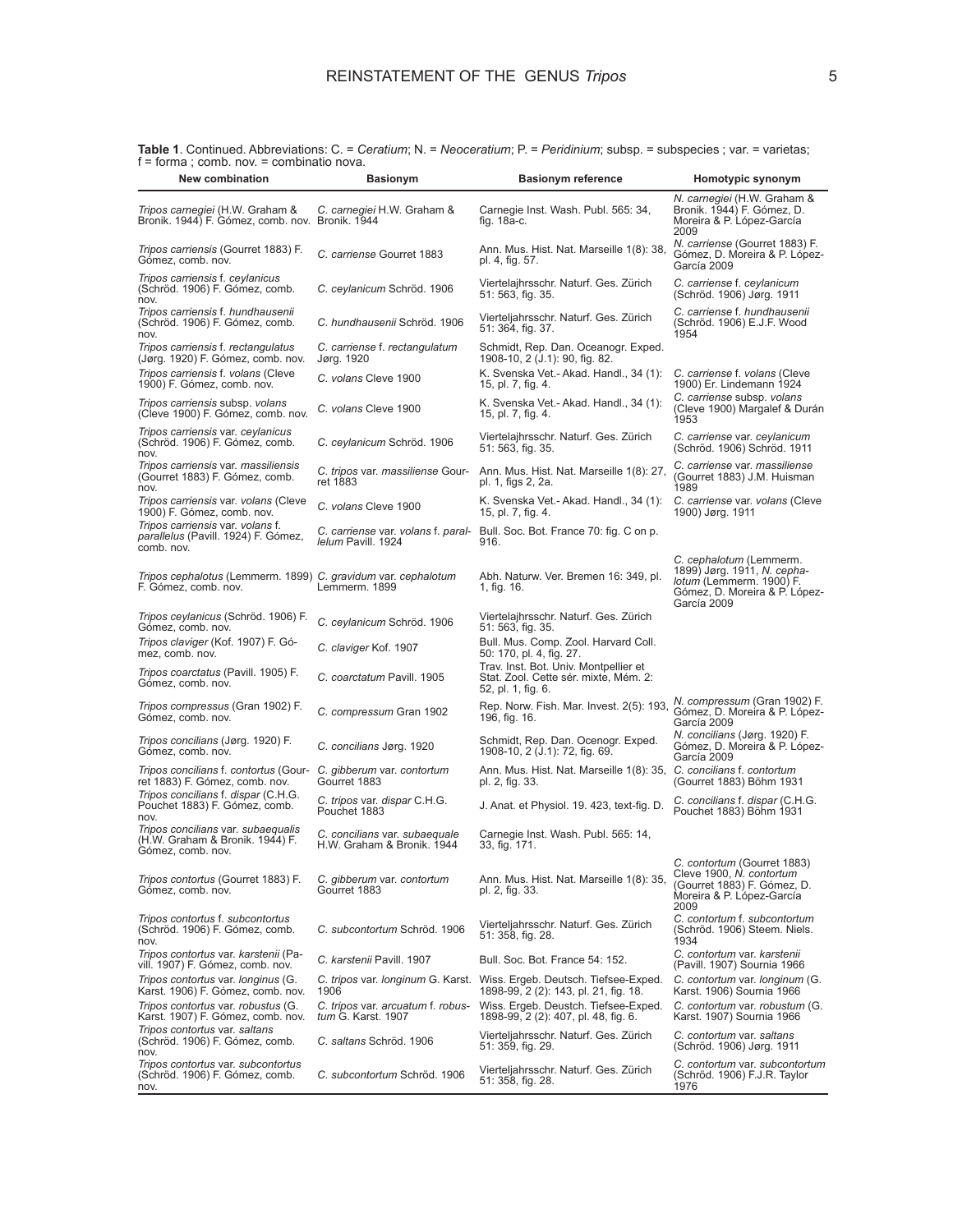**Table 1**. Continued. Abbreviations: C. = *Ceratium*; N. = *Neoceratium*; P. = *Peridinium*; subsp. = subspecies ; var. = varietas; f = forma ; comb. nov. = combinatio nova.

| New combination | Basionym | Basionym reference | Homotypic synonym |
|---|---|---|---|
| *Tripos carnegiei* (H.W. Graham & Bronik. 1944) F. Gómez, comb. nov. | *C. carnegiei* H.W. Graham & Bronik. 1944 | Carnegie Inst. Wash. Publ. 565: 34, fig. 18a-c. | *N. carnegiei* (H.W. Graham & Bronik. 1944) F. Gómez, D. Moreira & P. López-García 2009 |
| *Tripos carriensis* (Gourret 1883) F. Gómez, comb. nov. | *C. carriense* Gourret 1883 | Ann. Mus. Hist. Nat. Marseille 1(8): 38, pl. 4, fig. 57. | *N. carriense* (Gourret 1883) F. Gómez, D. Moreira & P. López-García 2009 |
| *Tripos carriensis* f. *ceylanicus* (Schröd. 1906) F. Gómez, comb. nov. | *C. ceylanicum* Schröd. 1906 | Vierteljahrsschr. Naturf. Ges. Zürich 51: 563, fig. 35. | *C. carriense* f. *ceylanicum* (Schröd. 1906) Jørg. 1911 |
| *Tripos carriensis* f. *hundhausenii* (Schröd. 1906) F. Gómez, comb. nov. | *C. hundhausenii* Schröd. 1906 | Vierteljahrsschr. Naturf. Ges. Zürich 51: 364, fig. 37. | *C. carriense* f. *hundhausenii* (Schröd. 1906) E.J.F. Wood 1954 |
| *Tripos carriensis* f. *rectangulatus* (Jørg. 1920) F. Gómez, comb. nov. | *C. carriense* f. *rectangulatum* Jørg. 1920 | Schmidt, Rep. Dan. Oceanogr. Exped. 1908-10, 2 (J.1): 90, fig. 82. | |
| *Tripos carriensis* f. *volans* (Cleve 1900) F. Gómez, comb. nov. | *C. volans* Cleve 1900 | K. Svenska Vet.- Akad. Handl., 34 (1): 15, pl. 7, fig. 4. | *C. carriense* f. *volans* (Cleve 1900) Er. Lindemann 1924 |
| *Tripos carriensis* subsp. *volans* (Cleve 1900) F. Gómez, comb. nov. | *C. volans* Cleve 1900 | K. Svenska Vet.- Akad. Handl., 34 (1): 15, pl. 7, fig. 4. | *C. carriense* subsp. *volans* (Cleve 1900) Margalef & Durán 1953 |
| *Tripos carriensis* var. *ceylanicus* (Schröd. 1906) F. Gómez, comb. nov. | *C. ceylanicum* Schröd. 1906 | Vierteljahrsschr. Naturf. Ges. Zürich 51: 563, fig. 35. | *C. carriense* var. *ceylanicum* (Schröd. 1906) Schröd. 1911 |
| *Tripos carriensis* var. *massiliensis* (Gourret 1883) F. Gómez, comb. nov. | *C. tripos* var. *massiliense* Gourret 1883 | Ann. Mus. Hist. Nat. Marseille 1(8): 27, pl. 1, figs 2, 2a. | *C. carriense* var. *massiliense* (Gourret 1883) J.M. Huisman 1989 |
| *Tripos carriensis* var. *volans* (Cleve 1900) F. Gómez, comb. nov. | *C. volans* Cleve 1900 | K. Svenska Vet.- Akad. Handl., 34 (1): 15, pl. 7, fig. 4. | *C. carriense* var. *volans* (Cleve 1900) Jørg. 1911 |
| *Tripos carriensis* var. *volans* f. *parallelus* (Pavill. 1924) F. Gómez, comb. nov. | *C. carriense* var. *volans* f. *parallelum* Pavill. 1924 | Bull. Soc. Bot. France 70: fig. C on p. 916. | |
| *Tripos cephalotus* (Lemmerm. 1899) F. Gómez, comb. nov. | *C. gravidum* var. *cephalotum* Lemmerm. 1899 | Abh. Naturw. Ver. Bremen 16: 349, pl. 1, fig. 16. | *C. cephalotum* (Lemmerm. 1899) Jørg. 1911, *N. cephalotum* (Lemmerm. 1900) F. Gómez, D. Moreira & P. López-García 2009 |
| *Tripos ceylanicus* (Schröd. 1906) F. Gómez, comb. nov. | *C. ceylanicum* Schröd. 1906 | Vierteljahrsschr. Naturf. Ges. Zürich 51: 563, fig. 35. | |
| *Tripos claviger* (Kof. 1907) F. Gómez, comb. nov. | *C. claviger* Kof. 1907 | Bull. Mus. Comp. Zool. Harvard Coll. 50: 170, pl. 4, fig. 27. | |
| *Tripos coarctatus* (Pavill. 1905) F. Gómez, comb. nov. | *C. coarctatum* Pavill. 1905 | Trav. Inst. Bot. Univ. Montpellier et Stat. Zool. Cette sér. mixte, Mém. 2: 52, pl. 1, fig. 6. | |
| *Tripos compressus* (Gran 1902) F. Gómez, comb. nov. | *C. compressum* Gran 1902 | Rep. Norw. Fish. Mar. Invest. 2(5): 193, 196, fig. 16. | *N. compressum* (Gran 1902) F. Gómez, D. Moreira & P. López-García 2009 |
| *Tripos concilians* (Jørg. 1920) F. Gómez, comb. nov. | *C. concilians* Jørg. 1920 | Schmidt, Rep. Dan. Ocenogr. Exped. 1908-10, 2 (J.1): 72, fig. 69. | *N. concilians* (Jørg. 1920) F. Gómez, D. Moreira & P. López-García 2009 |
| *Tripos concilians* f. *contortus* (Gourret 1883) F. Gómez, comb. nov. | *C. gibberum* var. *contortum* Gourret 1883 | Ann. Mus. Hist. Nat. Marseille 1(8): 35, pl. 2, fig. 33. | *C. concilians* f. *contortum* (Gourret 1883) Böhm 1931 |
| *Tripos concilians* f. *dispar* (C.H.G. Pouchet 1883) F. Gómez, comb. nov. | *C. tripos* var. *dispar* C.H.G. Pouchet 1883 | J. Anat. et Physiol. 19. 423, text-fig. D. | *C. concilians* f. *dispar* (C.H.G. Pouchet 1883) Böhm 1931 |
| *Tripos concilians* var. *subaequalis* (H.W. Graham & Bronik. 1944) F. Gómez, comb. nov. | *C. concilians* var. *subaequale* H.W. Graham & Bronik. 1944 | Carnegie Inst. Wash. Publ. 565: 14, 33, fig. 171. | |
| *Tripos contortus* (Gourret 1883) F. Gómez, comb. nov. | *C. gibberum* var. *contortum* Gourret 1883 | Ann. Mus. Hist. Nat. Marseille 1(8): 35, pl. 2, fig. 33. | *C. contortum* (Gourret 1883) Cleve 1900, *N. contortum* (Gourret 1883) F. Gómez, D. Moreira & P. López-García 2009 |
| *Tripos contortus* f. *subcontortus* (Schröd. 1906) F. Gómez, comb. nov. | *C. subcontortum* Schröd. 1906 | Vierteljahrsschr. Naturf. Ges. Zürich 51: 358, fig. 28. | *C. contortum* f. *subcontortum* (Schröd. 1906) Steem. Niels. 1934 |
| *Tripos contortus* var. *karstenii* (Pavill. 1907) F. Gómez, comb. nov. | *C. karstenii* Pavill. 1907 | Bull. Soc. Bot. France 54: 152. | *C. contortum* var. *karstenii* (Pavill. 1907) Sournia 1966 |
| *Tripos contortus* var. *longinus* (G. Karst. 1906) F. Gómez, comb. nov. | *C. tripos* var. *longinum* G. Karst. 1906 | Wiss. Ergeb. Deutsch. Tiefsee-Exped. 1898-99, 2 (2): 143, pl. 21, fig. 18. | *C. contortum* var. *longinum* (G. Karst. 1906) Sournia 1966 |
| *Tripos contortus* var. *robustus* (G. Karst. 1907) F. Gómez, comb. nov. | *C. tripos* var. *arcuatum* f. *robustum* G. Karst. 1907 | Wiss. Ergeb. Deustch. Tiefsee-Exped. 1898-99, 2 (2): 407, pl. 48, fig. 6. | *C. contortum* var. *robustum* (G. Karst. 1907) Sournia 1966 |
| *Tripos contortus* var. *saltans* (Schröd. 1906) F. Gómez, comb. nov. | *C. saltans* Schröd. 1906 | Vierteljahrsschr. Naturf. Ges. Zürich 51: 359, fig. 29. | *C. contortum* var. *saltans* (Schröd. 1906) Jørg. 1911 |
| *Tripos contortus* var. *subcontortus* (Schröd. 1906) F. Gómez, comb. nov. | *C. subcontortum* Schröd. 1906 | Vierteljahrsschr. Naturf. Ges. Zürich 51: 358, fig. 28. | *C. contortum* var. *subcontortum* (Schröd. 1906) F.J.R. Taylor 1976 |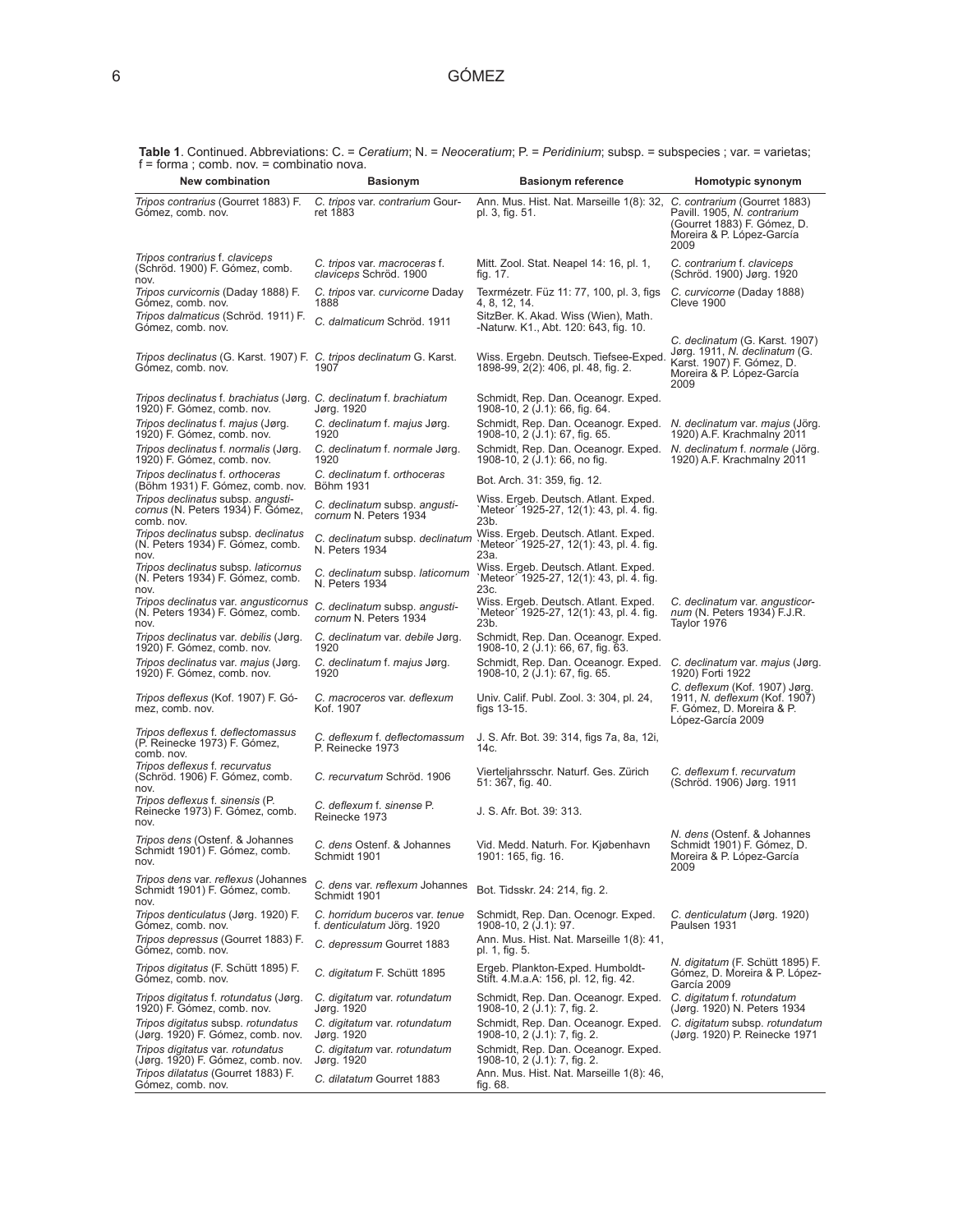**Table 1**. Continued. Abbreviations: C. = *Ceratium*; N. = *Neoceratium*; P. = *Peridinium*; subsp. = subspecies ; var. = varietas; f = forma ; comb. nov. = combinatio nova.

| New combination | Basionym | Basionym reference | Homotypic synonym |
|---|---|---|---|
| *Tripos contrarius* (Gourret 1883) F. Gómez, comb. nov. | *C. tripos* var. *contrarium* Gourret 1883 | Ann. Mus. Hist. Nat. Marseille 1(8): 32, pl. 3, fig. 51. | *C. contrarium* (Gourret 1883) Pavill. 1905, *N. contrarium* (Gourret 1883) F. Gómez, D. Moreira & P. López-García 2009 |
| *Tripos contrarius* f. *claviceps* (Schröd. 1900) F. Gómez, comb. nov. | *C. tripos* var. *macroceras* f. *claviceps* Schröd. 1900 | Mitt. Zool. Stat. Neapel 14: 16, pl. 1, fig. 17. | *C. contrarium* f. *claviceps* (Schröd. 1900) Jørg. 1920 |
| *Tripos curvicornis* (Daday 1888) F. Gómez, comb. nov. | *C. tripos* var. *curvicorne* Daday 1888 | Texrmézetr. Füz 11: 77, 100, pl. 3, figs 4, 8, 12, 14. | *C. curvicorne* (Daday 1888) Cleve 1900 |
| *Tripos dalmaticus* (Schröd. 1911) F. Gómez, comb. nov. | *C. dalmaticum* Schröd. 1911 | SitzBer. K. Akad. Wiss (Wien), Math. -Naturw. K1., Abt. 120: 643, fig. 10. | |
| *Tripos declinatus* (G. Karst. 1907) F. Gómez, comb. nov. | *C. tripos declinatum* G. Karst. 1907 | Wiss. Ergebn. Deutsch. Tiefsee-Exped. 1898-99, 2(2): 406, pl. 48, fig. 2. | *C. declinatum* (G. Karst. 1907) Jørg. 1911, *N. declinatum* (G. Karst. 1907) F. Gómez, D. Moreira & P. López-García 2009 |
| *Tripos declinatus* f. *brachiatus* (Jørg. 1920) F. Gómez, comb. nov. | *C. declinatum* f. *brachiatum* Jørg. 1920 | Schmidt, Rep. Dan. Oceanogr. Exped. 1908-10, 2 (J.1): 66, fig. 64. | |
| *Tripos declinatus* f. *majus* (Jørg. 1920) F. Gómez, comb. nov. | *C. declinatum* f. *majus* Jørg. 1920 | Schmidt, Rep. Dan. Oceanogr. Exped. 1908-10, 2 (J.1): 67, fig. 65. | *N. declinatum* var. *majus* (Jörg. 1920) A.F. Krachmalny 2011 |
| *Tripos declinatus* f. *normalis* (Jørg. 1920) F. Gómez, comb. nov. | *C. declinatum* f. *normale* Jørg. 1920 | Schmidt, Rep. Dan. Oceanogr. Exped. 1908-10, 2 (J.1): 66, no fig. | *N. declinatum* f. *normale* (Jörg. 1920) A.F. Krachmalny 2011 |
| *Tripos declinatus* f. *orthoceras* (Böhm 1931) F. Gómez, comb. nov. | *C. declinatum* f. *orthoceras* Böhm 1931 | Bot. Arch. 31: 359, fig. 12. | |
| *Tripos declinatus* subsp. *angusticornus* (N. Peters 1934) F. Gómez, comb. nov. | *C. declinatum* subsp. *angusticornum* N. Peters 1934 | Wiss. Ergeb. Deutsch. Atlant. Exped. `Meteor´ 1925-27, 12(1): 43, pl. 4. fig. 23b. | |
| *Tripos declinatus* subsp. *declinatus* (N. Peters 1934) F. Gómez, comb. nov. | *C. declinatum* subsp. *declinatum* N. Peters 1934 | Wiss. Ergeb. Deutsch. Atlant. Exped. `Meteor´ 1925-27, 12(1): 43, pl. 4. fig. 23a. | |
| *Tripos declinatus* subsp. *laticornus* (N. Peters 1934) F. Gómez, comb. nov. | *C. declinatum* subsp. *laticornum* N. Peters 1934 | Wiss. Ergeb. Deutsch. Atlant. Exped. `Meteor´ 1925-27, 12(1): 43, pl. 4. fig. 23c. | |
| *Tripos declinatus* var. *angusticornus* (N. Peters 1934) F. Gómez, comb. nov. | *C. declinatum* subsp. *angusticornum* N. Peters 1934 | Wiss. Ergeb. Deutsch. Atlant. Exped. `Meteor´ 1925-27, 12(1): 43, pl. 4. fig. 23b. | *C. declinatum* var. *angusticornum* (N. Peters 1934) F.J.R. Taylor 1976 |
| *Tripos declinatus* var. *debilis* (Jørg. 1920) F. Gómez, comb. nov. | *C. declinatum* var. *debile* Jørg. 1920 | Schmidt, Rep. Dan. Oceanogr. Exped. 1908-10, 2 (J.1): 66, 67, fig. 63. | |
| *Tripos declinatus* var. *majus* (Jørg. 1920) F. Gómez, comb. nov. | *C. declinatum* f. *majus* Jørg. 1920 | Schmidt, Rep. Dan. Oceanogr. Exped. 1908-10, 2 (J.1): 67, fig. 65. | *C. declinatum* var. *majus* (Jørg. 1920) Forti 1922 |
| *Tripos deflexus* (Kof. 1907) F. Gómez, comb. nov. | *C. macroceros* var. *deflexum* Kof. 1907 | Univ. Calif. Publ. Zool. 3: 304, pl. 24, figs 13-15. | *C. deflexum* (Kof. 1907) Jørg. 1911, *N. deflexum* (Kof. 1907) F. Gómez, D. Moreira & P. López-García 2009 |
| *Tripos deflexus* f. *deflectomassus* (P. Reinecke 1973) F. Gómez, comb. nov. | *C. deflexum* f. *deflectomassum* P. Reinecke 1973 | J. S. Afr. Bot. 39: 314, figs 7a, 8a, 12i, 14c. | |
| *Tripos deflexus* f. *recurvatus* (Schröd. 1906) F. Gómez, comb. nov. | *C. recurvatum* Schröd. 1906 | Vierteljahrsschr. Naturf. Ges. Zürich 51: 367, fig. 40. | *C. deflexum* f. *recurvatum* (Schröd. 1906) Jørg. 1911 |
| *Tripos deflexus* f. *sinensis* (P. Reinecke 1973) F. Gómez, comb. nov. | *C. deflexum* f. *sinense* P. Reinecke 1973 | J. S. Afr. Bot. 39: 313. | |
| *Tripos dens* (Ostenf. & Johannes Schmidt 1901) F. Gómez, comb. nov. | *C. dens* Ostenf. & Johannes Schmidt 1901 | Vid. Medd. Naturh. For. Kjøbenhavn 1901: 165, fig. 16. | *N. dens* (Ostenf. & Johannes Schmidt 1901) F. Gómez, D. Moreira & P. López-García 2009 |
| *Tripos dens* var. *reflexus* (Johannes Schmidt 1901) F. Gómez, comb. nov. | *C. dens* var. *reflexum* Johannes Schmidt 1901 | Bot. Tidsskr. 24: 214, fig. 2. | |
| *Tripos denticulatus* (Jørg. 1920) F. Gómez, comb. nov. | *C. horridum buceros* var. *tenue* f. *denticulatum* Jörg. 1920 | Schmidt, Rep. Dan. Ocenogr. Exped. 1908-10, 2 (J.1): 97. | *C. denticulatum* (Jørg. 1920) Paulsen 1931 |
| *Tripos depressus* (Gourret 1883) F. Gómez, comb. nov. | *C. depressum* Gourret 1883 | Ann. Mus. Hist. Nat. Marseille 1(8): 41, pl. 1, fig. 5. | |
| *Tripos digitatus* (F. Schütt 1895) F. Gómez, comb. nov. | *C. digitatum* F. Schütt 1895 | Ergeb. Plankton-Exped. Humboldt-Stift. 4.M.a.A: 156, pl. 12, fig. 42. | *N. digitatum* (F. Schütt 1895) F. Gómez, D. Moreira & P. López-García 2009 |
| *Tripos digitatus* f. *rotundatus* (Jørg. 1920) F. Gómez, comb. nov. | *C. digitatum* var. *rotundatum* Jørg. 1920 | Schmidt, Rep. Dan. Oceanogr. Exped. 1908-10, 2 (J.1): 7, fig. 2. | *C. digitatum* f. *rotundatum* (Jørg. 1920) N. Peters 1934 |
| *Tripos digitatus* subsp. *rotundatus* (Jørg. 1920) F. Gómez, comb. nov. | *C. digitatum* var. *rotundatum* Jørg. 1920 | Schmidt, Rep. Dan. Oceanogr. Exped. 1908-10, 2 (J.1): 7, fig. 2. | *C. digitatum* subsp. *rotundatum* (Jørg. 1920) P. Reinecke 1971 |
| *Tripos digitatus* var. *rotundatus* (Jørg. 1920) F. Gómez, comb. nov. | *C. digitatum* var. *rotundatum* Jørg. 1920 | Schmidt, Rep. Dan. Oceanogr. Exped. 1908-10, 2 (J.1): 7, fig. 2. | |
| *Tripos dilatatus* (Gourret 1883) F. Gómez, comb. nov. | *C. dilatatum* Gourret 1883 | Ann. Mus. Hist. Nat. Marseille 1(8): 46, fig. 68. | |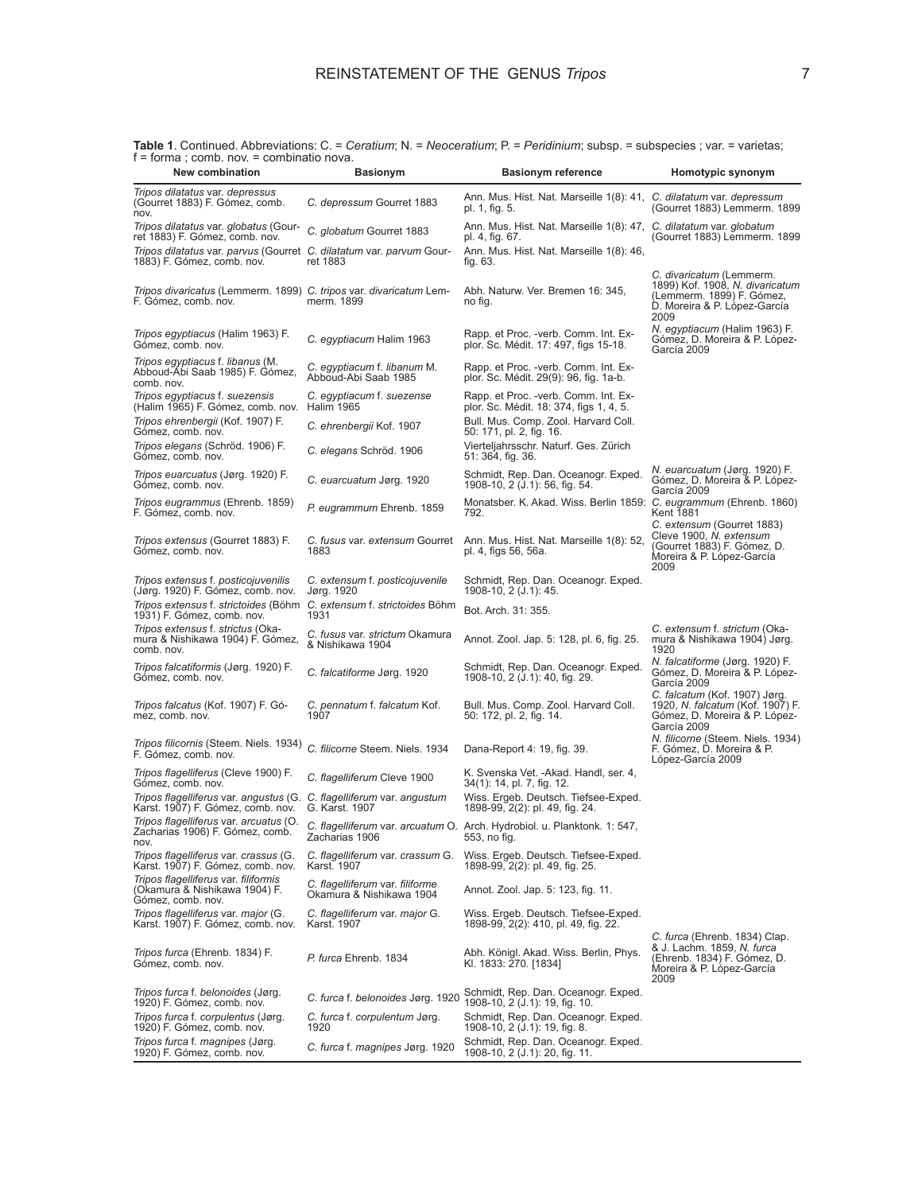**Table 1**. Continued. Abbreviations: C. = *Ceratium*; N. = *Neoceratium*; P. = *Peridinium*; subsp. = subspecies ; var. = varietas; f = forma ; comb. nov. = combinatio nova.

| New combination | Basionym | Basionym reference | Homotypic synonym |
|---|---|---|---|
| *Tripos dilatatus* var. *depressus* (Gourret 1883) F. Gómez, comb. nov. | *C. depressum* Gourret 1883 | Ann. Mus. Hist. Nat. Marseille 1(8): 41, pl. 1, fig. 5. | *C. dilatatum* var. *depressum* (Gourret 1883) Lemmerm. 1899 |
| *Tripos dilatatus* var. *globatus* (Gourret 1883) F. Gómez, comb. nov. | *C. globatum* Gourret 1883 | Ann. Mus. Hist. Nat. Marseille 1(8): 47, pl. 4, fig. 67. | *C. dilatatum* var. *globatum* (Gourret 1883) Lemmerm. 1899 |
| *Tripos dilatatus* var. *parvus* (Gourret 1883) F. Gómez, comb. nov. | *C. dilatatum* var. *parvum* Gourret 1883 | Ann. Mus. Hist. Nat. Marseille 1(8): 46, fig. 63. | |
| *Tripos divaricatus* (Lemmerm. 1899) F. Gómez, comb. nov. | *C. tripos* var. *divaricatum* Lemmerm. 1899 | Abh. Naturw. Ver. Bremen 16: 345, no fig. | *C. divaricatum* (Lemmerm. 1899) Kof. 1908, *N. divaricatum* (Lemmerm. 1899) F. Gómez, D. Moreira & P. López-García 2009 |
| *Tripos egyptiacus* (Halim 1963) F. Gómez, comb. nov. | *C. egyptiacum* Halim 1963 | Rapp. et Proc. -verb. Comm. Int. Explor. Sc. Médit. 17: 497, figs 15-18. | *N. egyptiacum* (Halim 1963) F. Gómez, D. Moreira & P. López-García 2009 |
| *Tripos egyptiacus* f. *libanus* (M. Abboud-Abi Saab 1985) F. Gómez, comb. nov. | *C. egyptiacum* f. *libanum* M. Abboud-Abi Saab 1985 | Rapp. et Proc. -verb. Comm. Int. Explor. Sc. Médit. 29(9): 96, fig. 1a-b. | |
| *Tripos egyptiacus* f. *suezensis* (Halim 1965) F. Gómez, comb. nov. | *C. egyptiacum* f. *suezense* Halim 1965 | Rapp. et Proc. -verb. Comm. Int. Explor. Sc. Médit. 18: 374, figs 1, 4, 5. | |
| *Tripos ehrenbergii* (Kof. 1907) F. Gómez, comb. nov. | *C. ehrenbergii* Kof. 1907 | Bull. Mus. Comp. Zool. Harvard Coll. 50: 171, pl. 2, fig. 16. | |
| *Tripos elegans* (Schröd. 1906) F. Gómez, comb. nov. | *C. elegans* Schröd. 1906 | Vierteljahrsschr. Naturf. Ges. Zürich 51: 364, fig. 36. | |
| *Tripos euarcuatus* (Jørg. 1920) F. Gómez, comb. nov. | *C. euarcuatum* Jørg. 1920 | Schmidt, Rep. Dan. Oceanogr. Exped. 1908-10, 2 (J.1): 56, fig. 54. | *N. euarcuatum* (Jørg. 1920) F. Gómez, D. Moreira & P. López-García 2009 |
| *Tripos eugrammus* (Ehrenb. 1859) F. Gómez, comb. nov. | *P. eugrammum* Ehrenb. 1859 | Monatsber. K. Akad. Wiss. Berlin 1859: 792. | *C. eugrammum* (Ehrenb. 1860) Kent 1881 |
| *Tripos extensus* (Gourret 1883) F. Gómez, comb. nov. | *C. fusus* var. *extensum* Gourret 1883 | Ann. Mus. Hist. Nat. Marseille 1(8): 52, pl. 4, figs 56, 56a. | *C. extensum* (Gourret 1883) Cleve 1900, *N. extensum* (Gourret 1883) F. Gómez, D. Moreira & P. López-García 2009 |
| *Tripos extensus* f. *posticojuvenilis* (Jørg. 1920) F. Gómez, comb. nov. | *C. extensum* f. *posticojuvenile* Jørg. 1920 | Schmidt, Rep. Dan. Oceanogr. Exped. 1908-10, 2 (J.1): 45. | |
| *Tripos extensus* f. *strictoides* (Böhm 1931) F. Gómez, comb. nov. | *C. extensum* f. *strictoides* Böhm 1931 | Bot. Arch. 31: 355. | |
| *Tripos extensus* f. *strictus* (Okamura & Nishikawa 1904) F. Gómez, comb. nov. | *C. fusus* var. *strictum* Okamura & Nishikawa 1904 | Annot. Zool. Jap. 5: 128, pl. 6, fig. 25. | *C. extensum* f. *strictum* (Okamura & Nishikawa 1904) Jørg. 1920 |
| *Tripos falcatiformis* (Jørg. 1920) F. Gómez, comb. nov. | *C. falcatiforme* Jørg. 1920 | Schmidt, Rep. Dan. Oceanogr. Exped. 1908-10, 2 (J.1): 40, fig. 29. | *N. falcatiforme* (Jørg. 1920) F. Gómez, D. Moreira & P. López-García 2009 |
| *Tripos falcatus* (Kof. 1907) F. Gómez, comb. nov. | *C. pennatum* f. *falcatum* Kof. 1907 | Bull. Mus. Comp. Zool. Harvard Coll. 50: 172, pl. 2, fig. 14. | *C. falcatum* (Kof. 1907) Jørg. 1920, *N. falcatum* (Kof. 1907) F. Gómez, D. Moreira & P. López-García 2009 |
| *Tripos filicornis* (Steem. Niels. 1934) F. Gómez, comb. nov. | *C. filicorne* Steem. Niels. 1934 | Dana-Report 4: 19, fig. 39. | *N. filicorne* (Steem. Niels. 1934) F. Gómez, D. Moreira & P. López-García 2009 |
| *Tripos flagelliferus* (Cleve 1900) F. Gómez, comb. nov. | *C. flagelliferum* Cleve 1900 | K. Svenska Vet. -Akad. Handl, ser. 4, 34(1): 14, pl. 7, fig. 12. | |
| *Tripos flagelliferus* var. *angustus* (G. Karst. 1907) F. Gómez, comb. nov. | *C. flagelliferum* var. *angustum* G. Karst. 1907 | Wiss. Ergeb. Deutsch. Tiefsee-Exped. 1898-99, 2(2): pl. 49, fig. 24. | |
| *Tripos flagelliferus* var. *arcuatus* (O. Zacharias 1906) F. Gómez, comb. nov. | *C. flagelliferum* var. *arcuatum* O. Zacharias 1906 | Arch. Hydrobiol. u. Planktonk. 1: 547, 553, no fig. | |
| *Tripos flagelliferus* var. *crassus* (G. Karst. 1907) F. Gómez, comb. nov. | *C. flagelliferum* var. *crassum* G. Karst. 1907 | Wiss. Ergeb. Deutsch. Tiefsee-Exped. 1898-99, 2(2): pl. 49, fig. 25. | |
| *Tripos flagelliferus* var. *filiformis* (Okamura & Nishikawa 1904) F. Gómez, comb. nov. | *C. flagelliferum* var. *filiforme* Okamura & Nishikawa 1904 | Annot. Zool. Jap. 5: 123, fig. 11. | |
| *Tripos flagelliferus* var. *major* (G. Karst. 1907) F. Gómez, comb. nov. | *C. flagelliferum* var. *major* G. Karst. 1907 | Wiss. Ergeb. Deutsch. Tiefsee-Exped. 1898-99, 2(2): 410, pl. 49, fig. 22. | |
| *Tripos furca* (Ehrenb. 1834) F. Gómez, comb. nov. | *P. furca* Ehrenb. 1834 | Abh. Königl. Akad. Wiss. Berlin, Phys. Kl. 1833: 270. [1834] | *C. furca* (Ehrenb. 1834) Clap. & J. Lachm. 1859, *N. furca* (Ehrenb. 1834) F. Gómez, D. Moreira & P. López-García 2009 |
| *Tripos furca* f. *belonoides* (Jørg. 1920) F. Gómez, comb. nov. | *C. furca* f. *belonoides* Jørg. 1920 | Schmidt, Rep. Dan. Oceanogr. Exped. 1908-10, 2 (J.1): 19, fig. 10. | |
| *Tripos furca* f. *corpulentus* (Jørg. 1920) F. Gómez, comb. nov. | *C. furca* f. *corpulentum* Jørg. 1920 | Schmidt, Rep. Dan. Oceanogr. Exped. 1908-10, 2 (J.1): 19, fig. 8. | |
| *Tripos furca* f. *magnipes* (Jørg. 1920) F. Gómez, comb. nov. | *C. furca* f. *magnipes* Jørg. 1920 | Schmidt, Rep. Dan. Oceanogr. Exped. 1908-10, 2 (J.1): 20, fig. 11. | |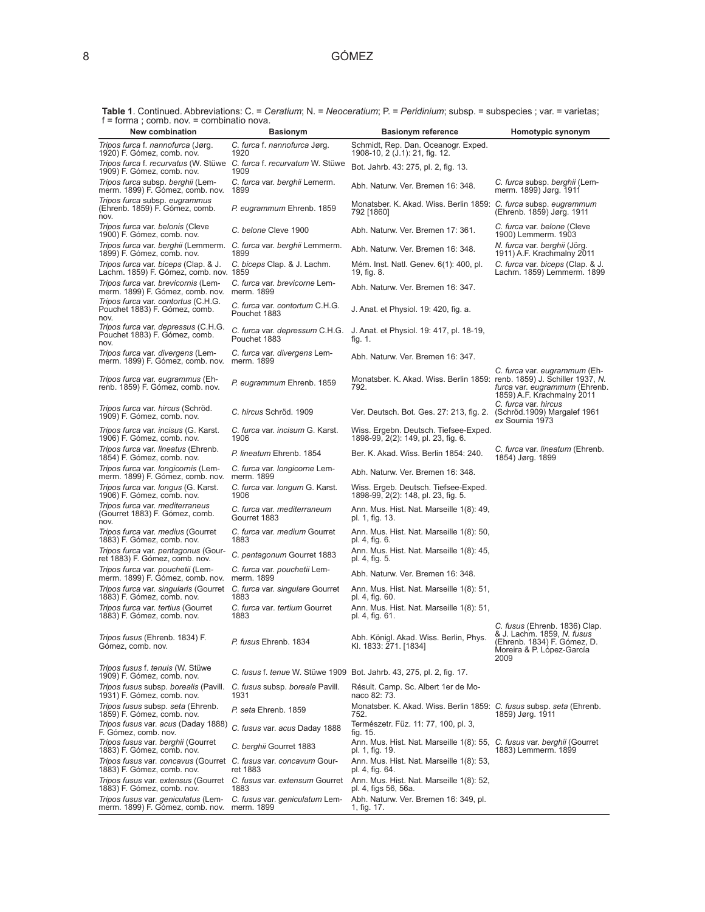**Table 1**. Continued. Abbreviations: C. = *Ceratium*; N. = *Neoceratium*; P. = *Peridinium*; subsp. = subspecies ; var. = varietas; f = forma ; comb. nov. = combinatio nova.

| New combination | Basionym | Basionym reference | Homotypic synonym |
|---|---|---|---|
| *Tripos furca* f. *nannofurca* (Jørg. 1920) F. Gómez, comb. nov. | *C. furca* f. *nannofurca* Jørg. 1920 | Schmidt, Rep. Dan. Oceanogr. Exped. 1908-10, 2 (J.1): 21, fig. 12. | |
| *Tripos furca* f. *recurvatus* (W. Stüwe 1909) F. Gómez, comb. nov. | *C. furca* f. *recurvatum* W. Stüwe 1909 | Bot. Jahrb. 43: 275, pl. 2, fig. 13. | |
| *Tripos furca* subsp. *berghii* (Lemmerm. 1899) F. Gómez, comb. nov. | *C. furca* var. *berghii* Lemerm. 1899 | Abh. Naturw. Ver. Bremen 16: 348. | *C. furca* subsp. *berghii* (Lemmerm. 1899) Jørg. 1911 |
| *Tripos furca* subsp. *eugrammus* (Ehrenb. 1859) F. Gómez, comb. nov. | *P. eugrammum* Ehrenb. 1859 | Monatsber. K. Akad. Wiss. Berlin 1859: 792 [1860] | *C. furca* subsp. *eugrammum* (Ehrenb. 1859) Jørg. 1911 |
| *Tripos furca* var. *belonis* (Cleve 1900) F. Gómez, comb. nov. | *C. belone* Cleve 1900 | Abh. Naturw. Ver. Bremen 17: 361. | *C. furca* var. *belone* (Cleve 1900) Lemmerm. 1903 |
| *Tripos furca* var. *berghii* (Lemmerm. 1899) F. Gómez, comb. nov. | *C. furca* var. *berghii* Lemmerm. 1899 | Abh. Naturw. Ver. Bremen 16: 348. | *N. furca* var. *berghii* (Jörg. 1911) A.F. Krachmalny 2011 |
| *Tripos furca* var. *biceps* (Clap. & J. Lachm. 1859) F. Gómez, comb. nov. | *C. biceps* Clap. & J. Lachm. 1859 | Mém. Inst. Natl. Genev. 6(1): 400, pl. 19, fig. 8. | *C. furca* var. *biceps* (Clap. & J. Lachm. 1859) Lemmerm. 1899 |
| *Tripos furca* var. *brevicornis* (Lemmerm. 1899) F. Gómez, comb. nov. | *C. furca* var. *brevicorne* Lemmerm. 1899 | Abh. Naturw. Ver. Bremen 16: 347. | |
| *Tripos furca* var. *contortus* (C.H.G. Pouchet 1883) F. Gómez, comb. nov. | *C. furca* var. *contortum* C.H.G. Pouchet 1883 | J. Anat. et Physiol. 19: 420, fig. a. | |
| *Tripos furca* var. *depressus* (C.H.G. Pouchet 1883) F. Gómez, comb. nov. | *C. furca* var. *depressum* C.H.G. Pouchet 1883 | J. Anat. et Physiol. 19: 417, pl. 18-19, fig. 1. | |
| *Tripos furca* var. *divergens* (Lemmerm. 1899) F. Gómez, comb. nov. | *C. furca* var. *divergens* Lemmerm. 1899 | Abh. Naturw. Ver. Bremen 16: 347. | |
| *Tripos furca* var. *eugrammus* (Ehrenb. 1859) F. Gómez, comb. nov. | *P. eugrammum* Ehrenb. 1859 | Monatsber. K. Akad. Wiss. Berlin 1859: 792. | *C. furca* var. *eugrammum* (Ehrenb. 1859) J. Schiller 1937, *N. furca* var. *eugrammum* (Ehrenb. 1859) A.F. Krachmalny 2011 |
| *Tripos furca* var. *hircus* (Schröd. 1909) F. Gómez, comb. nov. | *C. hircus* Schröd. 1909 | Ver. Deutsch. Bot. Ges. 27: 213, fig. 2. | *C. furca* var. *hircus* (Schröd.1909) Margalef 1961 *ex* Sournia 1973 |
| *Tripos furca* var. *incisus* (G. Karst. 1906) F. Gómez, comb. nov. | *C. furca* var. *incisum* G. Karst. 1906 | Wiss. Ergebn. Deutsch. Tiefsee-Exped. 1898-99, 2(2): 149, pl. 23, fig. 6. | |
| *Tripos furca* var. *lineatus* (Ehrenb. 1854) F. Gómez, comb. nov. | *P. lineatum* Ehrenb. 1854 | Ber. K. Akad. Wiss. Berlin 1854: 240. | *C. furca* var. *lineatum* (Ehrenb. 1854) Jørg. 1899 |
| *Tripos furca* var. *longicornis* (Lemmerm. 1899) F. Gómez, comb. nov. | *C. furca* var. *longicorne* Lemmerm. 1899 | Abh. Naturw. Ver. Bremen 16: 348. | |
| *Tripos furca* var. *longus* (G. Karst. 1906) F. Gómez, comb. nov. | *C. furca* var. *longum* G. Karst. 1906 | Wiss. Ergeb. Deutsch. Tiefsee-Exped. 1898-99, 2(2): 148, pl. 23, fig. 5. | |
| *Tripos furca* var. *mediterraneus* (Gourret 1883) F. Gómez, comb. nov. | *C. furca* var. *mediterraneum* Gourret 1883 | Ann. Mus. Hist. Nat. Marseille 1(8): 49, pl. 1, fig. 13. | |
| *Tripos furca* var. *medius* (Gourret 1883) F. Gómez, comb. nov. | *C. furca* var. *medium* Gourret 1883 | Ann. Mus. Hist. Nat. Marseille 1(8): 50, pl. 4, fig. 6. | |
| *Tripos furca* var. *pentagonus* (Gourret 1883) F. Gómez, comb. nov. | *C. pentagonum* Gourret 1883 | Ann. Mus. Hist. Nat. Marseille 1(8): 45, pl. 4, fig. 5. | |
| *Tripos furca* var. *pouchetii* (Lemmerm. 1899) F. Gómez, comb. nov. | *C. furca* var. *pouchetii* Lemmerm. 1899 | Abh. Naturw. Ver. Bremen 16: 348. | |
| *Tripos furca* var. *singularis* (Gourret 1883) F. Gómez, comb. nov. | *C. furca* var. *singulare* Gourret 1883 | Ann. Mus. Hist. Nat. Marseille 1(8): 51, pl. 4, fig. 60. | |
| *Tripos furca* var. *tertius* (Gourret 1883) F. Gómez, comb. nov. | *C. furca* var. *tertium* Gourret 1883 | Ann. Mus. Hist. Nat. Marseille 1(8): 51, pl. 4, fig. 61. | |
| *Tripos fusus* (Ehrenb. 1834) F. Gómez, comb. nov. | *P. fusus* Ehrenb. 1834 | Abh. Königl. Akad. Wiss. Berlin, Phys. Kl. 1833: 271. [1834] | *C. fusus* (Ehrenb. 1836) Clap. & J. Lachm. 1859, *N. fusus* (Ehrenb. 1834) F. Gómez, D. Moreira & P. López-García 2009 |
| *Tripos fusus* f. *tenuis* (W. Stüwe 1909) F. Gómez, comb. nov. | *C. fusus* f. *tenue* W. Stüwe 1909 | Bot. Jahrb. 43, 275, pl. 2, fig. 17. | |
| *Tripos fusus* subsp. *borealis* (Pavill. 1931) F. Gómez, comb. nov. | *C. fusus* subsp. *boreale* Pavill. 1931 | Résult. Camp. Sc. Albert 1er de Monaco 82: 73. | |
| *Tripos fusus* subsp. *seta* (Ehrenb. 1859) F. Gómez, comb. nov. | *P. seta* Ehrenb. 1859 | Monatsber. K. Akad. Wiss. Berlin 1859: 752. | *C. fusus* subsp. *seta* (Ehrenb. 1859) Jørg. 1911 |
| *Tripos fusus* var. *acus* (Daday 1888) F. Gómez, comb. nov. | *C. fusus* var. *acus* Daday 1888 | Természetr. Füz. 11: 77, 100, pl. 3, fig. 15. | |
| *Tripos fusus* var. *berghii* (Gourret 1883) F. Gómez, comb. nov. | *C. berghii* Gourret 1883 | Ann. Mus. Hist. Nat. Marseille 1(8): 55, pl. 1, fig. 19. | *C. fusus* var. *berghii* (Gourret 1883) Lemmerm. 1899 |
| *Tripos fusus* var. *concavus* (Gourret 1883) F. Gómez, comb. nov. | *C. fusus* var. *concavum* Gourret 1883 | Ann. Mus. Hist. Nat. Marseille 1(8): 53, pl. 4, fig. 64. | |
| *Tripos fusus* var. *extensus* (Gourret 1883) F. Gómez, comb. nov. | *C. fusus* var. *extensum* Gourret 1883 | Ann. Mus. Hist. Nat. Marseille 1(8): 52, pl. 4, figs 56, 56a. | |
| *Tripos fusus* var. *geniculatus* (Lemmerm. 1899) F. Gómez, comb. nov. | *C. fusus* var. *geniculatum* Lemmerm. 1899 | Abh. Naturw. Ver. Bremen 16: 349, pl. 1, fig. 17. | |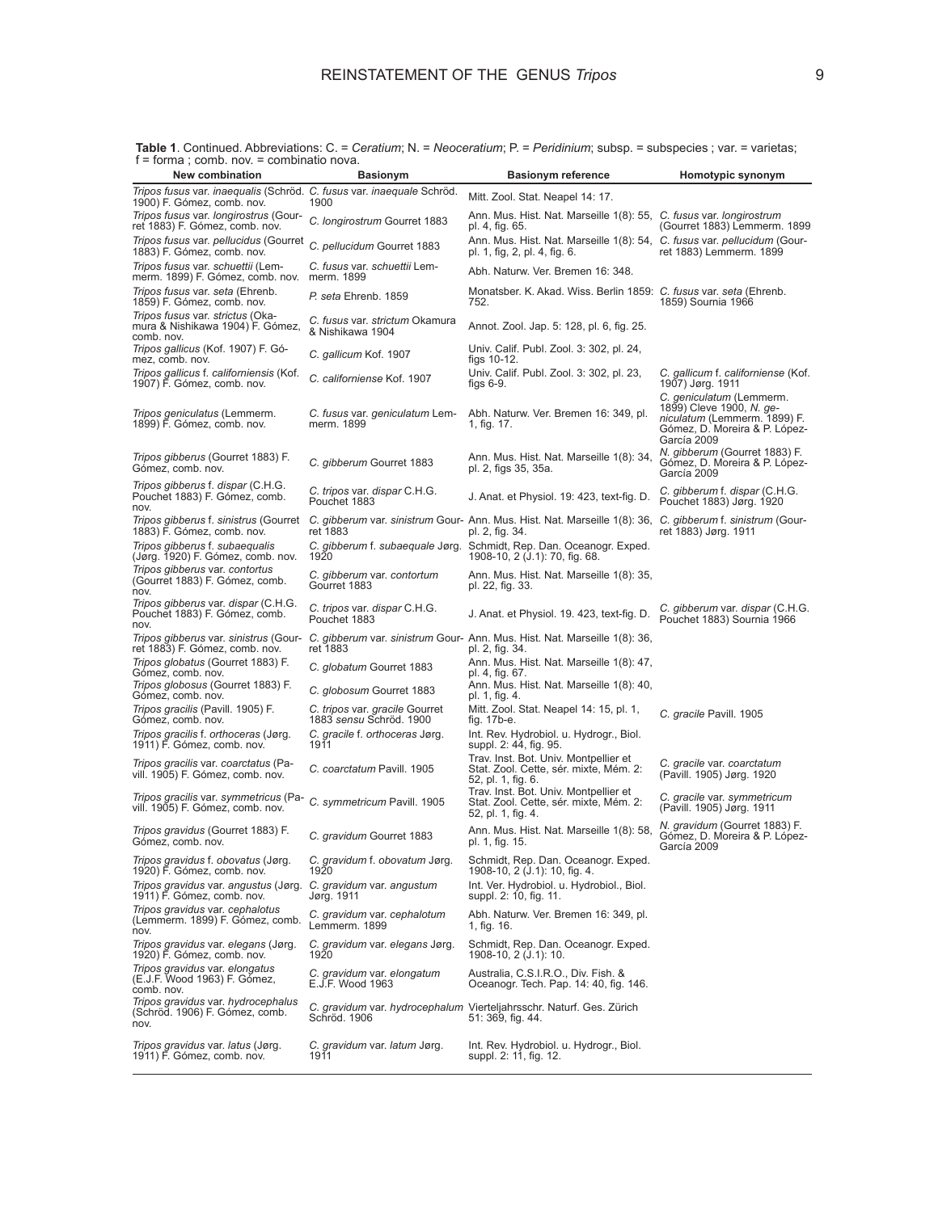**Table 1**. Continued. Abbreviations: C. = *Ceratium*; N. = *Neoceratium*; P. = *Peridinium*; subsp. = subspecies ; var. = varietas; f = forma ; comb. nov. = combinatio nova.

| New combination | Basionym | Basionym reference | Homotypic synonym |
|---|---|---|---|
| *Tripos fusus* var. *inaequalis* (Schröd. 1900) F. Gómez, comb. nov. | *C. fusus* var. *inaequale* Schröd. 1900 | Mitt. Zool. Stat. Neapel 14: 17. | |
| *Tripos fusus* var. *longirostrus* (Gourret 1883) F. Gómez, comb. nov. | *C. longirostrum* Gourret 1883 | Ann. Mus. Hist. Nat. Marseille 1(8): 55, pl. 4, fig. 65. | *C. fusus* var. *longirostrum* (Gourret 1883) Lemmerm. 1899 |
| *Tripos fusus* var. *pellucidus* (Gourret 1883) F. Gómez, comb. nov. | *C. pellucidum* Gourret 1883 | Ann. Mus. Hist. Nat. Marseille 1(8): 54, pl. 1, fig, 2, pl. 4, fig. 6. | *C. fusus* var. *pellucidum* (Gourret 1883) Lemmerm. 1899 |
| *Tripos fusus* var. *schuettii* (Lemmerm. 1899) F. Gómez, comb. nov. | *C. fusus* var. *schuettii* Lemmerm. 1899 | Abh. Naturw. Ver. Bremen 16: 348. | |
| *Tripos fusus* var. *seta* (Ehrenb. 1859) F. Gómez, comb. nov. | *P. seta* Ehrenb. 1859 | Monatsber. K. Akad. Wiss. Berlin 1859: 752. | *C. fusus* var. *seta* (Ehrenb. 1859) Sournia 1966 |
| *Tripos fusus* var. *strictus* (Okamura & Nishikawa 1904) F. Gómez, comb. nov. | *C. fusus* var. *strictum* Okamura & Nishikawa 1904 | Annot. Zool. Jap. 5: 128, pl. 6, fig. 25. | |
| *Tripos gallicus* (Kof. 1907) F. Gómez, comb. nov. | *C. gallicum* Kof. 1907 | Univ. Calif. Publ. Zool. 3: 302, pl. 24, figs 10-12. | |
| *Tripos gallicus* f. *californiensis* (Kof. 1907) F. Gómez, comb. nov. | *C. californiense* Kof. 1907 | Univ. Calif. Publ. Zool. 3: 302, pl. 23, figs 6-9. | *C. gallicum* f. *californiense* (Kof. 1907) Jørg. 1911 |
| *Tripos geniculatus* (Lemmerm. 1899) F. Gómez, comb. nov. | *C. fusus* var. *geniculatum* Lemmerm. 1899 | Abh. Naturw. Ver. Bremen 16: 349, pl. 1, fig. 17. | *C. geniculatum* (Lemmerm. 1899) Cleve 1900, *N. geniculatum* (Lemmerm. 1899) F. Gómez, D. Moreira & P. López-García 2009 |
| *Tripos gibberus* (Gourret 1883) F. Gómez, comb. nov. | *C. gibberum* Gourret 1883 | Ann. Mus. Hist. Nat. Marseille 1(8): 34, pl. 2, figs 35, 35a. | *N. gibberum* (Gourret 1883) F. Gómez, D. Moreira & P. López-García 2009 |
| *Tripos gibberus* f. *dispar* (C.H.G. Pouchet 1883) F. Gómez, comb. nov. | *C. tripos* var. *dispar* C.H.G. Pouchet 1883 | J. Anat. et Physiol. 19: 423, text-fig. D. | *C. gibberum* f. *dispar* (C.H.G. Pouchet 1883) Jørg. 1920 |
| *Tripos gibberus* f. *sinistrus* (Gourret 1883) F. Gómez, comb. nov. | *C. gibberum* var. *sinistrum* Gourret 1883 | Ann. Mus. Hist. Nat. Marseille 1(8): 36, pl. 2, fig. 34. | *C. gibberum* f. *sinistrum* (Gourret 1883) Jørg. 1911 |
| *Tripos gibberus* f. *subaequalis* (Jørg. 1920) F. Gómez, comb. nov. | *C. gibberum* f. *subaequale* Jørg. 1920 | Schmidt, Rep. Dan. Oceanogr. Exped. 1908-10, 2 (J.1): 70, fig. 68. | |
| *Tripos gibberus* var. *contortus* (Gourret 1883) F. Gómez, comb. nov. | *C. gibberum* var. *contortum* Gourret 1883 | Ann. Mus. Hist. Nat. Marseille 1(8): 35, pl. 22, fig. 33. | |
| *Tripos gibberus* var. *dispar* (C.H.G. Pouchet 1883) F. Gómez, comb. nov. | *C. tripos* var. *dispar* C.H.G. Pouchet 1883 | J. Anat. et Physiol. 19. 423, text-fig. D. | *C. gibberum* var. *dispar* (C.H.G. Pouchet 1883) Sournia 1966 |
| *Tripos gibberus* var. *sinistrus* (Gourret 1883) F. Gómez, comb. nov. | *C. gibberum* var. *sinistrum* Gourret 1883 | Ann. Mus. Hist. Nat. Marseille 1(8): 36, pl. 2, fig. 34. | |
| *Tripos globatus* (Gourret 1883) F. Gómez, comb. nov. | *C. globatum* Gourret 1883 | Ann. Mus. Hist. Nat. Marseille 1(8): 47, pl. 4, fig. 67. | |
| *Tripos globosus* (Gourret 1883) F. Gómez, comb. nov. | *C. globosum* Gourret 1883 | Ann. Mus. Hist. Nat. Marseille 1(8): 40, pl. 1, fig. 4. | |
| *Tripos gracilis* (Pavill. 1905) F. Gómez, comb. nov. | *C. tripos* var. *gracile* Gourret 1883 *sensu* Schröd. 1900 | Mitt. Zool. Stat. Neapel 14: 15, pl. 1, fig. 17b-e. | *C. gracile* Pavill. 1905 |
| *Tripos gracilis* f. *orthoceras* (Jørg. 1911) F. Gómez, comb. nov. | *C. gracile* f. *orthoceras* Jørg. 1911 | Int. Rev. Hydrobiol. u. Hydrogr., Biol. suppl. 2: 44, fig. 95. | |
| *Tripos gracilis* var. *coarctatus* (Pavill. 1905) F. Gómez, comb. nov. | *C. coarctatum* Pavill. 1905 | Trav. Inst. Bot. Univ. Montpellier et Stat. Zool. Cette, sér. mixte, Mém. 2: 52, pl. 1, fig. 6. | *C. gracile* var. *coarctatum* (Pavill. 1905) Jørg. 1920 |
| *Tripos gracilis* var. *symmetricus* (Pavill. 1905) F. Gómez, comb. nov. | *C. symmetricum* Pavill. 1905 | Trav. Inst. Bot. Univ. Montpellier et Stat. Zool. Cette, sér. mixte, Mém. 2: 52, pl. 1, fig. 4. | *C. gracile* var. *symmetricum* (Pavill. 1905) Jørg. 1911 |
| *Tripos gravidus* (Gourret 1883) F. Gómez, comb. nov. | *C. gravidum* Gourret 1883 | Ann. Mus. Hist. Nat. Marseille 1(8): 58, pl. 1, fig. 15. | *N. gravidum* (Gourret 1883) F. Gómez, D. Moreira & P. López-García 2009 |
| *Tripos gravidus* f. *obovatus* (Jørg. 1920) F. Gómez, comb. nov. | *C. gravidum* f. *obovatum* Jørg. 1920 | Schmidt, Rep. Dan. Oceanogr. Exped. 1908-10, 2 (J.1): 10, fig. 4. | |
| *Tripos gravidus* var. *angustus* (Jørg. 1911) F. Gómez, comb. nov. | *C. gravidum* var. *angustum* Jørg. 1911 | Int. Ver. Hydrobiol. u. Hydrobiol., Biol. suppl. 2: 10, fig. 11. | |
| *Tripos gravidus* var. *cephalotus* (Lemmerm. 1899) F. Gómez, comb. nov. | *C. gravidum* var. *cephalotum* Lemmerm. 1899 | Abh. Naturw. Ver. Bremen 16: 349, pl. 1, fig. 16. | |
| *Tripos gravidus* var. *elegans* (Jørg. 1920) F. Gómez, comb. nov. | *C. gravidum* var. *elegans* Jørg. 1920 | Schmidt, Rep. Dan. Oceanogr. Exped. 1908-10, 2 (J.1): 10. | |
| *Tripos gravidus* var. *elongatus* (E.J.F. Wood 1963) F. Gómez, comb. nov. | *C. gravidum* var. *elongatum* E.J.F. Wood 1963 | Australia, C.S.I.R.O., Div. Fish. & Oceanogr. Tech. Pap. 14: 40, fig. 146. | |
| *Tripos gravidus* var. *hydrocephalus* (Schröd. 1906) F. Gómez, comb. nov. | *C. gravidum* var. *hydrocephalum* Schröd. 1906 | Vierteljahrsschr. Naturf. Ges. Zürich 51: 369, fig. 44. | |
| *Tripos gravidus* var. *latus* (Jørg. 1911) F. Gómez, comb. nov. | *C. gravidum* var. *latum* Jørg. 1911 | Int. Rev. Hydrobiol. u. Hydrogr., Biol. suppl. 2: 11, fig. 12. | |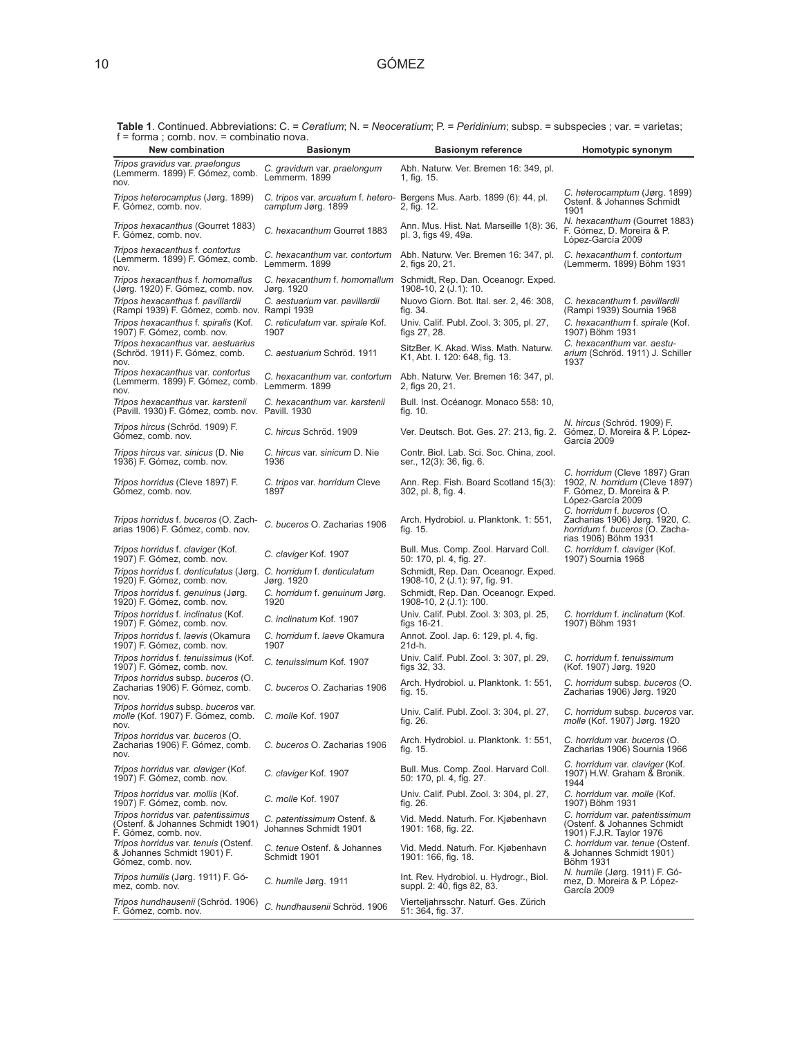**Table 1**. Continued. Abbreviations: C. = *Ceratium*; N. = *Neoceratium*; P. = *Peridinium*; subsp. = subspecies ; var. = varietas; f = forma ; comb. nov. = combinatio nova.

| New combination | Basionym | Basionym reference | Homotypic synonym |
|---|---|---|---|
| *Tripos gravidus* var. *praelongus* (Lemmerm. 1899) F. Gómez, comb. nov. | *C. gravidum* var. *praelongum* Lemmerm. 1899 | Abh. Naturw. Ver. Bremen 16: 349, pl. 1, fig. 15. | |
| *Tripos heterocamptus* (Jørg. 1899) F. Gómez, comb. nov. | *C. tripos* var. *arcuatum* f. *heterocamptum* Jørg. 1899 | Bergens Mus. Aarb. 1899 (6): 44, pl. 2, fig. 12. | *C. heterocamptum* (Jørg. 1899) Ostenf. & Johannes Schmidt 1901 |
| *Tripos hexacanthus* (Gourret 1883) F. Gómez, comb. nov. | *C. hexacanthum* Gourret 1883 | Ann. Mus. Hist. Nat. Marseille 1(8): 36, pl. 3, figs 49, 49a. | *N. hexacanthum* (Gourret 1883) F. Gómez, D. Moreira & P. López-García 2009 |
| *Tripos hexacanthus* f. *contortus* (Lemmerm. 1899) F. Gómez, comb. nov. | *C. hexacanthum* var. *contortum* Lemmerm. 1899 | Abh. Naturw. Ver. Bremen 16: 347, pl. 2, figs 20, 21. | *C. hexacanthum* f. *contortum* (Lemmerm. 1899) Böhm 1931 |
| *Tripos hexacanthus* f. *homomallus* (Jørg. 1920) F. Gómez, comb. nov. | *C. hexacanthum* f. *homomallum* Jørg. 1920 | Schmidt, Rep. Dan. Oceanogr. Exped. 1908-10, 2 (J.1): 10. | |
| *Tripos hexacanthus* f. *pavillardii* (Rampi 1939) F. Gómez, comb. nov. | *C. aestuarium* var. *pavillardii* Rampi 1939 | Nuovo Giorn. Bot. Ital. ser. 2, 46: 308, fig. 34. | *C. hexacanthum* f. *pavillardii* (Rampi 1939) Sournia 1968 |
| *Tripos hexacanthus* f. *spiralis* (Kof. 1907) F. Gómez, comb. nov. | *C. reticulatum* var. *spirale* Kof. 1907 | Univ. Calif. Publ. Zool. 3: 305, pl. 27, figs 27, 28. | *C. hexacanthum* f. *spirale* (Kof. 1907) Böhm 1931 |
| *Tripos hexacanthus* var. *aestuarius* (Schröd. 1911) F. Gómez, comb. nov. | *C. aestuarium* Schröd. 1911 | SitzBer. K. Akad. Wiss. Math. Naturw. K1, Abt. I. 120: 648, fig. 13. | *C. hexacanthum* var. *aestuarium* (Schröd. 1911) J. Schiller 1937 |
| *Tripos hexacanthus* var. *contortus* (Lemmerm. 1899) F. Gómez, comb. nov. | *C. hexacanthum* var. *contortum* Lemmerm. 1899 | Abh. Naturw. Ver. Bremen 16: 347, pl. 2, figs 20, 21. | |
| *Tripos hexacanthus* var. *karstenii* (Pavill. 1930) F. Gómez, comb. nov. | *C. hexacanthum* var. *karstenii* Pavill. 1930 | Bull. Inst. Océanogr. Monaco 558: 10, fig. 10. | |
| *Tripos hircus* (Schröd. 1909) F. Gómez, comb. nov. | *C. hircus* Schröd. 1909 | Ver. Deutsch. Bot. Ges. 27: 213, fig. 2. | *N. hircus* (Schröd. 1909) F. Gómez, D. Moreira & P. López-García 2009 |
| *Tripos hircus* var. *sinicus* (D. Nie 1936) F. Gómez, comb. nov. | *C. hircus* var. *sinicum* D. Nie 1936 | Contr. Biol. Lab. Sci. Soc. China, zool. ser., 12(3): 36, fig. 6. | |
| *Tripos horridus* (Cleve 1897) F. Gómez, comb. nov. | *C. tripos* var. *horridum* Cleve 1897 | Ann. Rep. Fish. Board Scotland 15(3): 302, pl. 8, fig. 4. | *C. horridum* (Cleve 1897) Gran 1902, *N. horridum* (Cleve 1897) F. Gómez, D. Moreira & P. López-García 2009 |
| *Tripos horridus* f. *buceros* (O. Zacharias 1906) F. Gómez, comb. nov. | *C. buceros* O. Zacharias 1906 | Arch. Hydrobiol. u. Planktonk. 1: 551, fig. 15. | *C. horridum* f. *buceros* (O. Zacharias 1906) Jørg. 1920, *C. horridum* f. *buceros* (O. Zacharias 1906) Böhm 1931 |
| *Tripos horridus* f. *claviger* (Kof. 1907) F. Gómez, comb. nov. | *C. claviger* Kof. 1907 | Bull. Mus. Comp. Zool. Harvard Coll. 50: 170, pl. 4, fig. 27. | *C. horridum* f. *claviger* (Kof. 1907) Sournia 1968 |
| *Tripos horridus* f. *denticulatus* (Jørg. 1920) F. Gómez, comb. nov. | *C. horridum* f. *denticulatum* Jørg. 1920 | Schmidt, Rep. Dan. Oceanogr. Exped. 1908-10, 2 (J.1): 97, fig. 91. | |
| *Tripos horridus* f. *genuinus* (Jørg. 1920) F. Gómez, comb. nov. | *C. horridum* f. *genuinum* Jørg. 1920 | Schmidt, Rep. Dan. Oceanogr. Exped. 1908-10, 2 (J.1): 100. | |
| *Tripos horridus* f. *inclinatus* (Kof. 1907) F. Gómez, comb. nov. | *C. inclinatum* Kof. 1907 | Univ. Calif. Publ. Zool. 3: 303, pl. 25, figs 16-21. | *C. horridum* f. *inclinatum* (Kof. 1907) Böhm 1931 |
| *Tripos horridus* f. *laevis* (Okamura 1907) F. Gómez, comb. nov. | *C. horridum* f. *laeve* Okamura 1907 | Annot. Zool. Jap. 6: 129, pl. 4, fig. 21d-h. | |
| *Tripos horridus* f. *tenuissimus* (Kof. 1907) F. Gómez, comb. nov. | *C. tenuissimum* Kof. 1907 | Univ. Calif. Publ. Zool. 3: 307, pl. 29, figs 32, 33. | *C. horridum* f. *tenuissimum* (Kof. 1907) Jørg. 1920 |
| *Tripos horridus* subsp. *buceros* (O. Zacharias 1906) F. Gómez, comb. nov. | *C. buceros* O. Zacharias 1906 | Arch. Hydrobiol. u. Planktonk. 1: 551, fig. 15. | *C. horridum* subsp. *buceros* (O. Zacharias 1906) Jørg. 1920 |
| *Tripos horridus* subsp. *buceros* var. *molle* (Kof. 1907) F. Gómez, comb. nov. | *C. molle* Kof. 1907 | Univ. Calif. Publ. Zool. 3: 304, pl. 27, fig. 26. | *C. horridum* subsp. *buceros* var. *molle* (Kof. 1907) Jørg. 1920 |
| *Tripos horridus* var. *buceros* (O. Zacharias 1906) F. Gómez, comb. nov. | *C. buceros* O. Zacharias 1906 | Arch. Hydrobiol. u. Planktonk. 1: 551, fig. 15. | *C. horridum* var. *buceros* (O. Zacharias 1906) Sournia 1966 |
| *Tripos horridus* var. *claviger* (Kof. 1907) F. Gómez, comb. nov. | *C. claviger* Kof. 1907 | Bull. Mus. Comp. Zool. Harvard Coll. 50: 170, pl. 4, fig. 27. | *C. horridum* var. *claviger* (Kof. 1907) H.W. Graham & Bronik. 1944 |
| *Tripos horridus* var. *mollis* (Kof. 1907) F. Gómez, comb. nov. | *C. molle* Kof. 1907 | Univ. Calif. Publ. Zool. 3: 304, pl. 27, fig. 26. | *C. horridum* var. *molle* (Kof. 1907) Böhm 1931 |
| *Tripos horridus* var. *patentissimus* (Ostenf. & Johannes Schmidt 1901) F. Gómez, comb. nov. | *C. patentissimum* Ostenf. & Johannes Schmidt 1901 | Vid. Medd. Naturh. For. Kjøbenhavn 1901: 168, fig. 22. | *C. horridum* var. *patentissimum* (Ostenf. & Johannes Schmidt 1901) F.J.R. Taylor 1976 |
| *Tripos horridus* var. *tenuis* (Ostenf. & Johannes Schmidt 1901) F. Gómez, comb. nov. | *C. tenue* Ostenf. & Johannes Schmidt 1901 | Vid. Medd. Naturh. For. Kjøbenhavn 1901: 166, fig. 18. | *C. horridum* var. *tenue* (Ostenf. & Johannes Schmidt 1901) Böhm 1931 |
| *Tripos humilis* (Jørg. 1911) F. Gómez, comb. nov. | *C. humile* Jørg. 1911 | Int. Rev. Hydrobiol. u. Hydrogr., Biol. suppl. 2: 40, figs 82, 83. | *N. humile* (Jørg. 1911) F. Gómez, D. Moreira & P. López-García 2009 |
| *Tripos hundhausenii* (Schröd. 1906) F. Gómez, comb. nov. | *C. hundhausenii* Schröd. 1906 | Vierteljahrsschr. Naturf. Ges. Zürich 51: 364, fig. 37. | |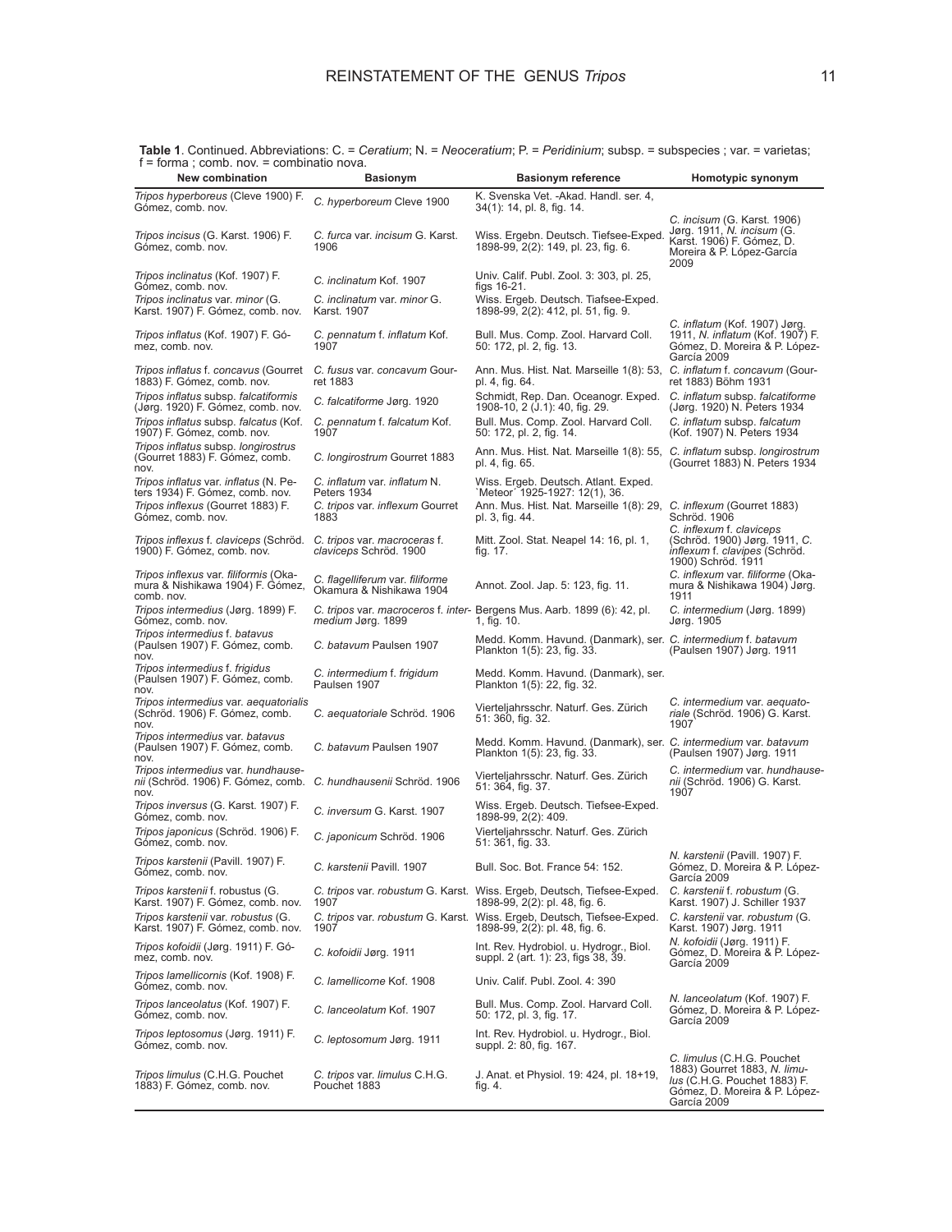**Table 1**. Continued. Abbreviations: C. = *Ceratium*; N. = *Neoceratium*; P. = *Peridinium*; subsp. = subspecies ; var. = varietas; f = forma ; comb. nov. = combinatio nova.

| New combination | Basionym | Basionym reference | Homotypic synonym |
|---|---|---|---|
| *Tripos hyperboreus* (Cleve 1900) F. Gómez, comb. nov. | *C. hyperboreum* Cleve 1900 | K. Svenska Vet. -Akad. Handl. ser. 4, 34(1): 14, pl. 8, fig. 14. | |
| *Tripos incisus* (G. Karst. 1906) F. Gómez, comb. nov. | *C. furca* var. *incisum* G. Karst. 1906 | Wiss. Ergebn. Deutsch. Tiefsee-Exped. 1898-99, 2(2): 149, pl. 23, fig. 6. | *C. incisum* (G. Karst. 1906) Jørg. 1911, *N. incisum* (G. Karst. 1906) F. Gómez, D. Moreira & P. López-García 2009 |
| *Tripos inclinatus* (Kof. 1907) F. Gómez, comb. nov. | *C. inclinatum* Kof. 1907 | Univ. Calif. Publ. Zool. 3: 303, pl. 25, figs 16-21. | |
| *Tripos inclinatus* var. *minor* (G. Karst. 1907) F. Gómez, comb. nov. | *C. inclinatum* var. *minor* G. Karst. 1907 | Wiss. Ergeb. Deutsch. Tiafsee-Exped. 1898-99, 2(2): 412, pl. 51, fig. 9. | |
| *Tripos inflatus* (Kof. 1907) F. Gómez, comb. nov. | *C. pennatum* f. *inflatum* Kof. 1907 | Bull. Mus. Comp. Zool. Harvard Coll. 50: 172, pl. 2, fig. 13. | *C. inflatum* (Kof. 1907) Jørg. 1911, *N. inflatum* (Kof. 1907) F. Gómez, D. Moreira & P. López-García 2009 |
| *Tripos inflatus* f. *concavus* (Gourret 1883) F. Gómez, comb. nov. | *C. fusus* var. *concavum* Gourret 1883 | Ann. Mus. Hist. Nat. Marseille 1(8): 53, pl. 4, fig. 64. | *C. inflatum* f. *concavum* (Gourret 1883) Böhm 1931 |
| *Tripos inflatus* subsp. *falcatiformis* (Jørg. 1920) F. Gómez, comb. nov. | *C. falcatiforme* Jørg. 1920 | Schmidt, Rep. Dan. Oceanogr. Exped. 1908-10, 2 (J.1): 40, fig. 29. | *C. inflatum* subsp. *falcatiforme* (Jørg. 1920) N. Peters 1934 |
| *Tripos inflatus* subsp. *falcatus* (Kof. 1907) F. Gómez, comb. nov. | *C. pennatum* f. *falcatum* Kof. 1907 | Bull. Mus. Comp. Zool. Harvard Coll. 50: 172, pl. 2, fig. 14. | *C. inflatum* subsp. *falcatum* (Kof. 1907) N. Peters 1934 |
| *Tripos inflatus* subsp. *longirostrus* (Gourret 1883) F. Gómez, comb. nov. | *C. longirostrum* Gourret 1883 | Ann. Mus. Hist. Nat. Marseille 1(8): 55, pl. 4, fig. 65. | *C. inflatum* subsp. *longirostrum* (Gourret 1883) N. Peters 1934 |
| *Tripos inflatus* var. *inflatus* (N. Peters 1934) F. Gómez, comb. nov. | *C. inflatum* var. *inflatum* N. Peters 1934 | Wiss. Ergeb. Deutsch. Atlant. Exped. `Meteor´ 1925-1927: 12(1), 36. | |
| *Tripos inflexus* (Gourret 1883) F. Gómez, comb. nov. | *C. tripos* var. *inflexum* Gourret 1883 | Ann. Mus. Hist. Nat. Marseille 1(8): 29, pl. 3, fig. 44. | *C. inflexum* (Gourret 1883) Schröd. 1906 |
| *Tripos inflexus* f. *claviceps* (Schröd. 1900) F. Gómez, comb. nov. | *C. tripos* var. *macroceras* f. *claviceps* Schröd. 1900 | Mitt. Zool. Stat. Neapel 14: 16, pl. 1, fig. 17. | *C. inflexum* f. *claviceps* (Schröd. 1900) Jørg. 1911, *C. inflexum* f. *clavipes* (Schröd. 1900) Schröd. 1911 |
| *Tripos inflexus* var. *filiformis* (Okamura & Nishikawa 1904) F. Gómez, comb. nov. | *C. flagelliferum* var. *filiforme* Okamura & Nishikawa 1904 | Annot. Zool. Jap. 5: 123, fig. 11. | *C. inflexum* var. *filiforme* (Okamura & Nishikawa 1904) Jørg. 1911 |
| *Tripos intermedius* (Jørg. 1899) F. Gómez, comb. nov. | *C. tripos* var. *macroceros* f. *intermedium* Jørg. 1899 | Bergens Mus. Aarb. 1899 (6): 42, pl. 1, fig. 10. | *C. intermedium* (Jørg. 1899) Jørg. 1905 |
| *Tripos intermedius* f. *batavus* (Paulsen 1907) F. Gómez, comb. nov. | *C. batavum* Paulsen 1907 | Medd. Komm. Havund. (Danmark), ser. Plankton 1(5): 23, fig. 33. | *C. intermedium* f. *batavum* (Paulsen 1907) Jørg. 1911 |
| *Tripos intermedius* f. *frigidus* (Paulsen 1907) F. Gómez, comb. nov. | *C. intermedium* f. *frigidum* Paulsen 1907 | Medd. Komm. Havund. (Danmark), ser. Plankton 1(5): 22, fig. 32. | |
| *Tripos intermedius* var. *aequatorialis* (Schröd. 1906) F. Gómez, comb. nov. | *C. aequatoriale* Schröd. 1906 | Vierteljahrsschr. Naturf. Ges. Zürich 51: 360, fig. 32. | *C. intermedium* var. *aequatoriale* (Schröd. 1906) G. Karst. 1907 |
| *Tripos intermedius* var. *batavus* (Paulsen 1907) F. Gómez, comb. nov. | *C. batavum* Paulsen 1907 | Medd. Komm. Havund. (Danmark), ser. Plankton 1(5): 23, fig. 33. | *C. intermedium* var. *batavum* (Paulsen 1907) Jørg. 1911 |
| *Tripos intermedius* var. *hundhausenii* (Schröd. 1906) F. Gómez, comb. nov. | *C. hundhausenii* Schröd. 1906 | Vierteljahrsschr. Naturf. Ges. Zürich 51: 364, fig. 37. | *C. intermedium* var. *hundhausenii* (Schröd. 1906) G. Karst. 1907 |
| *Tripos inversus* (G. Karst. 1907) F. Gómez, comb. nov. | *C. inversum* G. Karst. 1907 | Wiss. Ergeb. Deutsch. Tiefsee-Exped. 1898-99, 2(2): 409. | |
| *Tripos japonicus* (Schröd. 1906) F. Gómez, comb. nov. | *C. japonicum* Schröd. 1906 | Vierteljahrsschr. Naturf. Ges. Zürich 51: 361, fig. 33. | |
| *Tripos karstenii* (Pavill. 1907) F. Gómez, comb. nov. | *C. karstenii* Pavill. 1907 | Bull. Soc. Bot. France 54: 152. | *N. karstenii* (Pavill. 1907) F. Gómez, D. Moreira & P. López-García 2009 |
| *Tripos karstenii* f. robustus (G. Karst. 1907) F. Gómez, comb. nov. | *C. tripos* var. *robustum* G. Karst. 1907 | Wiss. Ergeb, Deutsch, Tiefsee-Exped. 1898-99, 2(2): pl. 48, fig. 6. | *C. karstenii* f. *robustum* (G. Karst. 1907) J. Schiller 1937 |
| *Tripos karstenii* var. *robustus* (G. Karst. 1907) F. Gómez, comb. nov. | *C. tripos* var. *robustum* G. Karst. 1907 | Wiss. Ergeb, Deutsch, Tiefsee-Exped. 1898-99, 2(2): pl. 48, fig. 6. | *C. karstenii* var. *robustum* (G. Karst. 1907) Jørg. 1911 |
| *Tripos kofoidii* (Jørg. 1911) F. Gómez, comb. nov. | *C. kofoidii* Jørg. 1911 | Int. Rev. Hydrobiol. u. Hydrogr., Biol. suppl. 2 (art. 1): 23, figs 38, 39. | *N. kofoidii* (Jørg. 1911) F. Gómez, D. Moreira & P. López-García 2009 |
| *Tripos lamellicornis* (Kof. 1908) F. Gómez, comb. nov. | *C. lamellicorne* Kof. 1908 | Univ. Calif. Publ. Zool. 4: 390 | |
| *Tripos lanceolatus* (Kof. 1907) F. Gómez, comb. nov. | *C. lanceolatum* Kof. 1907 | Bull. Mus. Comp. Zool. Harvard Coll. 50: 172, pl. 3, fig. 17. | *N. lanceolatum* (Kof. 1907) F. Gómez, D. Moreira & P. López-García 2009 |
| *Tripos leptosomus* (Jørg. 1911) F. Gómez, comb. nov. | *C. leptosomum* Jørg. 1911 | Int. Rev. Hydrobiol. u. Hydrogr., Biol. suppl. 2: 80, fig. 167. | |
| *Tripos limulus* (C.H.G. Pouchet 1883) F. Gómez, comb. nov. | *C. tripos* var. *limulus* C.H.G. Pouchet 1883 | J. Anat. et Physiol. 19: 424, pl. 18+19, fig. 4. | *C. limulus* (C.H.G. Pouchet 1883) Gourret 1883, *N. limulus* (C.H.G. Pouchet 1883) F. Gómez, D. Moreira & P. López-García 2009 |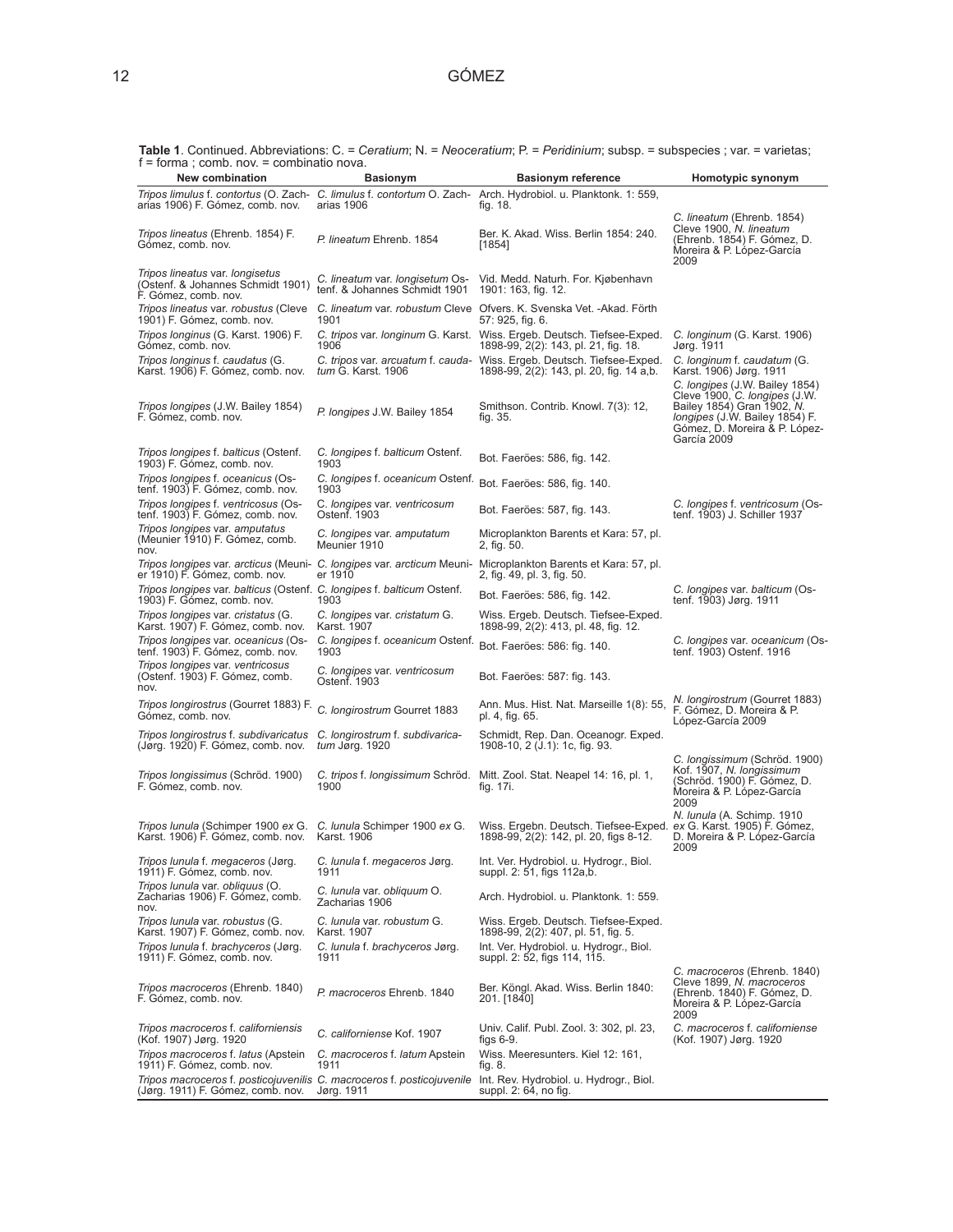**Table 1**. Continued. Abbreviations: C. = *Ceratium*; N. = *Neoceratium*; P. = *Peridinium*; subsp. = subspecies ; var. = varietas; f = forma ; comb. nov. = combinatio nova.

| New combination | Basionym | Basionym reference | Homotypic synonym |
|---|---|---|---|
| *Tripos limulus* f. *contortus* (O. Zacharias 1906) F. Gómez, comb. nov. | *C. limulus* f. *contortum* O. Zacharias 1906 | Arch. Hydrobiol. u. Planktonk. 1: 559, fig. 18. | |
| *Tripos lineatus* (Ehrenb. 1854) F. Gómez, comb. nov. | *P. lineatum* Ehrenb. 1854 | Ber. K. Akad. Wiss. Berlin 1854: 240. [1854] | *C. lineatum* (Ehrenb. 1854) Cleve 1900, *N. lineatum* (Ehrenb. 1854) F. Gómez, D. Moreira & P. López-García 2009 |
| *Tripos lineatus* var. *longisetus* (Ostenf. & Johannes Schmidt 1901) F. Gómez, comb. nov. | *C. lineatum* var. *longisetum* Ostenf. & Johannes Schmidt 1901 | Vid. Medd. Naturh. For. Kjøbenhavn 1901: 163, fig. 12. | |
| *Tripos lineatus* var. *robustus* (Cleve 1901) F. Gómez, comb. nov. | *C. lineatum* var. *robustum* Cleve 1901 | Ofvers. K. Svenska Vet. -Akad. Förth 57: 925, fig. 6. | |
| *Tripos longinus* (G. Karst. 1906) F. Gómez, comb. nov. | *C. tripos* var. *longinum* G. Karst. 1906 | Wiss. Ergeb. Deutsch. Tiefsee-Exped. 1898-99, 2(2): 143, pl. 21, fig. 18. | *C. longinum* (G. Karst. 1906) Jørg. 1911 |
| *Tripos longinus* f. *caudatus* (G. Karst. 1906) F. Gómez, comb. nov. | *C. tripos* var. *arcuatum* f. *caudatum* G. Karst. 1906 | Wiss. Ergeb. Deutsch. Tiefsee-Exped. 1898-99, 2(2): 143, pl. 20, fig. 14 a,b. | *C. longinum* f. *caudatum* (G. Karst. 1906) Jørg. 1911 |
| *Tripos longipes* (J.W. Bailey 1854) F. Gómez, comb. nov. | *P. longipes* J.W. Bailey 1854 | Smithson. Contrib. Knowl. 7(3): 12, fig. 35. | *C. longipes* (J.W. Bailey 1854) Cleve 1900, *C. longipes* (J.W. Bailey 1854) Gran 1902, *N. longipes* (J.W. Bailey 1854) F. Gómez, D. Moreira & P. López-García 2009 |
| *Tripos longipes* f. *balticus* (Ostenf. 1903) F. Gómez, comb. nov. | *C. longipes* f. *balticum* Ostenf. 1903 | Bot. Faeröes: 586, fig. 142. | |
| *Tripos longipes* f. *oceanicus* (Ostenf. 1903) F. Gómez, comb. nov. | *C. longipes* f. *oceanicum* Ostenf. 1903 | Bot. Faeröes: 586, fig. 140. | |
| *Tripos longipes* f. *ventricosus* (Ostenf. 1903) F. Gómez, comb. nov. | C. *longipes* var. *ventricosum* Ostenf. 1903 | Bot. Faeröes: 587, fig. 143. | *C. longipes* f. *ventricosum* (Ostenf. 1903) J. Schiller 1937 |
| *Tripos longipes* var. *amputatus* (Meunier 1910) F. Gómez, comb. nov. | *C. longipes* var. *amputatum* Meunier 1910 | Microplankton Barents et Kara: 57, pl. 2, fig. 50. | |
| *Tripos longipes* var. *arcticus* (Meunier 1910) F. Gómez, comb. nov. | *C. longipes* var. *arcticum* Meunier 1910 | Microplankton Barents et Kara: 57, pl. 2, fig. 49, pl. 3, fig. 50. | |
| *Tripos longipes* var. *balticus* (Ostenf. 1903) F. Gómez, comb. nov. | *C. longipes* f. *balticum* Ostenf. 1903 | Bot. Faeröes: 586, fig. 142. | *C. longipes* var. *balticum* (Ostenf. 1903) Jørg. 1911 |
| *Tripos longipes* var. *cristatus* (G. Karst. 1907) F. Gómez, comb. nov. | *C. longipes* var. *cristatum* G. Karst. 1907 | Wiss. Ergeb. Deutsch. Tiefsee-Exped. 1898-99, 2(2): 413, pl. 48, fig. 12. | |
| *Tripos longipes* var. *oceanicus* (Ostenf. 1903) F. Gómez, comb. nov. | *C. longipes* f. *oceanicum* Ostenf. 1903 | Bot. Faeröes: 586: fig. 140. | *C. longipes* var. *oceanicum* (Ostenf. 1903) Ostenf. 1916 |
| *Tripos longipes* var. *ventricosus* (Ostenf. 1903) F. Gómez, comb. nov. | *C. longipes* var. *ventricosum* Ostenf. 1903 | Bot. Faeröes: 587: fig. 143. | |
| *Tripos longirostrus* (Gourret 1883) F. Gómez, comb. nov. | *C. longirostrum* Gourret 1883 | Ann. Mus. Hist. Nat. Marseille 1(8): 55, pl. 4, fig. 65. | *N. longirostrum* (Gourret 1883) F. Gómez, D. Moreira & P. López-García 2009 |
| *Tripos longirostrus* f. *subdivaricatus* (Jørg. 1920) F. Gómez, comb. nov. | *C. longirostrum* f. *subdivaricatum* Jørg. 1920 | Schmidt, Rep. Dan. Oceanogr. Exped. 1908-10, 2 (J.1): 1c, fig. 93. | |
| *Tripos longissimus* (Schröd. 1900) F. Gómez, comb. nov. | *C. tripos* f. *longissimum* Schröd. 1900 | Mitt. Zool. Stat. Neapel 14: 16, pl. 1, fig. 17i. | *C. longissimum* (Schröd. 1900) Kof. 1907, *N. longissimum* (Schröd. 1900) F. Gómez, D. Moreira & P. López-García 2009 |
| *Tripos lunula* (Schimper 1900 *ex* G. Karst. 1906) F. Gómez, comb. nov. | *C. lunula* Schimper 1900 *ex* G. Karst. 1906 | Wiss. Ergebn. Deutsch. Tiefsee-Exped. 1898-99, 2(2): 142, pl. 20, figs 8-12. | *N. lunula* (A. Schimp. 1910 *ex* G. Karst. 1905) F. Gómez, D. Moreira & P. López-García 2009 |
| *Tripos lunula* f. *megaceros* (Jørg. 1911) F. Gómez, comb. nov. | *C. lunula* f. *megaceros* Jørg. 1911 | Int. Ver. Hydrobiol. u. Hydrogr., Biol. suppl. 2: 51, figs 112a,b. | |
| *Tripos lunula* var. *obliquus* (O. Zacharias 1906) F. Gómez, comb. nov. | *C. lunula* var. *obliquum* O. Zacharias 1906 | Arch. Hydrobiol. u. Planktonk. 1: 559. | |
| *Tripos lunula* var. *robustus* (G. Karst. 1907) F. Gómez, comb. nov. | *C. lunula* var. *robustum* G. Karst. 1907 | Wiss. Ergeb. Deutsch. Tiefsee-Exped. 1898-99, 2(2): 407, pl. 51, fig. 5. | |
| *Tripos lunula* f. *brachyceros* (Jørg. 1911) F. Gómez, comb. nov. | *C. lunula* f. *brachyceros* Jørg. 1911 | Int. Ver. Hydrobiol. u. Hydrogr., Biol. suppl. 2: 52, figs 114, 115. | |
| *Tripos macroceros* (Ehrenb. 1840) F. Gómez, comb. nov. | *P. macroceros* Ehrenb. 1840 | Ber. Köngl. Akad. Wiss. Berlin 1840: 201. [1840] | *C. macroceros* (Ehrenb. 1840) Cleve 1899, *N. macroceros* (Ehrenb. 1840) F. Gómez, D. Moreira & P. López-García 2009 |
| *Tripos macroceros* f. *californiensis* (Kof. 1907) Jørg. 1920 | *C. californiense* Kof. 1907 | Univ. Calif. Publ. Zool. 3: 302, pl. 23, figs 6-9. | *C. macroceros* f. *californiense* (Kof. 1907) Jørg. 1920 |
| *Tripos macroceros* f. *latus* (Apstein 1911) F. Gómez, comb. nov. | *C. macroceros* f. *latum* Apstein 1911 | Wiss. Meeresunters. Kiel 12: 161, fig. 8. | |
| *Tripos macroceros* f. *posticojuvenilis* (Jørg. 1911) F. Gómez, comb. nov. | *C. macroceros* f. *posticojuvenile* Jørg. 1911 | Int. Rev. Hydrobiol. u. Hydrogr., Biol. suppl. 2: 64, no fig. | |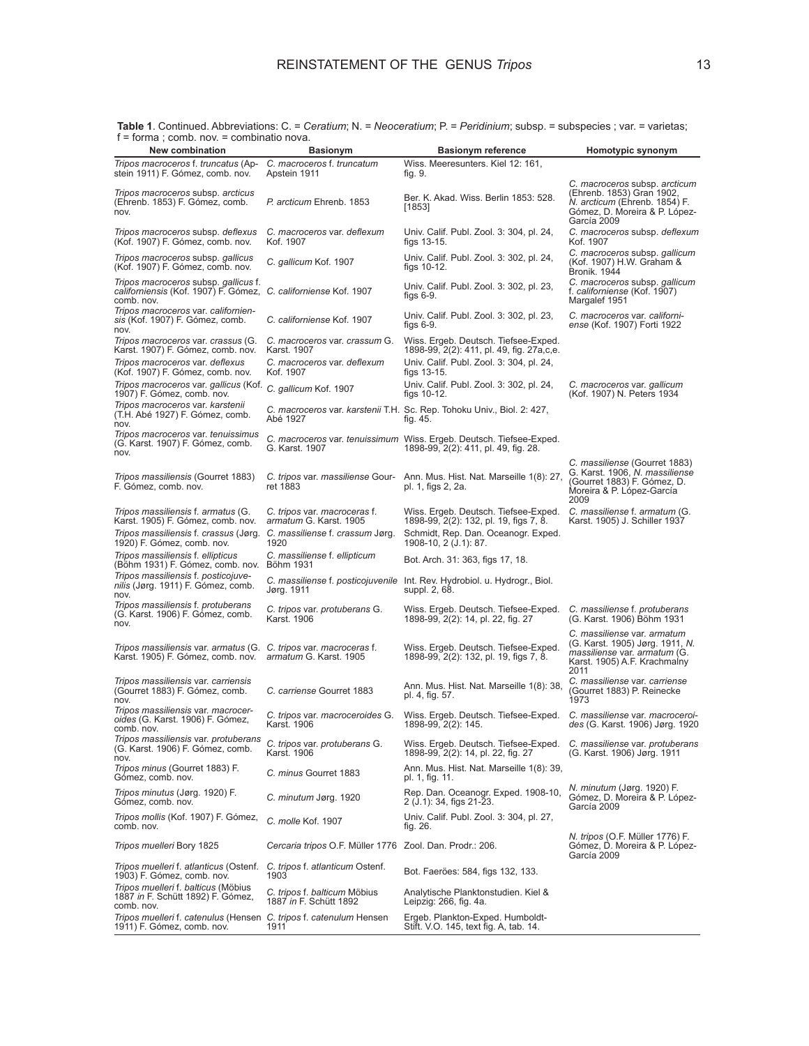**Table 1**. Continued. Abbreviations: C. = *Ceratium*; N. = *Neoceratium*; P. = *Peridinium*; subsp. = subspecies ; var. = varietas; f = forma ; comb. nov. = combinatio nova.

| New combination | Basionym | Basionym reference | Homotypic synonym |
|---|---|---|---|
| *Tripos macroceros* f. *truncatus* (Apstein 1911) F. Gómez, comb. nov. | *C. macroceros* f. *truncatum* Apstein 1911 | Wiss. Meeresunters. Kiel 12: 161, fig. 9. | |
| *Tripos macroceros* subsp. *arcticus* (Ehrenb. 1853) F. Gómez, comb. nov. | *P. arcticum* Ehrenb. 1853 | Ber. K. Akad. Wiss. Berlin 1853: 528. [1853] | *C. macroceros* subsp. *arcticum* (Ehrenb. 1853) Gran 1902, *N. arcticum* (Ehrenb. 1854) F. Gómez, D. Moreira & P. López-García 2009 |
| *Tripos macroceros* subsp. *deflexus* (Kof. 1907) F. Gómez, comb. nov. | *C. macroceros* var. *deflexum* Kof. 1907 | Univ. Calif. Publ. Zool. 3: 304, pl. 24, figs 13-15. | *C. macroceros* subsp. *deflexum* Kof. 1907 |
| *Tripos macroceros* subsp. *gallicus* (Kof. 1907) F. Gómez, comb. nov. | *C. gallicum* Kof. 1907 | Univ. Calif. Publ. Zool. 3: 302, pl. 24, figs 10-12. | *C. macroceros* subsp. *gallicum* (Kof. 1907) H.W. Graham & Bronik. 1944 |
| *Tripos macroceros* subsp. *gallicus* f. *californiensis* (Kof. 1907) F. Gómez, comb. nov. | *C. californiense* Kof. 1907 | Univ. Calif. Publ. Zool. 3: 302, pl. 23, figs 6-9. | *C. macroceros* subsp. *gallicum* f. *californiense* (Kof. 1907) Margalef 1951 |
| *Tripos macroceros* var. *californiensis* (Kof. 1907) F. Gómez, comb. nov. | *C. californiense* Kof. 1907 | Univ. Calif. Publ. Zool. 3: 302, pl. 23, figs 6-9. | *C. macroceros* var. *californiense* (Kof. 1907) Forti 1922 |
| *Tripos macroceros* var. *crassus* (G. Karst. 1907) F. Gómez, comb. nov. | *C. macroceros* var. *crassum* G. Karst. 1907 | Wiss. Ergeb. Deutsch. Tiefsee-Exped. 1898-99, 2(2): 411, pl. 49, fig. 27a,c,e. | |
| *Tripos macroceros* var. *deflexus* (Kof. 1907) F. Gómez, comb. nov. | *C. macroceros* var. *deflexum* Kof. 1907 | Univ. Calif. Publ. Zool. 3: 304, pl. 24, figs 13-15. | |
| *Tripos macroceros* var. *gallicus* (Kof. 1907) F. Gómez, comb. nov. | *C. gallicum* Kof. 1907 | Univ. Calif. Publ. Zool. 3: 302, pl. 24, figs 10-12. | *C. macroceros* var. *gallicum* (Kof. 1907) N. Peters 1934 |
| *Tripos macroceros* var. *karstenii* (T.H. Abé 1927) F. Gómez, comb. nov. | *C. macroceros* var. *karstenii* T.H. Abé 1927 | Sc. Rep. Tohoku Univ., Biol. 2: 427, fig. 45. | |
| *Tripos macroceros* var. *tenuissimus* (G. Karst. 1907) F. Gómez, comb. nov. | *C. macroceros* var. *tenuissimum* G. Karst. 1907 | Wiss. Ergeb. Deutsch. Tiefsee-Exped. 1898-99, 2(2): 411, pl. 49, fig. 28. | |
| *Tripos massiliensis* (Gourret 1883) F. Gómez, comb. nov. | *C. tripos* var. *massiliense* Gourret 1883 | Ann. Mus. Hist. Nat. Marseille 1(8): 27, pl. 1, figs 2, 2a. | *C. massiliense* (Gourret 1883) G. Karst. 1906, *N. massiliense* (Gourret 1883) F. Gómez, D. Moreira & P. López-García 2009 |
| *Tripos massiliensis* f. *armatus* (G. Karst. 1905) F. Gómez, comb. nov. | *C. tripos* var. *macroceras* f. *armatum* G. Karst. 1905 | Wiss. Ergeb. Deutsch. Tiefsee-Exped. 1898-99, 2(2): 132, pl. 19, figs 7, 8. | *C. massiliense* f. *armatum* (G. Karst. 1905) J. Schiller 1937 |
| *Tripos massiliensis* f. *crassus* (Jørg. 1920) F. Gómez, comb. nov. | *C. massiliense* f. *crassum* Jørg. 1920 | Schmidt, Rep. Dan. Oceanogr. Exped. 1908-10, 2 (J.1): 87. | |
| *Tripos massiliensis* f. *ellipticus* (Böhm 1931) F. Gómez, comb. nov. | *C. massiliense* f. *ellipticum* Böhm 1931 | Bot. Arch. 31: 363, figs 17, 18. | |
| *Tripos massiliensis* f. *posticojuvenilis* (Jørg. 1911) F. Gómez, comb. nov. | *C. massiliense* f. *posticojuvenile* Jørg. 1911 | Int. Rev. Hydrobiol. u. Hydrogr., Biol. suppl. 2, 68. | |
| *Tripos massiliensis* f. *protuberans* (G. Karst. 1906) F. Gómez, comb. nov. | *C. tripos* var. *protuberans* G. Karst. 1906 | Wiss. Ergeb. Deutsch. Tiefsee-Exped. 1898-99, 2(2): 14, pl. 22, fig. 27 | *C. massiliense* f. *protuberans* (G. Karst. 1906) Böhm 1931 |
| *Tripos massiliensis* var. *armatus* (G. Karst. 1905) F. Gómez, comb. nov. | *C. tripos* var. *macroceras* f. *armatum* G. Karst. 1905 | Wiss. Ergeb. Deutsch. Tiefsee-Exped. 1898-99, 2(2): 132, pl. 19, figs 7, 8. | *C. massiliense* var. *armatum* (G. Karst. 1905) Jørg. 1911, *N. massiliense* var. *armatum* (G. Karst. 1905) A.F. Krachmalny 2011 |
| *Tripos massiliensis* var. *carriensis* (Gourret 1883) F. Gómez, comb. nov. | *C. carriense* Gourret 1883 | Ann. Mus. Hist. Nat. Marseille 1(8): 38, pl. 4, fig. 57. | *C. massiliense* var. *carriense* (Gourret 1883) P. Reinecke 1973 |
| *Tripos massiliensis* var. *macroceroides* (G. Karst. 1906) F. Gómez, comb. nov. | *C. tripos* var. *macroceroides* G. Karst. 1906 | Wiss. Ergeb. Deutsch. Tiefsee-Exped. 1898-99, 2(2): 145. | *C. massiliense* var. *macroceroides* (G. Karst. 1906) Jørg. 1920 |
| *Tripos massiliensis* var. *protuberans* (G. Karst. 1906) F. Gómez, comb. nov. | *C. tripos* var. *protuberans* G. Karst. 1906 | Wiss. Ergeb. Deutsch. Tiefsee-Exped. 1898-99, 2(2): 14, pl. 22, fig. 27 | *C. massiliense* var. *protuberans* (G. Karst. 1906) Jørg. 1911 |
| *Tripos minus* (Gourret 1883) F. Gómez, comb. nov. | *C. minus* Gourret 1883 | Ann. Mus. Hist. Nat. Marseille 1(8): 39, pl. 1, fig. 11. | |
| *Tripos minutus* (Jørg. 1920) F. Gómez, comb. nov. | *C. minutum* Jørg. 1920 | Rep. Dan. Oceanogr. Exped. 1908-10, 2 (J.1): 34, figs 21-23. | *N. minutum* (Jørg. 1920) F. Gómez, D. Moreira & P. López-García 2009 |
| *Tripos mollis* (Kof. 1907) F. Gómez, comb. nov. | *C. molle* Kof. 1907 | Univ. Calif. Publ. Zool. 3: 304, pl. 27, fig. 26. | |
| *Tripos muelleri* Bory 1825 | *Cercaria tripos* O.F. Müller 1776 | Zool. Dan. Prodr.: 206. | *N. tripos* (O.F. Müller 1776) F. Gómez, D. Moreira & P. López-García 2009 |
| *Tripos muelleri* f. *atlanticus* (Ostenf. 1903) F. Gómez, comb. nov. | *C. tripos* f. *atlanticum* Ostenf. 1903 | Bot. Faeröes: 584, figs 132, 133. | |
| *Tripos muelleri* f. *balticus* (Möbius 1887 *in* F. Schütt 1892) F. Gómez, comb. nov. | *C. tripos* f. *balticum* Möbius 1887 *in* F. Schütt 1892 | Analytische Planktonstudien. Kiel & Leipzig: 266, fig. 4a. | |
| *Tripos muelleri* f. *catenulus* (Hensen 1911) F. Gómez, comb. nov. | *C. tripos* f. *catenulum* Hensen 1911 | Ergeb. Plankton-Exped. Humboldt-Stift. V.O. 145, text fig. A, tab. 14. | |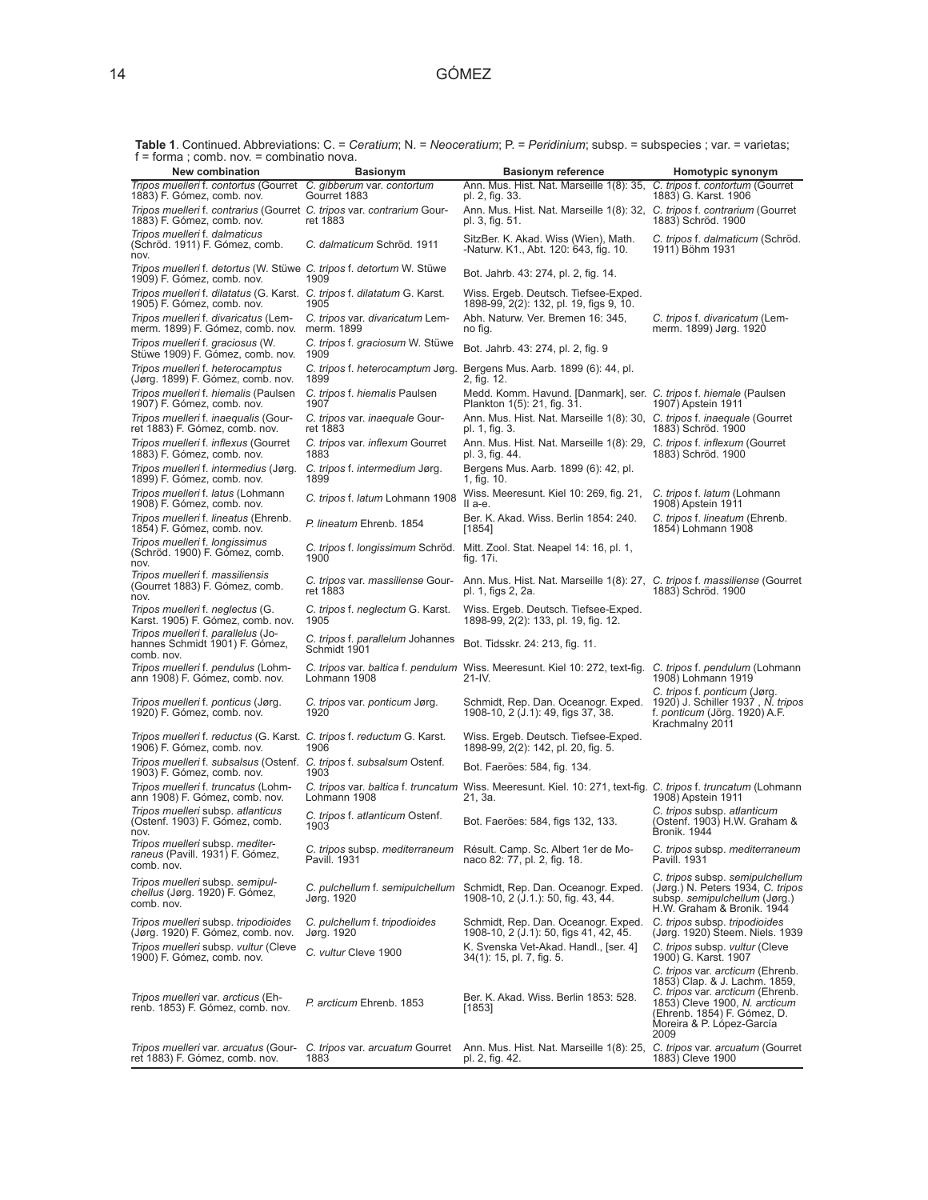**Table 1**. Continued. Abbreviations: C. = *Ceratium*; N. = *Neoceratium*; P. = *Peridinium*; subsp. = subspecies ; var. = varietas; f = forma ; comb. nov. = combinatio nova.

| New combination | Basionym | Basionym reference | Homotypic synonym |
|---|---|---|---|
| *Tripos muelleri* f. *contortus* (Gourret 1883) F. Gómez, comb. nov. | *C. gibberum* var. *contortum* Gourret 1883 | Ann. Mus. Hist. Nat. Marseille 1(8): 35, pl. 2, fig. 33. | *C. tripos* f. *contortum* (Gourret 1883) G. Karst. 1906 |
| *Tripos muelleri* f. *contrarius* (Gourret 1883) F. Gómez, comb. nov. | *C. tripos* var. *contrarium* Gourret 1883 | Ann. Mus. Hist. Nat. Marseille 1(8): 32, pl. 3, fig. 51. | *C. tripos* f. *contrarium* (Gourret 1883) Schröd. 1900 |
| *Tripos muelleri* f. *dalmaticus* (Schröd. 1911) F. Gómez, comb. nov. | *C. dalmaticum* Schröd. 1911 | SitzBer. K. Akad. Wiss (Wien), Math. -Naturw. K1., Abt. 120: 643, fig. 10. | *C. tripos* f. *dalmaticum* (Schröd. 1911) Böhm 1931 |
| *Tripos muelleri* f. *detortus* (W. Stüwe 1909) F. Gómez, comb. nov. | *C. tripos* f. *detortum* W. Stüwe 1909 | Bot. Jahrb. 43: 274, pl. 2, fig. 14. | |
| *Tripos muelleri* f. *dilatatus* (G. Karst. 1905) F. Gómez, comb. nov. | *C. tripos* f. *dilatatum* G. Karst. 1905 | Wiss. Ergeb. Deutsch. Tiefsee-Exped. 1898-99, 2(2): 132, pl. 19, figs 9, 10. | |
| *Tripos muelleri* f. *divaricatus* (Lemmerm. 1899) F. Gómez, comb. nov. | *C. tripos* var. *divaricatum* Lemmerm. 1899 | Abh. Naturw. Ver. Bremen 16: 345, no fig. | *C. tripos* f. *divaricatum* (Lemmerm. 1899) Jørg. 1920 |
| *Tripos muelleri* f. *graciosus* (W. Stüwe 1909) F. Gómez, comb. nov. | *C. tripos* f. *graciosum* W. Stüwe 1909 | Bot. Jahrb. 43: 274, pl. 2, fig. 9 | |
| *Tripos muelleri* f. *heterocamptus* (Jørg. 1899) F. Gómez, comb. nov. | *C. tripos* f. *heterocamptum* Jørg. 1899 | Bergens Mus. Aarb. 1899 (6): 44, pl. 2, fig. 12. | |
| *Tripos muelleri* f. *hiemalis* (Paulsen 1907) F. Gómez, comb. nov. | *C. tripos* f. *hiemalis* Paulsen 1907 | Medd. Komm. Havund. [Danmark], ser. Plankton 1(5): 21, fig. 31. | *C. tripos* f. *hiemale* (Paulsen 1907) Apstein 1911 |
| *Tripos muelleri* f. *inaequalis* (Gourret 1883) F. Gómez, comb. nov. | *C. tripos* var. *inaequale* Gourret 1883 | Ann. Mus. Hist. Nat. Marseille 1(8): 30, pl. 1, fig. 3. | *C. tripos* f. *inaequale* (Gourret 1883) Schröd. 1900 |
| *Tripos muelleri* f. *inflexus* (Gourret 1883) F. Gómez, comb. nov. | *C. tripos* var. *inflexum* Gourret 1883 | Ann. Mus. Hist. Nat. Marseille 1(8): 29, pl. 3, fig. 44. | *C. tripos* f. *inflexum* (Gourret 1883) Schröd. 1900 |
| *Tripos muelleri* f. *intermedius* (Jørg. 1899) F. Gómez, comb. nov. | *C. tripos* f. *intermedium* Jørg. 1899 | Bergens Mus. Aarb. 1899 (6): 42, pl. 1, fig. 10. | |
| *Tripos muelleri* f. *latus* (Lohmann 1908) F. Gómez, comb. nov. | *C. tripos* f. *latum* Lohmann 1908 | Wiss. Meeresunt. Kiel 10: 269, fig. 21, II a-e. | *C. tripos* f. *latum* (Lohmann 1908) Apstein 1911 |
| *Tripos muelleri* f. *lineatus* (Ehrenb. 1854) F. Gómez, comb. nov. | *P. lineatum* Ehrenb. 1854 | Ber. K. Akad. Wiss. Berlin 1854: 240. [1854] | *C. tripos* f. *lineatum* (Ehrenb. 1854) Lohmann 1908 |
| *Tripos muelleri* f. *longissimus* (Schröd. 1900) F. Gómez, comb. nov. | *C. tripos* f. *longissimum* Schröd. 1900 | Mitt. Zool. Stat. Neapel 14: 16, pl. 1, fig. 17i. | |
| *Tripos muelleri* f. *massiliensis* (Gourret 1883) F. Gómez, comb. nov. | *C. tripos* var. *massiliense* Gourret 1883 | Ann. Mus. Hist. Nat. Marseille 1(8): 27, pl. 1, figs 2, 2a. | *C. tripos* f. *massiliense* (Gourret 1883) Schröd. 1900 |
| *Tripos muelleri* f. *neglectus* (G. Karst. 1905) F. Gómez, comb. nov. | *C. tripos* f. *neglectum* G. Karst. 1905 | Wiss. Ergeb. Deutsch. Tiefsee-Exped. 1898-99, 2(2): 133, pl. 19, fig. 12. | |
| *Tripos muelleri* f. *parallelus* (Johannes Schmidt 1901) F. Gómez, comb. nov. | *C. tripos* f. *parallelum* Johannes Schmidt 1901 | Bot. Tidsskr. 24: 213, fig. 11. | |
| *Tripos muelleri* f. *pendulus* (Lohmann 1908) F. Gómez, comb. nov. | *C. tripos* var. *baltica* f. *pendulum* Lohmann 1908 | Wiss. Meeresunt. Kiel 10: 272, text-fig. 21-IV. | *C. tripos* f. *pendulum* (Lohmann 1908) Lohmann 1919 |
| *Tripos muelleri* f. *ponticus* (Jørg. 1920) F. Gómez, comb. nov. | *C. tripos* var. *ponticum* Jørg. 1920 | Schmidt, Rep. Dan. Oceanogr. Exped. 1908-10, 2 (J.1): 49, figs 37, 38. | *C. tripos* f. *ponticum* (Jørg. 1920) J. Schiller 1937 , *N. tripos* f. *ponticum* (Jörg. 1920) A.F. Krachmalny 2011 |
| *Tripos muelleri* f. *reductus* (G. Karst. 1906) F. Gómez, comb. nov. | *C. tripos* f. *reductum* G. Karst. 1906 | Wiss. Ergeb. Deutsch. Tiefsee-Exped. 1898-99, 2(2): 142, pl. 20, fig. 5. | |
| *Tripos muelleri* f. *subsalsus* (Ostenf. 1903) F. Gómez, comb. nov. | *C. tripos* f. *subsalsum* Ostenf. 1903 | Bot. Faeröes: 584, fig. 134. | |
| *Tripos muelleri* f. *truncatus* (Lohmann 1908) F. Gómez, comb. nov. | *C. tripos* var. *baltica* f. *truncatum* Lohmann 1908 | Wiss. Meeresunt. Kiel. 10: 271, text-fig. 21, 3a. | *C. tripos* f. *truncatum* (Lohmann 1908) Apstein 1911 |
| *Tripos muelleri* subsp. *atlanticus* (Ostenf. 1903) F. Gómez, comb. nov. | *C. tripos* f. *atlanticum* Ostenf. 1903 | Bot. Faeröes: 584, figs 132, 133. | *C. tripos* subsp. *atlanticum* (Ostenf. 1903) H.W. Graham & Bronik. 1944 |
| *Tripos muelleri* subsp. *mediterraneus* (Pavill. 1931) F. Gómez, comb. nov. | *C. tripos* subsp. *mediterraneum* Pavill. 1931 | Résult. Camp. Sc. Albert 1er de Monaco 82: 77, pl. 2, fig. 18. | *C. tripos* subsp. *mediterraneum* Pavill. 1931 |
| *Tripos muelleri* subsp. *semipulchellus* (Jørg. 1920) F. Gómez, comb. nov. | *C. pulchellum* f. *semipulchellum* Jørg. 1920 | Schmidt, Rep. Dan. Oceanogr. Exped. 1908-10, 2 (J.1.): 50, fig. 43, 44. | *C. tripos* subsp. *semipulchellum* (Jørg.) N. Peters 1934, *C. tripos* subsp. *semipulchellum* (Jørg.) H.W. Graham & Bronik. 1944 |
| *Tripos muelleri* subsp. *tripodioides* (Jørg. 1920) F. Gómez, comb. nov. | *C. pulchellum* f. *tripodioides* Jørg. 1920 | Schmidt, Rep. Dan. Oceanogr. Exped. 1908-10, 2 (J.1.): 50, figs 41, 42, 45. | *C. tripos* subsp. *tripodioides* (Jørg. 1920) Steem. Niels. 1939 |
| *Tripos muelleri* subsp. *vultur* (Cleve 1900) F. Gómez, comb. nov. | *C. vultur* Cleve 1900 | K. Svenska Vet-Akad. Handl., [ser. 4] 34(1): 15, pl. 7, fig. 5. | *C. tripos* subsp. *vultur* (Cleve 1900) G. Karst. 1907 |
| *Tripos muelleri* var. *arcticus* (Ehrenb. 1853) F. Gómez, comb. nov. | *P. arcticum* Ehrenb. 1853 | Ber. K. Akad. Wiss. Berlin 1853: 528. [1853] | *C. tripos* var. *arcticum* (Ehrenb. 1853) Clap. & J. Lachm. 1859, *C. tripos* var. *arcticum* (Ehrenb. 1853) Cleve 1900, *N. arcticum* (Ehrenb. 1854) F. Gómez, D. Moreira & P. López-García 2009 |
| *Tripos muelleri* var. *arcuatus* (Gourret 1883) F. Gómez, comb. nov. | *C. tripos* var. *arcuatum* Gourret 1883 | Ann. Mus. Hist. Nat. Marseille 1(8): 25, pl. 2, fig. 42. | *C. tripos* var. *arcuatum* (Gourret 1883) Cleve 1900 |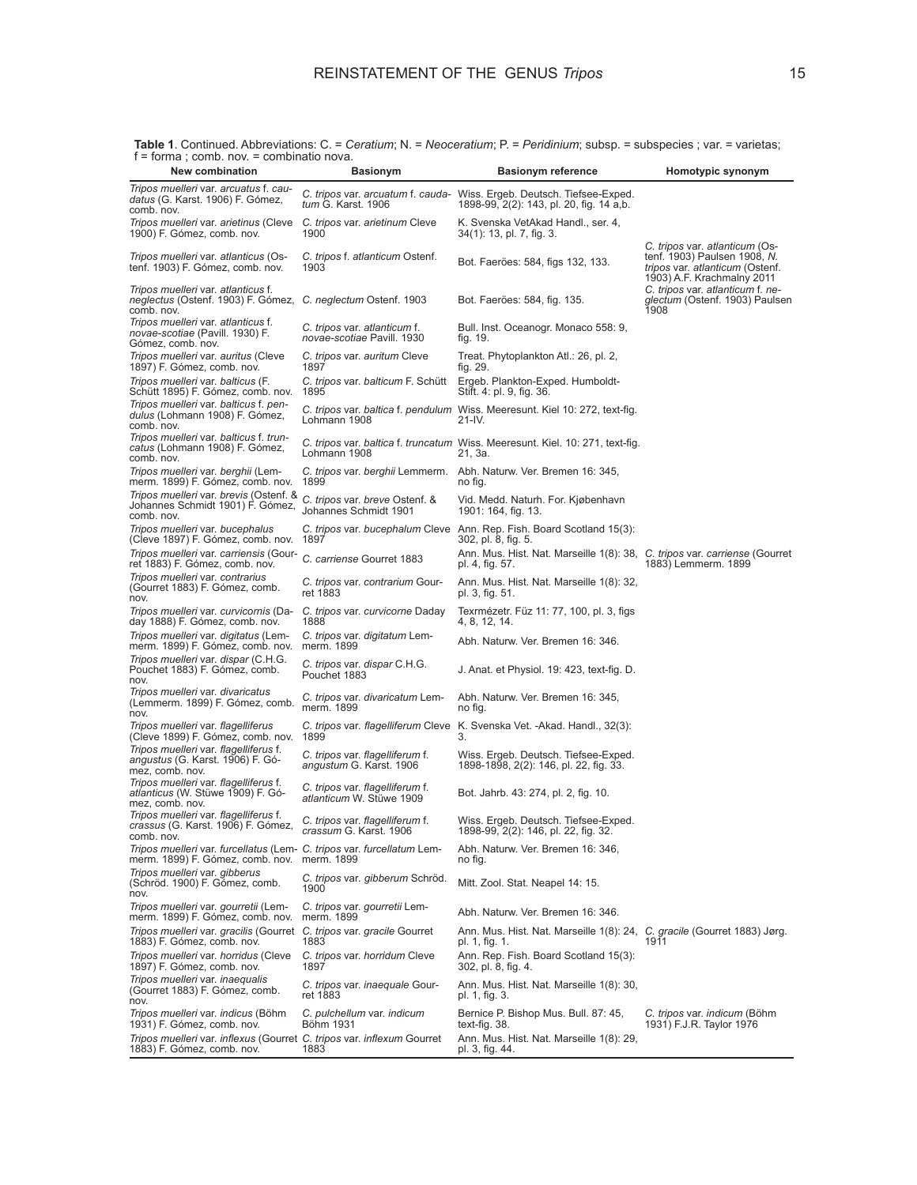**Table 1**. Continued. Abbreviations: C. = *Ceratium*; N. = *Neoceratium*; P. = *Peridinium*; subsp. = subspecies ; var. = varietas; f = forma ; comb. nov. = combinatio nova.

| New combination | Basionym | Basionym reference | Homotypic synonym |
|---|---|---|---|
| *Tripos muelleri* var. *arcuatus* f. *caudatus* (G. Karst. 1906) F. Gómez, comb. nov. | *C. tripos* var. *arcuatum* f. *caudatum* G. Karst. 1906 | Wiss. Ergeb. Deutsch. Tiefsee-Exped. 1898-99, 2(2): 143, pl. 20, fig. 14 a,b. | |
| *Tripos muelleri* var. *arietinus* (Cleve 1900) F. Gómez, comb. nov. | *C. tripos* var. *arietinum* Cleve 1900 | K. Svenska VetAkad Handl., ser. 4, 34(1): 13, pl. 7, fig. 3. | |
| *Tripos muelleri* var. *atlanticus* (Ostenf. 1903) F. Gómez, comb. nov. | *C. tripos* f. *atlanticum* Ostenf. 1903 | Bot. Faeröes: 584, figs 132, 133. | *C. tripos* var. *atlanticum* (Ostenf. 1903) Paulsen 1908, *N. tripos* var. *atlanticum* (Ostenf. 1903) A.F. Krachmalny 2011 |
| *Tripos muelleri* var. *atlanticus* f. *neglectus* (Ostenf. 1903) F. Gómez, comb. nov. | *C. neglectum* Ostenf. 1903 | Bot. Faeröes: 584, fig. 135. | *C. tripos* var. *atlanticum* f. *neglectum* (Ostenf. 1903) Paulsen 1908 |
| *Tripos muelleri* var. *atlanticus* f. *novae-scotiae* (Pavill. 1930) F. Gómez, comb. nov. | *C. tripos* var. *atlanticum* f. *novae-scotiae* Pavill. 1930 | Bull. Inst. Oceanogr. Monaco 558: 9, fig. 19. | |
| *Tripos muelleri* var. *auritus* (Cleve 1897) F. Gómez, comb. nov. | *C. tripos* var. *auritum* Cleve 1897 | Treat. Phytoplankton Atl.: 26, pl. 2, fig. 29. | |
| *Tripos muelleri* var. *balticus* (F. Schütt 1895) F. Gómez, comb. nov. | *C. tripos* var. *balticum* F. Schütt 1895 | Ergeb. Plankton-Exped. Humboldt-Stift. 4: pl. 9, fig. 36. | |
| *Tripos muelleri* var. *balticus* f. *pendulus* (Lohmann 1908) F. Gómez, comb. nov. | *C. tripos* var. *baltica* f. *pendulum* Lohmann 1908 | Wiss. Meeresunt. Kiel 10: 272, text-fig. 21-IV. | |
| *Tripos muelleri* var. *balticus* f. *truncatus* (Lohmann 1908) F. Gómez, comb. nov. | *C. tripos* var. *baltica* f. *truncatum* Lohmann 1908 | Wiss. Meeresunt. Kiel. 10: 271, text-fig. 21, 3a. | |
| *Tripos muelleri* var. *berghii* (Lemmerm. 1899) F. Gómez, comb. nov. | *C. tripos* var. *berghii* Lemmerm. 1899 | Abh. Naturw. Ver. Bremen 16: 345, no fig. | |
| *Tripos muelleri* var. *brevis* (Ostenf. & Johannes Schmidt 1901) F. Gómez, comb. nov. | *C. tripos* var. *breve* Ostenf. & Johannes Schmidt 1901 | Vid. Medd. Naturh. For. Kjøbenhavn 1901: 164, fig. 13. | |
| *Tripos muelleri* var. *bucephalus* (Cleve 1897) F. Gómez, comb. nov. | *C. tripos* var. *bucephalum* Cleve 1897 | Ann. Rep. Fish. Board Scotland 15(3): 302, pl. 8, fig. 5. | |
| *Tripos muelleri* var. *carriensis* (Gourret 1883) F. Gómez, comb. nov. | *C. carriense* Gourret 1883 | Ann. Mus. Hist. Nat. Marseille 1(8): 38, pl. 4, fig. 57. | *C. tripos* var. *carriense* (Gourret 1883) Lemmerm. 1899 |
| *Tripos muelleri* var. *contrarius* (Gourret 1883) F. Gómez, comb. nov. | *C. tripos* var. *contrarium* Gourret 1883 | Ann. Mus. Hist. Nat. Marseille 1(8): 32, pl. 3, fig. 51. | |
| *Tripos muelleri* var. *curvicornis* (Daday 1888) F. Gómez, comb. nov. | *C. tripos* var. *curvicorne* Daday 1888 | Texrmézetr. Füz 11: 77, 100, pl. 3, figs 4, 8, 12, 14. | |
| *Tripos muelleri* var. *digitatus* (Lemmerm. 1899) F. Gómez, comb. nov. | *C. tripos* var. *digitatum* Lemmerm. 1899 | Abh. Naturw. Ver. Bremen 16: 346. | |
| *Tripos muelleri* var. *dispar* (C.H.G. Pouchet 1883) F. Gómez, comb. nov. | *C. tripos* var. *dispar* C.H.G. Pouchet 1883 | J. Anat. et Physiol. 19: 423, text-fig. D. | |
| *Tripos muelleri* var. *divaricatus* (Lemmerm. 1899) F. Gómez, comb. nov. | *C. tripos* var. *divaricatum* Lemmerm. 1899 | Abh. Naturw. Ver. Bremen 16: 345, no fig. | |
| *Tripos muelleri* var. *flagelliferus* (Cleve 1899) F. Gómez, comb. nov. | *C. tripos* var. *flagelliferum* Cleve 1899 | K. Svenska Vet. -Akad. Handl., 32(3): 3. | |
| *Tripos muelleri* var. *flagelliferus* f. *angustus* (G. Karst. 1906) F. Gómez, comb. nov. | *C. tripos* var. *flagelliferum* f. *angustum* G. Karst. 1906 | Wiss. Ergeb. Deutsch. Tiefsee-Exped. 1898-1898, 2(2): 146, pl. 22, fig. 33. | |
| *Tripos muelleri* var. *flagelliferus* f. *atlanticus* (W. Stüwe 1909) F. Gómez, comb. nov. | *C. tripos* var. *flagelliferum* f. *atlanticum* W. Stüwe 1909 | Bot. Jahrb. 43: 274, pl. 2, fig. 10. | |
| *Tripos muelleri* var. *flagelliferus* f. *crassus* (G. Karst. 1906) F. Gómez, comb. nov. | *C. tripos* var. *flagelliferum* f. *crassum* G. Karst. 1906 | Wiss. Ergeb. Deutsch. Tiefsee-Exped. 1898-99, 2(2): 146, pl. 22, fig. 32. | |
| *Tripos muelleri* var. *furcellatus* (Lemmerm. 1899) F. Gómez, comb. nov. | *C. tripos* var. *furcellatum* Lemmerm. 1899 | Abh. Naturw. Ver. Bremen 16: 346, no fig. | |
| *Tripos muelleri* var. *gibberus* (Schröd. 1900) F. Gómez, comb. nov. | *C. tripos* var. *gibberum* Schröd. 1900 | Mitt. Zool. Stat. Neapel 14: 15. | |
| *Tripos muelleri* var. *gourretii* (Lemmerm. 1899) F. Gómez, comb. nov. | *C. tripos* var. *gourretii* Lemmerm. 1899 | Abh. Naturw. Ver. Bremen 16: 346. | |
| *Tripos muelleri* var. *gracilis* (Gourret 1883) F. Gómez, comb. nov. | *C. tripos* var. *gracile* Gourret 1883 | Ann. Mus. Hist. Nat. Marseille 1(8): 24, pl. 1, fig. 1. | *C. gracile* (Gourret 1883) Jørg. 1911 |
| *Tripos muelleri* var. *horridus* (Cleve 1897) F. Gómez, comb. nov. | *C. tripos* var. *horridum* Cleve 1897 | Ann. Rep. Fish. Board Scotland 15(3): 302, pl. 8, fig. 4. | |
| *Tripos muelleri* var. *inaequalis* (Gourret 1883) F. Gómez, comb. nov. | *C. tripos* var. *inaequale* Gourret 1883 | Ann. Mus. Hist. Nat. Marseille 1(8): 30, pl. 1, fig. 3. | |
| *Tripos muelleri* var. *indicus* (Böhm 1931) F. Gómez, comb. nov. | *C. pulchellum* var. *indicum* Böhm 1931 | Bernice P. Bishop Mus. Bull. 87: 45, text-fig. 38. | *C. tripos* var. *indicum* (Böhm 1931) F.J.R. Taylor 1976 |
| *Tripos muelleri* var. *inflexus* (Gourret 1883) F. Gómez, comb. nov. | *C. tripos* var. *inflexum* Gourret 1883 | Ann. Mus. Hist. Nat. Marseille 1(8): 29, pl. 3, fig. 44. | |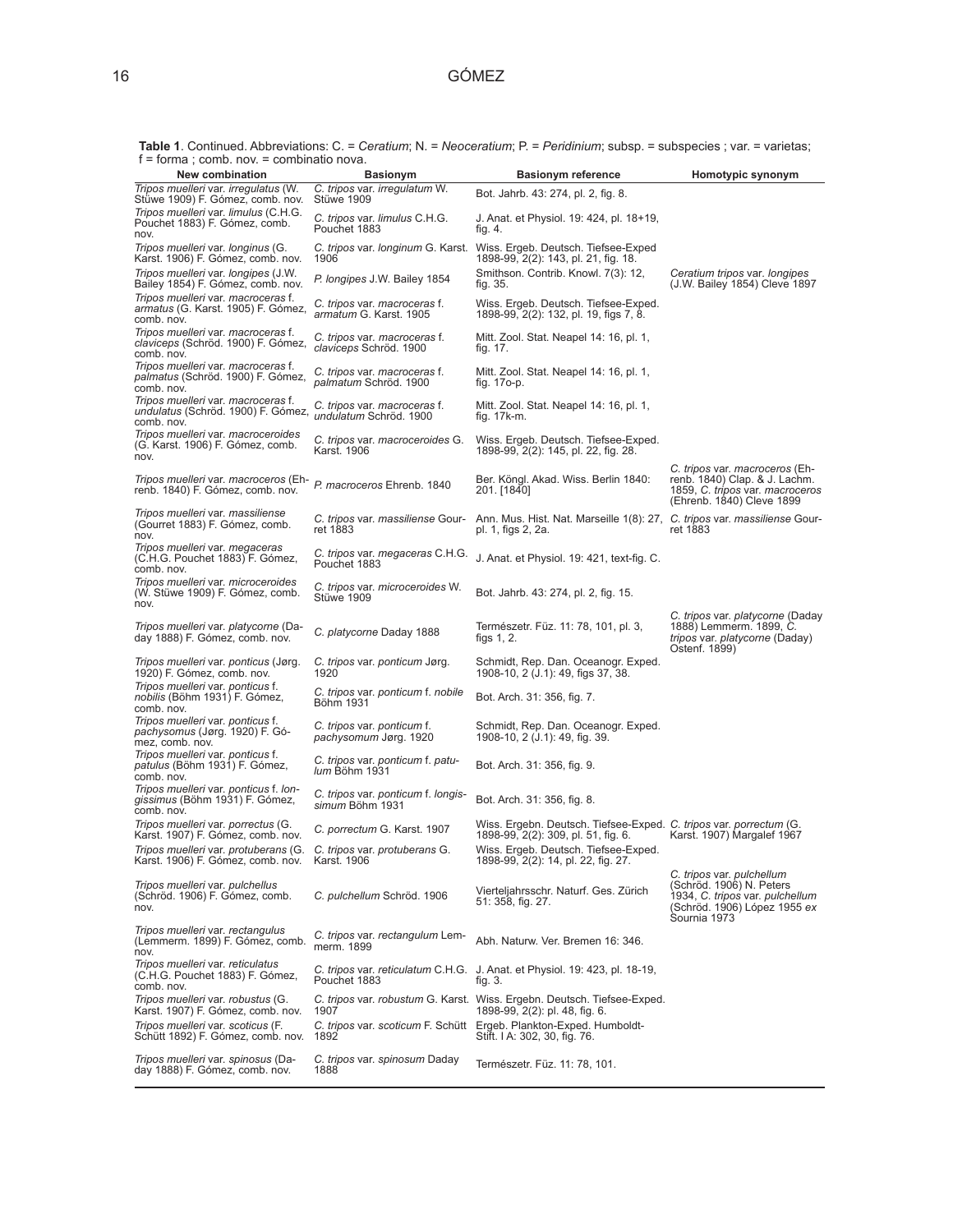**Table 1**. Continued. Abbreviations: C. = *Ceratium*; N. = *Neoceratium*; P. = *Peridinium*; subsp. = subspecies ; var. = varietas; f = forma ; comb. nov. = combinatio nova.

| New combination | Basionym | Basionym reference | Homotypic synonym |
|---|---|---|---|
| *Tripos muelleri* var. *irregulatus* (W. Stüwe 1909) F. Gómez, comb. nov. | *C. tripos* var. *irregulatum* W. Stüwe 1909 | Bot. Jahrb. 43: 274, pl. 2, fig. 8. | |
| *Tripos muelleri* var. *limulus* (C.H.G. Pouchet 1883) F. Gómez, comb. nov. | *C. tripos* var. *limulus* C.H.G. Pouchet 1883 | J. Anat. et Physiol. 19: 424, pl. 18+19, fig. 4. | |
| *Tripos muelleri* var. *longinus* (G. Karst. 1906) F. Gómez, comb. nov. | *C. tripos* var. *longinum* G. Karst. 1906 | Wiss. Ergeb. Deutsch. Tiefsee-Exped 1898-99, 2(2): 143, pl. 21, fig. 18. | |
| *Tripos muelleri* var. *longipes* (J.W. Bailey 1854) F. Gómez, comb. nov. | *P. longipes* J.W. Bailey 1854 | Smithson. Contrib. Knowl. 7(3): 12, fig. 35. | *Ceratium tripos* var. *longipes* (J.W. Bailey 1854) Cleve 1897 |
| *Tripos muelleri* var. *macroceras* f. *armatus* (G. Karst. 1905) F. Gómez, comb. nov. | *C. tripos* var. *macroceras* f. *armatum* G. Karst. 1905 | Wiss. Ergeb. Deutsch. Tiefsee-Exped. 1898-99, 2(2): 132, pl. 19, figs 7, 8. | |
| *Tripos muelleri* var. *macroceras* f. *claviceps* (Schröd. 1900) F. Gómez, comb. nov. | *C. tripos* var. *macroceras* f. *claviceps* Schröd. 1900 | Mitt. Zool. Stat. Neapel 14: 16, pl. 1, fig. 17. | |
| *Tripos muelleri* var. *macroceras* f. *palmatus* (Schröd. 1900) F. Gómez, comb. nov. | *C. tripos* var. *macroceras* f. *palmatum* Schröd. 1900 | Mitt. Zool. Stat. Neapel 14: 16, pl. 1, fig. 17o-p. | |
| *Tripos muelleri* var. *macroceras* f. *undulatus* (Schröd. 1900) F. Gómez, comb. nov. | *C. tripos* var. *macroceras* f. *undulatum* Schröd. 1900 | Mitt. Zool. Stat. Neapel 14: 16, pl. 1, fig. 17k-m. | |
| *Tripos muelleri* var. *macroceroides* (G. Karst. 1906) F. Gómez, comb. nov. | *C. tripos* var. *macroceroides* G. Karst. 1906 | Wiss. Ergeb. Deutsch. Tiefsee-Exped. 1898-99, 2(2): 145, pl. 22, fig. 28. | |
| *Tripos muelleri* var. *macroceros* (Ehrenb. 1840) F. Gómez, comb. nov. | *P. macroceros* Ehrenb. 1840 | Ber. Köngl. Akad. Wiss. Berlin 1840: 201. [1840] | *C. tripos* var. *macroceros* (Ehrenb. 1840) Clap. & J. Lachm. 1859, *C. tripos* var. *macroceros* (Ehrenb. 1840) Cleve 1899 |
| *Tripos muelleri* var. *massiliense* (Gourret 1883) F. Gómez, comb. nov. | *C. tripos* var. *massiliense* Gourret 1883 | Ann. Mus. Hist. Nat. Marseille 1(8): 27, pl. 1, figs 2, 2a. | *C. tripos* var. *massiliense* Gourret 1883 |
| *Tripos muelleri* var. *megaceras* (C.H.G. Pouchet 1883) F. Gómez, comb. nov. | *C. tripos* var. *megaceras* C.H.G. Pouchet 1883 | J. Anat. et Physiol. 19: 421, text-fig. C. | |
| *Tripos muelleri* var. *microceroides* (W. Stüwe 1909) F. Gómez, comb. nov. | *C. tripos* var. *microceroides* W. Stüwe 1909 | Bot. Jahrb. 43: 274, pl. 2, fig. 15. | |
| *Tripos muelleri* var. *platycorne* (Daday 1888) F. Gómez, comb. nov. | *C. platycorne* Daday 1888 | Természetr. Füz. 11: 78, 101, pl. 3, figs 1, 2. | *C. tripos* var. *platycorne* (Daday 1888) Lemmerm. 1899, *C. tripos* var. *platycorne* (Daday) Ostenf. 1899) |
| *Tripos muelleri* var. *ponticus* (Jørg. 1920) F. Gómez, comb. nov. | *C. tripos* var. *ponticum* Jørg. 1920 | Schmidt, Rep. Dan. Oceanogr. Exped. 1908-10, 2 (J.1): 49, figs 37, 38. | |
| *Tripos muelleri* var. *ponticus* f. *nobilis* (Böhm 1931) F. Gómez, comb. nov. | *C. tripos* var. *ponticum* f. *nobile* Böhm 1931 | Bot. Arch. 31: 356, fig. 7. | |
| *Tripos muelleri* var. *ponticus* f. *pachysomus* (Jørg. 1920) F. Gómez, comb. nov. | *C. tripos* var. *ponticum* f. *pachysomum* Jørg. 1920 | Schmidt, Rep. Dan. Oceanogr. Exped. 1908-10, 2 (J.1): 49, fig. 39. | |
| *Tripos muelleri* var. *ponticus* f. *patulus* (Böhm 1931) F. Gómez, comb. nov. | *C. tripos* var. *ponticum* f. *patulum* Böhm 1931 | Bot. Arch. 31: 356, fig. 9. | |
| *Tripos muelleri* var. *ponticus* f. *longissimus* (Böhm 1931) F. Gómez, comb. nov. | *C. tripos* var. *ponticum* f. *longissimum* Böhm 1931 | Bot. Arch. 31: 356, fig. 8. | |
| *Tripos muelleri* var. *porrectus* (G. Karst. 1907) F. Gómez, comb. nov. | *C. porrectum* G. Karst. 1907 | Wiss. Ergebn. Deutsch. Tiefsee-Exped. 1898-99, 2(2): 309, pl. 51, fig. 6. | *C. tripos* var. *porrectum* (G. Karst. 1907) Margalef 1967 |
| *Tripos muelleri* var. *protuberans* (G. Karst. 1906) F. Gómez, comb. nov. | *C. tripos* var. *protuberans* G. Karst. 1906 | Wiss. Ergeb. Deutsch. Tiefsee-Exped. 1898-99, 2(2): 14, pl. 22, fig. 27. | |
| *Tripos muelleri* var. *pulchellus* (Schröd. 1906) F. Gómez, comb. nov. | *C. pulchellum* Schröd. 1906 | Vierteljahrsschr. Naturf. Ges. Zürich 51: 358, fig. 27. | *C. tripos* var. *pulchellum* (Schröd. 1906) N. Peters 1934, *C. tripos* var. *pulchellum* (Schröd. 1906) López 1955 *ex* Sournia 1973 |
| *Tripos muelleri* var. *rectangulus* (Lemmerm. 1899) F. Gómez, comb. nov. | *C. tripos* var. *rectangulum* Lemmerm. 1899 | Abh. Naturw. Ver. Bremen 16: 346. | |
| *Tripos muelleri* var. *reticulatus* (C.H.G. Pouchet 1883) F. Gómez, comb. nov. | *C. tripos* var. *reticulatum* C.H.G. Pouchet 1883 | J. Anat. et Physiol. 19: 423, pl. 18-19, fig. 3. | |
| *Tripos muelleri* var. *robustus* (G. Karst. 1907) F. Gómez, comb. nov. | *C. tripos* var. *robustum* G. Karst. 1907 | Wiss. Ergebn. Deutsch. Tiefsee-Exped. 1898-99, 2(2): pl. 48, fig. 6. | |
| *Tripos muelleri* var. *scoticus* (F. Schütt 1892) F. Gómez, comb. nov. | *C. tripos* var. *scoticum* F. Schütt 1892 | Ergeb. Plankton-Exped. Humboldt-Stift. I A: 302, 30, fig. 76. | |
| *Tripos muelleri* var. *spinosus* (Daday 1888) F. Gómez, comb. nov. | *C. tripos* var. *spinosum* Daday 1888 | Természetr. Füz. 11: 78, 101. | |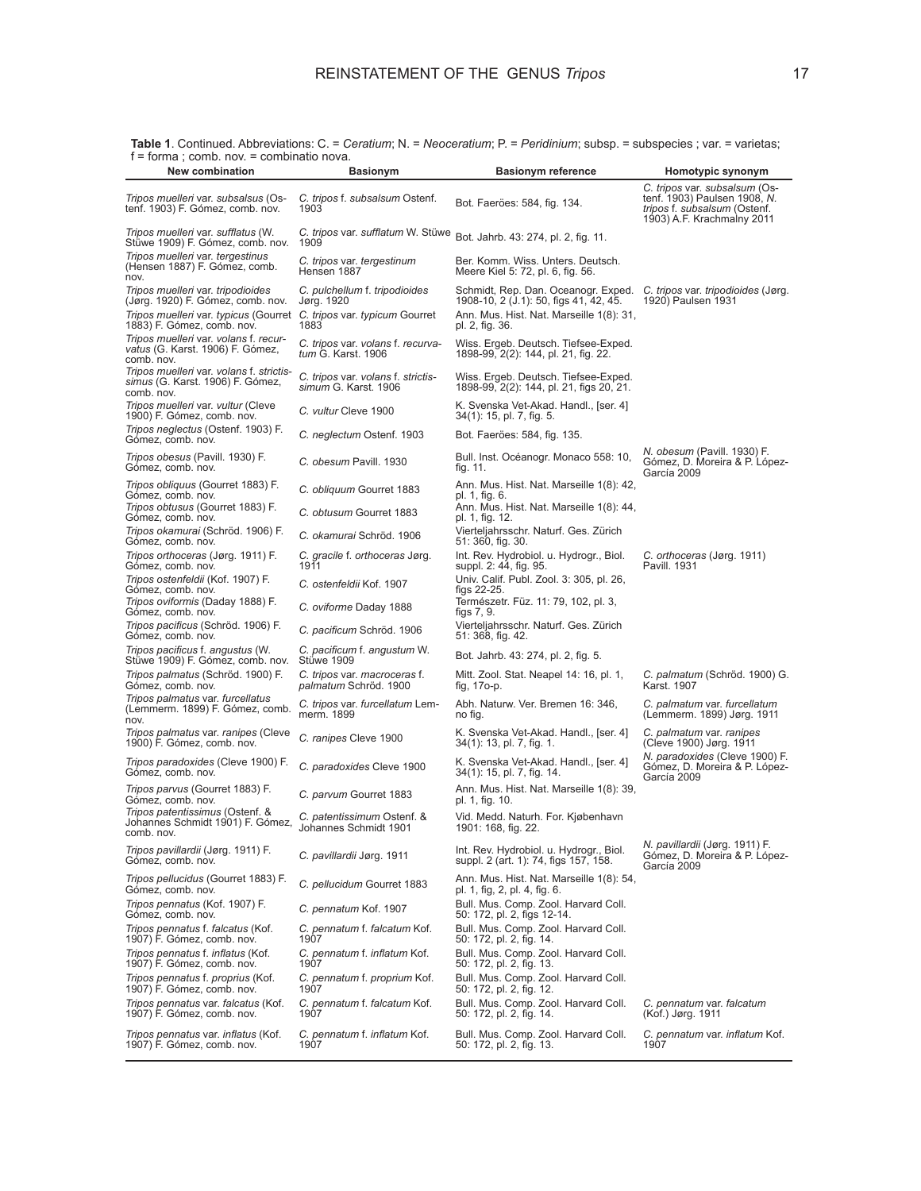**Table 1**. Continued. Abbreviations: C. = *Ceratium*; N. = *Neoceratium*; P. = *Peridinium*; subsp. = subspecies ; var. = varietas; f = forma ; comb. nov. = combinatio nova.

| New combination | Basionym | Basionym reference | Homotypic synonym |
|---|---|---|---|
| *Tripos muelleri* var. *subsalsus* (Ostenf. 1903) F. Gómez, comb. nov. | *C. tripos* f. *subsalsum* Ostenf. 1903 | Bot. Faeröes: 584, fig. 134. | *C. tripos* var. *subsalsum* (Ostenf. 1903) Paulsen 1908, *N. tripos* f. *subsalsum* (Ostenf. 1903) A.F. Krachmalny 2011 |
| *Tripos muelleri* var. *sufflatus* (W. Stüwe 1909) F. Gómez, comb. nov. | *C. tripos* var. *sufflatum* W. Stüwe 1909 | Bot. Jahrb. 43: 274, pl. 2, fig. 11. | |
| *Tripos muelleri* var. *tergestinus* (Hensen 1887) F. Gómez, comb. nov. | *C. tripos* var. *tergestinum* Hensen 1887 | Ber. Komm. Wiss. Unters. Deutsch. Meere Kiel 5: 72, pl. 6, fig. 56. | |
| *Tripos muelleri* var. *tripodioides* (Jørg. 1920) F. Gómez, comb. nov. | *C. pulchellum* f. *tripodioides* Jørg. 1920 | Schmidt, Rep. Dan. Oceanogr. Exped. 1908-10, 2 (J.1): 50, figs 41, 42, 45. | *C. tripos* var. *tripodioides* (Jørg. 1920) Paulsen 1931 |
| *Tripos muelleri* var. *typicus* (Gourret 1883) F. Gómez, comb. nov. | *C. tripos* var. *typicum* Gourret 1883 | Ann. Mus. Hist. Nat. Marseille 1(8): 31, pl. 2, fig. 36. | |
| *Tripos muelleri* var. *volans* f. *recurvatus* (G. Karst. 1906) F. Gómez, comb. nov. | *C. tripos* var. *volans* f. *recurvatum* G. Karst. 1906 | Wiss. Ergeb. Deutsch. Tiefsee-Exped. 1898-99, 2(2): 144, pl. 21, fig. 22. | |
| *Tripos muelleri* var. *volans* f. *strictissimus* (G. Karst. 1906) F. Gómez, comb. nov. | *C. tripos* var. *volans* f. *strictissimum* G. Karst. 1906 | Wiss. Ergeb. Deutsch. Tiefsee-Exped. 1898-99, 2(2): 144, pl. 21, figs 20, 21. | |
| *Tripos muelleri* var. *vultur* (Cleve 1900) F. Gómez, comb. nov. | *C. vultur* Cleve 1900 | K. Svenska Vet-Akad. Handl., [ser. 4] 34(1): 15, pl. 7, fig. 5. | |
| *Tripos neglectus* (Ostenf. 1903) F. Gómez, comb. nov. | *C. neglectum* Ostenf. 1903 | Bot. Faeröes: 584, fig. 135. | |
| *Tripos obesus* (Pavill. 1930) F. Gómez, comb. nov. | *C. obesum* Pavill. 1930 | Bull. Inst. Océanogr. Monaco 558: 10, fig. 11. | *N. obesum* (Pavill. 1930) F. Gómez, D. Moreira & P. López-García 2009 |
| *Tripos obliquus* (Gourret 1883) F. Gómez, comb. nov. | *C. obliquum* Gourret 1883 | Ann. Mus. Hist. Nat. Marseille 1(8): 42, pl. 1, fig. 6. | |
| *Tripos obtusus* (Gourret 1883) F. Gómez, comb. nov. | *C. obtusum* Gourret 1883 | Ann. Mus. Hist. Nat. Marseille 1(8): 44, pl. 1, fig. 12. | |
| *Tripos okamurai* (Schröd. 1906) F. Gómez, comb. nov. | *C. okamurai* Schröd. 1906 | Vierteljahrsschr. Naturf. Ges. Zürich 51: 360, fig. 30. | |
| *Tripos orthoceras* (Jørg. 1911) F. Gómez, comb. nov. | *C. gracile* f. *orthoceras* Jørg. 1911 | Int. Rev. Hydrobiol. u. Hydrogr., Biol. suppl. 2: 44, fig. 95. | *C. orthoceras* (Jørg. 1911) Pavill. 1931 |
| *Tripos ostenfeldii* (Kof. 1907) F. Gómez, comb. nov. | *C. ostenfeldii* Kof. 1907 | Univ. Calif. Publ. Zool. 3: 305, pl. 26, figs 22-25. | |
| *Tripos oviformis* (Daday 1888) F. Gómez, comb. nov. | *C. oviforme* Daday 1888 | Természetr. Füz. 11: 79, 102, pl. 3, figs 7, 9. | |
| *Tripos pacificus* (Schröd. 1906) F. Gómez, comb. nov. | *C. pacificum* Schröd. 1906 | Vierteljahrsschr. Naturf. Ges. Zürich 51: 368, fig. 42. | |
| *Tripos pacificus* f. *angustus* (W. Stüwe 1909) F. Gómez, comb. nov. | *C. pacificum* f. *angustum* W. Stüwe 1909 | Bot. Jahrb. 43: 274, pl. 2, fig. 5. | |
| *Tripos palmatus* (Schröd. 1900) F. Gómez, comb. nov. | *C. tripos* var. *macroceras* f. *palmatum* Schröd. 1900 | Mitt. Zool. Stat. Neapel 14: 16, pl. 1, fig, 17o-p. | *C. palmatum* (Schröd. 1900) G. Karst. 1907 |
| *Tripos palmatus* var. *furcellatus* (Lemmerm. 1899) F. Gómez, comb. nov. | *C. tripos* var. *furcellatum* Lemmerm. 1899 | Abh. Naturw. Ver. Bremen 16: 346, no fig. | *C. palmatum* var. *furcellatum* (Lemmerm. 1899) Jørg. 1911 |
| *Tripos palmatus* var. *ranipes* (Cleve 1900) F. Gómez, comb. nov. | *C. ranipes* Cleve 1900 | K. Svenska Vet-Akad. Handl., [ser. 4] 34(1): 13, pl. 7, fig. 1. | *C. palmatum* var. *ranipes* (Cleve 1900) Jørg. 1911 |
| *Tripos paradoxides* (Cleve 1900) F. Gómez, comb. nov. | *C. paradoxides* Cleve 1900 | K. Svenska Vet-Akad. Handl., [ser. 4] 34(1): 15, pl. 7, fig. 14. | *N. paradoxides* (Cleve 1900) F. Gómez, D. Moreira & P. López-García 2009 |
| *Tripos parvus* (Gourret 1883) F. Gómez, comb. nov. | *C. parvum* Gourret 1883 | Ann. Mus. Hist. Nat. Marseille 1(8): 39, pl. 1, fig. 10. | |
| *Tripos patentissimus* (Ostenf. & Johannes Schmidt 1901) F. Gómez, comb. nov. | *C. patentissimum* Ostenf. & Johannes Schmidt 1901 | Vid. Medd. Naturh. For. Kjøbenhavn 1901: 168, fig. 22. | |
| *Tripos pavillardii* (Jørg. 1911) F. Gómez, comb. nov. | *C. pavillardii* Jørg. 1911 | Int. Rev. Hydrobiol. u. Hydrogr., Biol. suppl. 2 (art. 1): 74, figs 157, 158. | *N. pavillardii* (Jørg. 1911) F. Gómez, D. Moreira & P. López-García 2009 |
| *Tripos pellucidus* (Gourret 1883) F. Gómez, comb. nov. | *C. pellucidum* Gourret 1883 | Ann. Mus. Hist. Nat. Marseille 1(8): 54, pl. 1, fig, 2, pl. 4, fig. 6. | |
| *Tripos pennatus* (Kof. 1907) F. Gómez, comb. nov. | *C. pennatum* Kof. 1907 | Bull. Mus. Comp. Zool. Harvard Coll. 50: 172, pl. 2, figs 12-14. | |
| *Tripos pennatus* f. *falcatus* (Kof. 1907) F. Gómez, comb. nov. | *C. pennatum* f. *falcatum* Kof. 1907 | Bull. Mus. Comp. Zool. Harvard Coll. 50: 172, pl. 2, fig. 14. | |
| *Tripos pennatus* f. *inflatus* (Kof. 1907) F. Gómez, comb. nov. | *C. pennatum* f. *inflatum* Kof. 1907 | Bull. Mus. Comp. Zool. Harvard Coll. 50: 172, pl. 2, fig. 13. | |
| *Tripos pennatus* f. *proprius* (Kof. 1907) F. Gómez, comb. nov. | *C. pennatum* f. *proprium* Kof. 1907 | Bull. Mus. Comp. Zool. Harvard Coll. 50: 172, pl. 2, fig. 12. | |
| *Tripos pennatus* var. *falcatus* (Kof. 1907) F. Gómez, comb. nov. | *C. pennatum* f. *falcatum* Kof. 1907 | Bull. Mus. Comp. Zool. Harvard Coll. 50: 172, pl. 2, fig. 14. | *C. pennatum* var. *falcatum* (Kof.) Jørg. 1911 |
| *Tripos pennatus* var. *inflatus* (Kof. 1907) F. Gómez, comb. nov. | *C. pennatum* f. *inflatum* Kof. 1907 | Bull. Mus. Comp. Zool. Harvard Coll. 50: 172, pl. 2, fig. 13. | *C. pennatum* var. *inflatum* Kof. 1907 |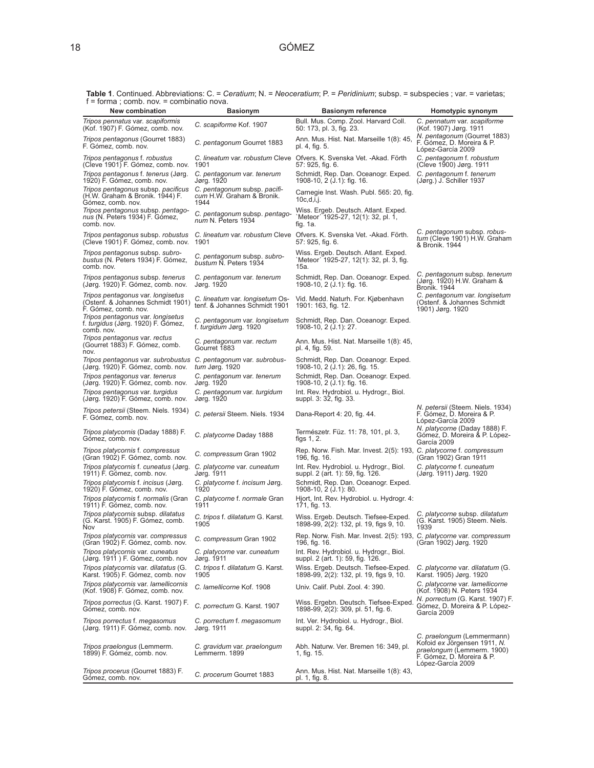**Table 1**. Continued. Abbreviations: C. = *Ceratium*; N. = *Neoceratium*; P. = *Peridinium*; subsp. = subspecies ; var. = varietas; f = forma ; comb. nov. = combinatio nova.

| New combination | Basionym | Basionym reference | Homotypic synonym |
|---|---|---|---|
| *Tripos pennatus* var. *scapiformis* (Kof. 1907) F. Gómez, comb. nov. | *C. scapiforme* Kof. 1907 | Bull. Mus. Comp. Zool. Harvard Coll. 50: 173, pl. 3, fig. 23. | *C. pennatum* var. *scapiforme* (Kof. 1907) Jørg. 1911 |
| *Tripos pentagonus* (Gourret 1883) F. Gómez, comb. nov. | *C. pentagonum* Gourret 1883 | Ann. Mus. Hist. Nat. Marseille 1(8): 45, pl. 4, fig. 5. | *N. pentagonum* (Gourret 1883) F. Gómez, D. Moreira & P. López-García 2009 |
| *Tripos pentagonus* f. *robustus* (Cleve 1901) F. Gómez, comb. nov. | *C. lineatum* var. *robustum* Cleve 1901 | Ofvers. K. Svenska Vet. -Akad. Förth 57: 925, fig. 6. | *C. pentagonum* f. *robustum* (Cleve 1900) Jørg. 1911 |
| *Tripos pentagonus* f. *tenerus* (Jørg. 1920) F. Gómez, comb. nov. | *C. pentagonum* var. *tenerum* Jørg. 1920 | Schmidt, Rep. Dan. Oceanogr. Exped. 1908-10, 2 (J.1): fig. 16. | *C. pentagonum* f. *tenerum* (Jørg.) J. Schiller 1937 |
| *Tripos pentagonus* subsp. *pacificus* (H.W. Graham & Bronik. 1944) F. Gómez, comb. nov. | *C. pentagonum* subsp. *pacificum* H.W. Graham & Bronik. 1944 | Carnegie Inst. Wash. Publ. 565: 20, fig. 10c,d,i,j. | |
| *Tripos pentagonus* subsp. *pentagonus* (N. Peters 1934) F. Gómez, comb. nov. | *C. pentagonum* subsp. *pentagonum* N. Peters 1934 | Wiss. Ergeb. Deutsch. Atlant. Exped. `Meteor´ 1925-27, 12(1): 32, pl. 1, fig. 1a. | |
| *Tripos pentagonus* subsp. *robustus* (Cleve 1901) F. Gómez, comb. nov. | *C. lineatum* var. *robustum* Cleve 1901 | Ofvers. K. Svenska Vet. -Akad. Förth. 57: 925, fig. 6. | *C. pentagonum* subsp. *robustum* (Cleve 1901) H.W. Graham & Bronik. 1944 |
| *Tripos pentagonus* subsp. *subrobustus* (N. Peters 1934) F. Gómez, comb. nov. | *C. pentagonum* subsp. *subrobustum* N. Peters 1934 | Wiss. Ergeb. Deutsch. Atlant. Exped. `Meteor´ 1925-27, 12(1): 32, pl. 3, fig. 15a. | |
| *Tripos pentagonus* subsp. *tenerus* (Jørg. 1920) F. Gómez, comb. nov. | *C. pentagonum* var. *tenerum* Jørg. 1920 | Schmidt, Rep. Dan. Oceanogr. Exped. 1908-10, 2 (J.1): fig. 16. | *C. pentagonum* subsp. *tenerum* (Jørg. 1920) H.W. Graham & Bronik. 1944 |
| *Tripos pentagonus* var. *longisetus* (Ostenf. & Johannes Schmidt 1901) F. Gómez, comb. nov. | *C. lineatum* var. *longisetum* Ostenf. & Johannes Schmidt 1901 | Vid. Medd. Naturh. For. Kjøbenhavn 1901: 163, fig. 12. | *C. pentagonum* var. *longisetum* (Ostenf. & Johannes Schmidt 1901) Jørg. 1920 |
| *Tripos pentagonus* var. *longisetus* f. *turgidus* (Jørg. 1920) F. Gómez, comb. nov. | *C. pentagonum* var. *longisetum* f. *turgidum* Jørg. 1920 | Schmidt, Rep. Dan. Oceanogr. Exped. 1908-10, 2 (J.1): 27. | |
| *Tripos pentagonus* var. *rectus* (Gourret 1883) F. Gómez, comb. nov. | *C. pentagonum* var. *rectum* Gourret 1883 | Ann. Mus. Hist. Nat. Marseille 1(8): 45, pl. 4, fig. 59. | |
| *Tripos pentagonus* var. *subrobustus* (Jørg. 1920) F. Gómez, comb. nov. | *C. pentagonum* var. *subrobustum* Jørg. 1920 | Schmidt, Rep. Dan. Oceanogr. Exped. 1908-10, 2 (J.1): 26, fig. 15. | |
| *Tripos pentagonus* var. *tenerus* (Jørg. 1920) F. Gómez, comb. nov. | *C. pentagonum* var. *tenerum* Jørg. 1920 | Schmidt, Rep. Dan. Oceanogr. Exped. 1908-10, 2 (J.1): fig. 16. | |
| *Tripos pentagonus* var. *turgidus* (Jørg. 1920) F. Gómez, comb. nov. | *C. pentagonum* var. *turgidum* Jørg. 1920 | Int. Rev. Hydrobiol. u. Hydrogr., Biol. suppl. 3: 32, fig. 33. | |
| *Tripos petersii* (Steem. Niels. 1934) F. Gómez, comb. nov. | *C. petersii* Steem. Niels. 1934 | Dana-Report 4: 20, fig. 44. | *N. petersii* (Steem. Niels. 1934) F. Gómez, D. Moreira & P. López-García 2009 |
| *Tripos platycornis* (Daday 1888) F. Gómez, comb. nov. | *C. platycorne* Daday 1888 | Természetr. Füz. 11: 78, 101, pl. 3, figs 1, 2. | *N. platycorne* (Daday 1888) F. Gómez, D. Moreira & P. López-García 2009 |
| *Tripos platycornis* f. *compressus* (Gran 1902) F. Gómez, comb. nov. | *C. compressum* Gran 1902 | Rep. Norw. Fish. Mar. Invest. 2(5): 193, 196, fig. 16. | *C. platycorne* f. *compressum* (Gran 1902) Gran 1911 |
| *Tripos platycornis* f. *cuneatus* (Jørg. 1911) F. Gómez, comb. nov. | *C. platycorne* var. *cuneatum* Jørg. 1911 | Int. Rev. Hydrobiol. u. Hydrogr., Biol. suppl. 2 (art. 1): 59, fig. 126. | *C. platycorne* f. *cuneatum* (Jørg. 1911) Jørg. 1920 |
| *Tripos platycornis* f. *incisus* (Jørg. 1920) F. Gómez, comb. nov. | *C. platycorne* f. *incisum* Jørg. 1920 | Schmidt, Rep. Dan. Oceanogr. Exped. 1908-10, 2 (J.1): 80. | |
| *Tripos platycornis* f. *normalis* (Gran 1911) F. Gómez, comb. nov. | *C. platycorne* f. *normale* Gran 1911 | Hjort, Int. Rev. Hydrobiol. u. Hydrogr. 4: 171, fig. 13. | |
| *Tripos platycornis* subsp. *dilatatus* (G. Karst. 1905) F. Gómez, comb. Nov | *C. tripos* f. *dilatatum* G. Karst. 1905 | Wiss. Ergeb. Deutsch. Tiefsee-Exped. 1898-99, 2(2): 132, pl. 19, figs 9, 10. | *C. platycorne* subsp. *dilatatum* (G. Karst. 1905) Steem. Niels. 1939 |
| *Tripos platycornis* var. *compressus* (Gran 1902) F. Gómez, comb. nov. | *C. compressum* Gran 1902 | Rep. Norw. Fish. Mar. Invest. 2(5): 193, 196, fig. 16. | *C. platycorne* var. *compressum* (Gran 1902) Jørg. 1920 |
| *Tripos platycornis* var. *cuneatus* (Jørg. 1911 ) F. Gómez, comb. nov | *C. platycorne* var. *cuneatum* Jørg. 1911 | Int. Rev. Hydrobiol. u. Hydrogr., Biol. suppl. 2 (art. 1): 59, fig. 126. | |
| *Tripos platycornis* var. *dilatatus* (G. Karst. 1905) F. Gómez, comb. nov | *C. tripos* f. *dilatatum* G. Karst. 1905 | Wiss. Ergeb. Deutsch. Tiefsee-Exped. 1898-99, 2(2): 132, pl. 19, figs 9, 10. | *C. platycorne* var. *dilatatum* (G. Karst. 1905) Jørg. 1920 |
| *Tripos platycornis* var. *lamellicornis* (Kof. 1908) F. Gómez, comb. nov. | *C. lamellicorne* Kof. 1908 | Univ. Calif. Publ. Zool. 4: 390. | *C. platycorne* var. *lamellicorne* (Kof. 1908) N. Peters 1934 |
| *Tripos porrectus* (G. Karst. 1907) F. Gómez, comb. nov. | *C. porrectum* G. Karst. 1907 | Wiss. Ergebn. Deutsch. Tiefsee-Exped. 1898-99, 2(2): 309, pl. 51, fig. 6. | *N. porrectum* (G. Karst. 1907) F. Gómez, D. Moreira & P. López-García 2009 |
| *Tripos porrectus* f. *megasomus* (Jørg. 1911) F. Gómez, comb. nov. | *C. porrectum* f. *megasomum* Jørg. 1911 | Int. Ver. Hydrobiol. u. Hydrogr., Biol. suppl. 2: 34, fig. 64. | |
| *Tripos praelongus* (Lemmerm. 1899) F. Gómez, comb. nov. | *C. gravidum* var. *praelongum* Lemmerm. 1899 | Abh. Naturw. Ver. Bremen 16: 349, pl. 1, fig. 15. | *C. praelongum* (Lemmermann) Kofoid *ex* Jörgensen 1911, *N. praelongum* (Lemmerm. 1900) F. Gómez, D. Moreira & P. López-García 2009 |
| *Tripos procerus* (Gourret 1883) F. Gómez, comb. nov. | *C. procerum* Gourret 1883 | Ann. Mus. Hist. Nat. Marseille 1(8): 43, pl. 1, fig. 8. | |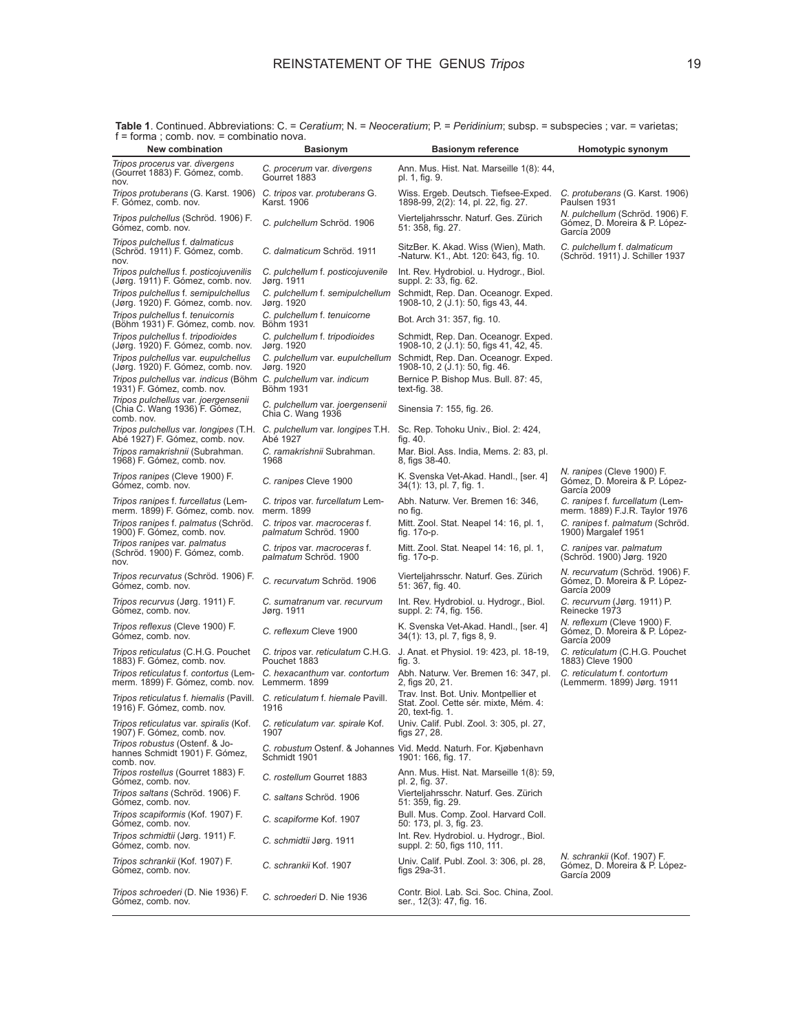**Table 1**. Continued. Abbreviations: C. = *Ceratium*; N. = *Neoceratium*; P. = *Peridinium*; subsp. = subspecies ; var. = varietas; f = forma ; comb. nov. = combinatio nova.

| New combination | Basionym | Basionym reference | Homotypic synonym |
|---|---|---|---|
| *Tripos procerus* var. *divergens* (Gourret 1883) F. Gómez, comb. nov. | *C. procerum* var. *divergens* Gourret 1883 | Ann. Mus. Hist. Nat. Marseille 1(8): 44, pl. 1, fig. 9. | |
| *Tripos protuberans* (G. Karst. 1906) F. Gómez, comb. nov. | *C. tripos* var. *protuberans* G. Karst. 1906 | Wiss. Ergeb. Deutsch. Tiefsee-Exped. 1898-99, 2(2): 14, pl. 22, fig. 27. | *C. protuberans* (G. Karst. 1906) Paulsen 1931 |
| *Tripos pulchellus* (Schröd. 1906) F. Gómez, comb. nov. | *C. pulchellum* Schröd. 1906 | Vierteljahrsschr. Naturf. Ges. Zürich 51: 358, fig. 27. | *N. pulchellum* (Schröd. 1906) F. Gómez, D. Moreira & P. López-García 2009 |
| *Tripos pulchellus* f. *dalmaticus* (Schröd. 1911) F. Gómez, comb. nov. | *C. dalmaticum* Schröd. 1911 | SitzBer. K. Akad. Wiss (Wien), Math. -Naturw. K1., Abt. 120: 643, fig. 10. | *C. pulchellum* f. *dalmaticum* (Schröd. 1911) J. Schiller 1937 |
| *Tripos pulchellus* f. *posticojuvenilis* (Jørg. 1911) F. Gómez, comb. nov. | *C. pulchellum* f. *posticojuvenile* Jørg. 1911 | Int. Rev. Hydrobiol. u. Hydrogr., Biol. suppl. 2: 33, fig. 62. | |
| *Tripos pulchellus* f. *semipulchellus* (Jørg. 1920) F. Gómez, comb. nov. | *C. pulchellum* f. *semipulchellum* Jørg. 1920 | Schmidt, Rep. Dan. Oceanogr. Exped. 1908-10, 2 (J.1): 50, figs 43, 44. | |
| *Tripos pulchellus* f. *tenuicornis* (Böhm 1931) F. Gómez, comb. nov. | *C. pulchellum* f. *tenuicorne* Böhm 1931 | Bot. Arch 31: 357, fig. 10. | |
| *Tripos pulchellus* f. *tripodioides* (Jørg. 1920) F. Gómez, comb. nov. | *C. pulchellum* f. *tripodioides* Jørg. 1920 | Schmidt, Rep. Dan. Oceanogr. Exped. 1908-10, 2 (J.1): 50, figs 41, 42, 45. | |
| *Tripos pulchellus* var. *eupulchellus* (Jørg. 1920) F. Gómez, comb. nov. | *C. pulchellum* var. *eupulchellum* Jørg. 1920 | Schmidt, Rep. Dan. Oceanogr. Exped. 1908-10, 2 (J.1): 50, fig. 46. | |
| *Tripos pulchellus* var. *indicus* (Böhm 1931) F. Gómez, comb. nov. | *C. pulchellum* var. *indicum* Böhm 1931 | Bernice P. Bishop Mus. Bull. 87: 45, text-fig. 38. | |
| *Tripos pulchellus* var. *joergensenii* (Chia C. Wang 1936) F. Gómez, comb. nov. | *C. pulchellum* var. *joergensenii* Chia C. Wang 1936 | Sinensia 7: 155, fig. 26. | |
| *Tripos pulchellus* var. *longipes* (T.H. Abé 1927) F. Gómez, comb. nov. | *C. pulchellum* var. *longipes* T.H. Abé 1927 | Sc. Rep. Tohoku Univ., Biol. 2: 424, fig. 40. | |
| *Tripos ramakrishnii* (Subrahman. 1968) F. Gómez, comb. nov. | *C. ramakrishnii* Subrahman. 1968 | Mar. Biol. Ass. India, Mems. 2: 83, pl. 8, figs 38-40. | |
| *Tripos ranipes* (Cleve 1900) F. Gómez, comb. nov. | *C. ranipes* Cleve 1900 | K. Svenska Vet-Akad. Handl., [ser. 4] 34(1): 13, pl. 7, fig. 1. | *N. ranipes* (Cleve 1900) F. Gómez, D. Moreira & P. López-García 2009 |
| *Tripos ranipes* f. *furcellatus* (Lemmerm. 1899) F. Gómez, comb. nov. | *C. tripos* var. *furcellatum* Lemmerm. 1899 | Abh. Naturw. Ver. Bremen 16: 346, no fig. | *C. ranipes* f. *furcellatum* (Lemmerm. 1889) F.J.R. Taylor 1976 |
| *Tripos ranipes* f. *palmatus* (Schröd. 1900) F. Gómez, comb. nov. | *C. tripos* var. *macroceras* f. *palmatum* Schröd. 1900 | Mitt. Zool. Stat. Neapel 14: 16, pl. 1, fig. 17o-p. | *C. ranipes* f. *palmatum* (Schröd. 1900) Margalef 1951 |
| *Tripos ranipes* var. *palmatus* (Schröd. 1900) F. Gómez, comb. nov. | *C. tripos* var. *macroceras* f. *palmatum* Schröd. 1900 | Mitt. Zool. Stat. Neapel 14: 16, pl. 1, fig. 17o-p. | *C. ranipes* var. *palmatum* (Schröd. 1900) Jørg. 1920 |
| *Tripos recurvatus* (Schröd. 1906) F. Gómez, comb. nov. | *C. recurvatum* Schröd. 1906 | Vierteljahrsschr. Naturf. Ges. Zürich 51: 367, fig. 40. | *N. recurvatum* (Schröd. 1906) F. Gómez, D. Moreira & P. López-García 2009 |
| *Tripos recurvus* (Jørg. 1911) F. Gómez, comb. nov. | *C. sumatranum* var. *recurvum* Jørg. 1911 | Int. Rev. Hydrobiol. u. Hydrogr., Biol. suppl. 2: 74, fig. 156. | *C. recurvum* (Jørg. 1911) P. Reinecke 1973 |
| *Tripos reflexus* (Cleve 1900) F. Gómez, comb. nov. | *C. reflexum* Cleve 1900 | K. Svenska Vet-Akad. Handl., [ser. 4] 34(1): 13, pl. 7, figs 8, 9. | *N. reflexum* (Cleve 1900) F. Gómez, D. Moreira & P. López-García 2009 |
| *Tripos reticulatus* (C.H.G. Pouchet 1883) F. Gómez, comb. nov. | *C. tripos* var. *reticulatum* C.H.G. Pouchet 1883 | J. Anat. et Physiol. 19: 423, pl. 18-19, fig. 3. | *C. reticulatum* (C.H.G. Pouchet 1883) Cleve 1900 |
| *Tripos reticulatus* f. *contortus* (Lemmerm. 1899) F. Gómez, comb. nov. | *C. hexacanthum* var. *contortum* Lemmerm. 1899 | Abh. Naturw. Ver. Bremen 16: 347, pl. 2, figs 20, 21. | *C. reticulatum* f. *contortum* (Lemmerm. 1899) Jørg. 1911 |
| *Tripos reticulatus* f. *hiemalis* (Pavill. 1916) F. Gómez, comb. nov. | *C. reticulatum* f. *hiemale* Pavill. 1916 | Trav. Inst. Bot. Univ. Montpellier et Stat. Zool. Cette sér. mixte, Mém. 4: 20, text-fig. 1. | |
| *Tripos reticulatus* var. *spiralis* (Kof. 1907) F. Gómez, comb. nov. | *C. reticulatum var. spirale* Kof. 1907 | Univ. Calif. Publ. Zool. 3: 305, pl. 27, figs 27, 28. | |
| *Tripos robustus* (Ostenf. & Johannes Schmidt 1901) F. Gómez, comb. nov. | *C. robustum* Ostenf. & Johannes Schmidt 1901 | Vid. Medd. Naturh. For. Kjøbenhavn 1901: 166, fig. 17. | |
| *Tripos rostellus* (Gourret 1883) F. Gómez, comb. nov. | *C. rostellum* Gourret 1883 | Ann. Mus. Hist. Nat. Marseille 1(8): 59, pl. 2, fig. 37. | |
| *Tripos saltans* (Schröd. 1906) F. Gómez, comb. nov. | *C. saltans* Schröd. 1906 | Vierteljahrsschr. Naturf. Ges. Zürich 51: 359, fig. 29. | |
| *Tripos scapiformis* (Kof. 1907) F. Gómez, comb. nov. | *C. scapiforme* Kof. 1907 | Bull. Mus. Comp. Zool. Harvard Coll. 50: 173, pl. 3, fig. 23. | |
| *Tripos schmidtii* (Jørg. 1911) F. Gómez, comb. nov. | *C. schmidtii* Jørg. 1911 | Int. Rev. Hydrobiol. u. Hydrogr., Biol. suppl. 2: 50, figs 110, 111. | |
| *Tripos schrankii* (Kof. 1907) F. Gómez, comb. nov. | *C. schrankii* Kof. 1907 | Univ. Calif. Publ. Zool. 3: 306, pl. 28, figs 29a-31. | *N. schrankii* (Kof. 1907) F. Gómez, D. Moreira & P. López-García 2009 |
| *Tripos schroederi* (D. Nie 1936) F. Gómez, comb. nov. | *C. schroederi* D. Nie 1936 | Contr. Biol. Lab. Sci. Soc. China, Zool. ser., 12(3): 47, fig. 16. | |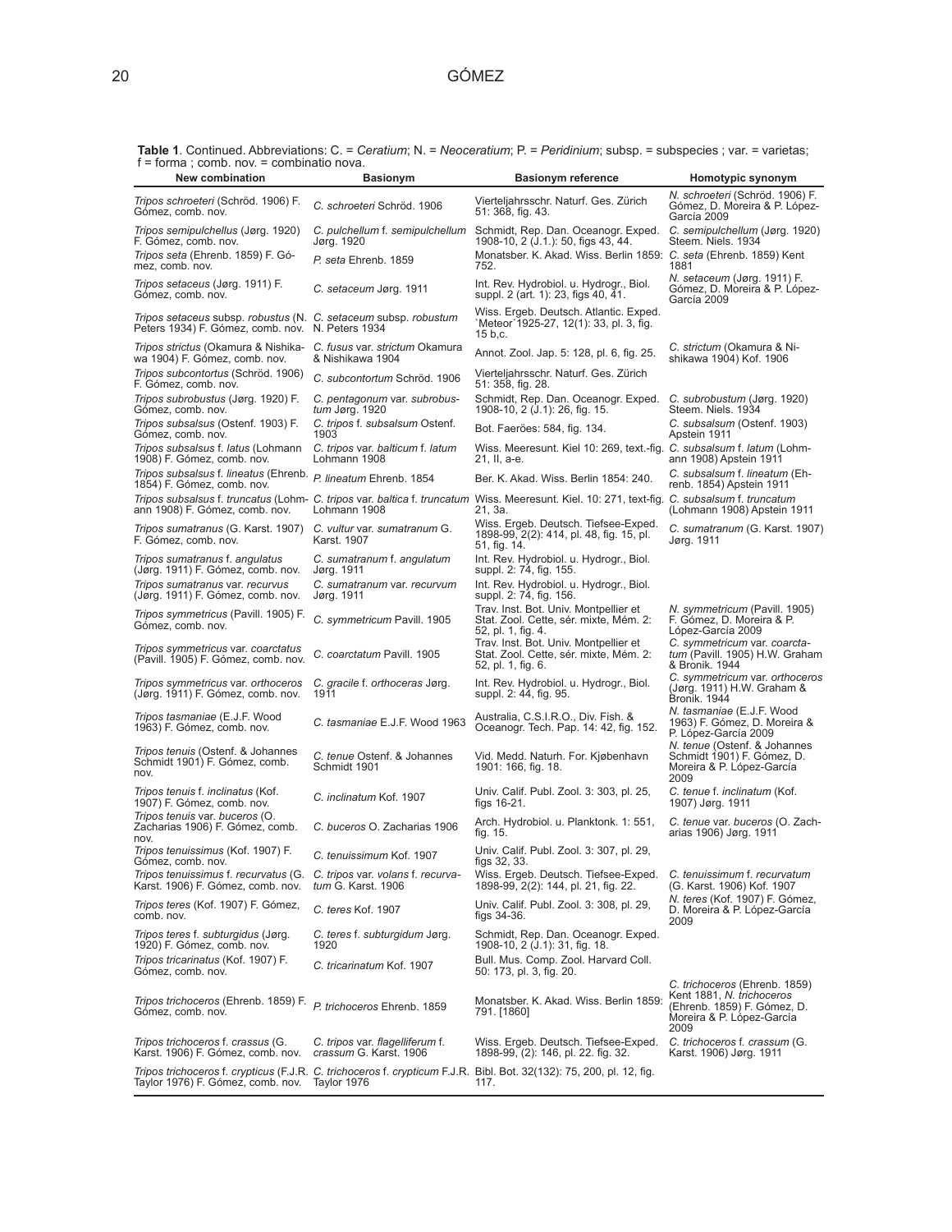**Table 1**. Continued. Abbreviations: C. = *Ceratium*; N. = *Neoceratium*; P. = *Peridinium*; subsp. = subspecies ; var. = varietas; f = forma ; comb. nov. = combinatio nova.

| New combination | Basionym | Basionym reference | Homotypic synonym |
|---|---|---|---|
| *Tripos schroeteri* (Schröd. 1906) F. Gómez, comb. nov. | *C. schroeteri* Schröd. 1906 | Vierteljahrsschr. Naturf. Ges. Zürich 51: 368, fig. 43. | *N. schroeteri* (Schröd. 1906) F. Gómez, D. Moreira & P. López-García 2009 |
| *Tripos semipulchellus* (Jørg. 1920) F. Gómez, comb. nov. | *C. pulchellum* f. *semipulchellum* Jørg. 1920 | Schmidt, Rep. Dan. Oceanogr. Exped. 1908-10, 2 (J.1.): 50, figs 43, 44. | *C. semipulchellum* (Jørg. 1920) Steem. Niels. 1934 |
| *Tripos seta* (Ehrenb. 1859) F. Gómez, comb. nov. | *P. seta* Ehrenb. 1859 | Monatsber. K. Akad. Wiss. Berlin 1859: 752. | *C. seta* (Ehrenb. 1859) Kent 1881 |
| *Tripos setaceus* (Jørg. 1911) F. Gómez, comb. nov. | *C. setaceum* Jørg. 1911 | Int. Rev. Hydrobiol. u. Hydrogr., Biol. suppl. 2 (art. 1): 23, figs 40, 41. | *N. setaceum* (Jørg. 1911) F. Gómez, D. Moreira & P. López-García 2009 |
| *Tripos setaceus* subsp. *robustus* (N. Peters 1934) F. Gómez, comb. nov. | *C. setaceum* subsp. *robustum* N. Peters 1934 | Wiss. Ergeb. Deutsch. Atlantic. Exped. `Meteor´1925-27, 12(1): 33, pl. 3, fig. 15 b,c. | |
| *Tripos strictus* (Okamura & Nishikawa 1904) F. Gómez, comb. nov. | *C. fusus* var. *strictum* Okamura & Nishikawa 1904 | Annot. Zool. Jap. 5: 128, pl. 6, fig. 25. | *C. strictum* (Okamura & Nishikawa 1904) Kof. 1906 |
| *Tripos subcontortus* (Schröd. 1906) F. Gómez, comb. nov. | *C. subcontortum* Schröd. 1906 | Vierteljahrsschr. Naturf. Ges. Zürich 51: 358, fig. 28. | |
| *Tripos subrobustus* (Jørg. 1920) F. Gómez, comb. nov. | *C. pentagonum* var. *subrobustum* Jørg. 1920 | Schmidt, Rep. Dan. Oceanogr. Exped. 1908-10, 2 (J.1): 26, fig. 15. | *C. subrobustum* (Jørg. 1920) Steem. Niels. 1934 |
| *Tripos subsalsus* (Ostenf. 1903) F. Gómez, comb. nov. | *C. tripos* f. *subsalsum* Ostenf. 1903 | Bot. Faeröes: 584, fig. 134. | *C. subsalsum* (Ostenf. 1903) Apstein 1911 |
| *Tripos subsalsus* f. *latus* (Lohmann 1908) F. Gómez, comb. nov. | *C. tripos* var. *balticum* f. *latum* Lohmann 1908 | Wiss. Meeresunt. Kiel 10: 269, text.-fig. 21, II, a-e. | *C. subsalsum* f. *latum* (Lohmann 1908) Apstein 1911 |
| *Tripos subsalsus* f. *lineatus* (Ehrenb. 1854) F. Gómez, comb. nov. | *P. lineatum* Ehrenb. 1854 | Ber. K. Akad. Wiss. Berlin 1854: 240. | *C. subsalsum* f. *lineatum* (Ehrenb. 1854) Apstein 1911 |
| *Tripos subsalsus* f. *truncatus* (Lohmann 1908) F. Gómez, comb. nov. | *C. tripos* var. *baltica* f. *truncatum* Lohmann 1908 | Wiss. Meeresunt. Kiel. 10: 271, text-fig. 21, 3a. | *C. subsalsum* f. *truncatum* (Lohmann 1908) Apstein 1911 |
| *Tripos sumatranus* (G. Karst. 1907) F. Gómez, comb. nov. | *C. vultur* var. *sumatranum* G. Karst. 1907 | Wiss. Ergeb. Deutsch. Tiefsee-Exped. 1898-99, 2(2): 414, pl. 48, fig. 15, pl. 51, fig. 14. | *C. sumatranum* (G. Karst. 1907) Jørg. 1911 |
| *Tripos sumatranus* f. *angulatus* (Jørg. 1911) F. Gómez, comb. nov. | *C. sumatranum* f. *angulatum* Jørg. 1911 | Int. Rev. Hydrobiol. u. Hydrogr., Biol. suppl. 2: 74, fig. 155. | |
| *Tripos sumatranus* var. *recurvus* (Jørg. 1911) F. Gómez, comb. nov. | *C. sumatranum* var. *recurvum* Jørg. 1911 | Int. Rev. Hydrobiol. u. Hydrogr., Biol. suppl. 2: 74, fig. 156. | |
| *Tripos symmetricus* (Pavill. 1905) F. Gómez, comb. nov. | *C. symmetricum* Pavill. 1905 | Trav. Inst. Bot. Univ. Montpellier et Stat. Zool. Cette, sér. mixte, Mém. 2: 52, pl. 1, fig. 4. | *N. symmetricum* (Pavill. 1905) F. Gómez, D. Moreira & P. López-García 2009 |
| *Tripos symmetricus* var. *coarctatus* (Pavill. 1905) F. Gómez, comb. nov. | *C. coarctatum* Pavill. 1905 | Trav. Inst. Bot. Univ. Montpellier et Stat. Zool. Cette, sér. mixte, Mém. 2: 52, pl. 1, fig. 6. | *C. symmetricum* var. *coarctatum* (Pavill. 1905) H.W. Graham & Bronik. 1944 |
| *Tripos symmetricus* var. *orthoceros* (Jørg. 1911) F. Gómez, comb. nov. | *C. gracile* f. *orthoceras* Jørg. 1911 | Int. Rev. Hydrobiol. u. Hydrogr., Biol. suppl. 2: 44, fig. 95. | *C. symmetricum* var. *orthoceros* (Jørg. 1911) H.W. Graham & Bronik. 1944 |
| *Tripos tasmaniae* (E.J.F. Wood 1963) F. Gómez, comb. nov. | *C. tasmaniae* E.J.F. Wood 1963 | Australia, C.S.I.R.O., Div. Fish. & Oceanogr. Tech. Pap. 14: 42, fig. 152. | *N. tasmaniae* (E.J.F. Wood 1963) F. Gómez, D. Moreira & P. López-García 2009 |
| *Tripos tenuis* (Ostenf. & Johannes Schmidt 1901) F. Gómez, comb. nov. | *C. tenue* Ostenf. & Johannes Schmidt 1901 | Vid. Medd. Naturh. For. Kjøbenhavn 1901: 166, fig. 18. | *N. tenue* (Ostenf. & Johannes Schmidt 1901) F. Gómez, D. Moreira & P. López-García 2009 |
| *Tripos tenuis* f. *inclinatus* (Kof. 1907) F. Gómez, comb. nov. | *C. inclinatum* Kof. 1907 | Univ. Calif. Publ. Zool. 3: 303, pl. 25, figs 16-21. | *C. tenue* f. *inclinatum* (Kof. 1907) Jørg. 1911 |
| *Tripos tenuis* var. *buceros* (O. Zacharias 1906) F. Gómez, comb. nov. | *C. buceros* O. Zacharias 1906 | Arch. Hydrobiol. u. Planktonk. 1: 551, fig. 15. | *C. tenue* var. *buceros* (O. Zacharias 1906) Jørg. 1911 |
| *Tripos tenuissimus* (Kof. 1907) F. Gómez, comb. nov. | *C. tenuissimum* Kof. 1907 | Univ. Calif. Publ. Zool. 3: 307, pl. 29, figs 32, 33. | |
| *Tripos tenuissimus* f. *recurvatus* (G. Karst. 1906) F. Gómez, comb. nov. | *C. tripos* var. *volans* f. *recurvatum* G. Karst. 1906 | Wiss. Ergeb. Deutsch. Tiefsee-Exped. 1898-99, 2(2): 144, pl. 21, fig. 22. | *C. tenuissimum* f. *recurvatum* (G. Karst. 1906) Kof. 1907 |
| *Tripos teres* (Kof. 1907) F. Gómez, comb. nov. | *C. teres* Kof. 1907 | Univ. Calif. Publ. Zool. 3: 308, pl. 29, figs 34-36. | *N. teres* (Kof. 1907) F. Gómez, D. Moreira & P. López-García 2009 |
| *Tripos teres* f. *subturgidus* (Jørg. 1920) F. Gómez, comb. nov. | *C. teres* f. *subturgidum* Jørg. 1920 | Schmidt, Rep. Dan. Oceanogr. Exped. 1908-10, 2 (J.1): 31, fig. 18. | |
| *Tripos tricarinatus* (Kof. 1907) F. Gómez, comb. nov. | *C. tricarinatum* Kof. 1907 | Bull. Mus. Comp. Zool. Harvard Coll. 50: 173, pl. 3, fig. 20. | |
| *Tripos trichoceros* (Ehrenb. 1859) F. Gómez, comb. nov. | *P. trichoceros* Ehrenb. 1859 | Monatsber. K. Akad. Wiss. Berlin 1859: 791. [1860] | *C. trichoceros* (Ehrenb. 1859) Kent 1881, *N. trichoceros* (Ehrenb. 1859) F. Gómez, D. Moreira & P. López-García 2009 |
| *Tripos trichoceros* f. *crassus* (G. Karst. 1906) F. Gómez, comb. nov. | *C. tripos* var. *flagelliferum* f. *crassum* G. Karst. 1906 | Wiss. Ergeb. Deutsch. Tiefsee-Exped. 1898-99, (2): 146, pl. 22. fig. 32. | *C. trichoceros* f. *crassum* (G. Karst. 1906) Jørg. 1911 |
| *Tripos trichoceros* f. *crypticus* (F.J.R. Taylor 1976) F. Gómez, comb. nov. | *C. trichoceros* f. *crypticum* F.J.R. Taylor 1976 | Bibl. Bot. 32(132): 75, 200, pl. 12, fig. 117. | |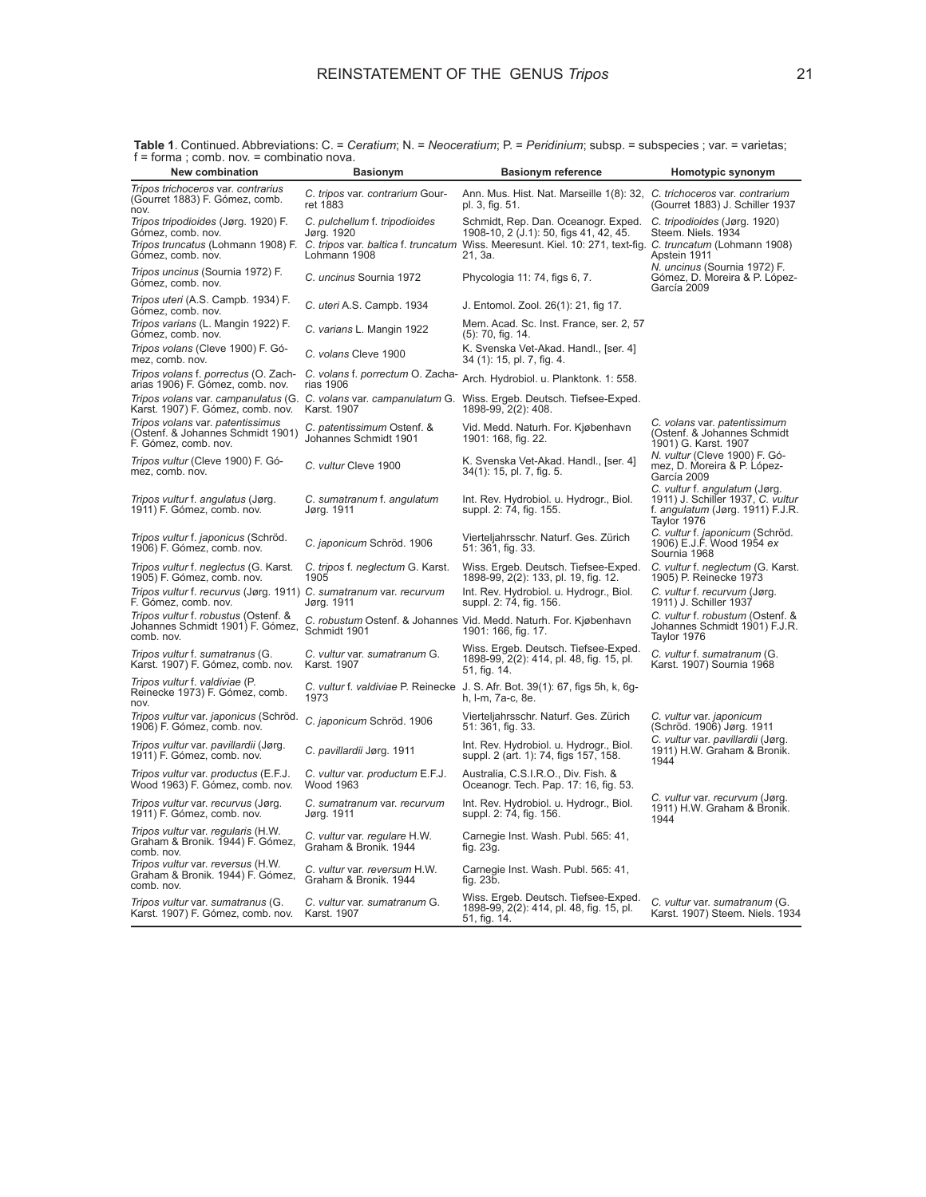**Table 1**. Continued. Abbreviations: C. = *Ceratium*; N. = *Neoceratium*; P. = *Peridinium*; subsp. = subspecies ; var. = varietas; f = forma ; comb. nov. = combinatio nova.

| New combination | Basionym | Basionym reference | Homotypic synonym |
|---|---|---|---|
| *Tripos trichoceros* var. *contrarius* (Gourret 1883) F. Gómez, comb. nov. | *C. tripos* var. *contrarium* Gourret 1883 | Ann. Mus. Hist. Nat. Marseille 1(8): 32, pl. 3, fig. 51. | *C. trichoceros* var. *contrarium* (Gourret 1883) J. Schiller 1937 |
| *Tripos tripodioides* (Jørg. 1920) F. Gómez, comb. nov. | *C. pulchellum* f. *tripodioides* Jørg. 1920 | Schmidt, Rep. Dan. Oceanogr. Exped. 1908-10, 2 (J.1): 50, figs 41, 42, 45. | *C. tripodioides* (Jørg. 1920) Steem. Niels. 1934 |
| *Tripos truncatus* (Lohmann 1908) F. Gómez, comb. nov. | *C. tripos* var. *baltica* f. *truncatum* Lohmann 1908 | Wiss. Meeresunt. Kiel. 10: 271, text-fig. 21, 3a. | *C. truncatum* (Lohmann 1908) Apstein 1911 |
| *Tripos uncinus* (Sournia 1972) F. Gómez, comb. nov. | *C. uncinus* Sournia 1972 | Phycologia 11: 74, figs 6, 7. | *N. uncinus* (Sournia 1972) F. Gómez, D. Moreira & P. López-García 2009 |
| *Tripos uteri* (A.S. Campb. 1934) F. Gómez, comb. nov. | *C. uteri* A.S. Campb. 1934 | J. Entomol. Zool. 26(1): 21, fig 17. | |
| *Tripos varians* (L. Mangin 1922) F. Gómez, comb. nov. | *C. varians* L. Mangin 1922 | Mem. Acad. Sc. Inst. France, ser. 2, 57 (5): 70, fig. 14. | |
| *Tripos volans* (Cleve 1900) F. Gómez, comb. nov. | *C. volans* Cleve 1900 | K. Svenska Vet-Akad. Handl., [ser. 4] 34 (1): 15, pl. 7, fig. 4. | |
| *Tripos volans* f. *porrectus* (O. Zacharias 1906) F. Gómez, comb. nov. | *C. volans* f. *porrectum* O. Zacharias 1906 | Arch. Hydrobiol. u. Planktonk. 1: 558. | |
| *Tripos volans* var. *campanulatus* (G. Karst. 1907) F. Gómez, comb. nov. | *C. volans* var. *campanulatum* G. Karst. 1907 | Wiss. Ergeb. Deutsch. Tiefsee-Exped. 1898-99, 2(2): 408. | |
| *Tripos volans* var. *patentissimus* (Ostenf. & Johannes Schmidt 1901) F. Gómez, comb. nov. | *C. patentissimum* Ostenf. & Johannes Schmidt 1901 | Vid. Medd. Naturh. For. Kjøbenhavn 1901: 168, fig. 22. | *C. volans* var. *patentissimum* (Ostenf. & Johannes Schmidt 1901) G. Karst. 1907 |
| *Tripos vultur* (Cleve 1900) F. Gómez, comb. nov. | *C. vultur* Cleve 1900 | K. Svenska Vet-Akad. Handl., [ser. 4] 34(1): 15, pl. 7, fig. 5. | *N. vultur* (Cleve 1900) F. Gómez, D. Moreira & P. López-García 2009 |
| *Tripos vultur* f. *angulatus* (Jørg. 1911) F. Gómez, comb. nov. | *C. sumatranum* f. *angulatum* Jørg. 1911 | Int. Rev. Hydrobiol. u. Hydrogr., Biol. suppl. 2: 74, fig. 155. | *C. vultur* f. *angulatum* (Jørg. 1911) J. Schiller 1937, *C. vultur* f. *angulatum* (Jørg. 1911) F.J.R. Taylor 1976 |
| *Tripos vultur* f. *japonicus* (Schröd. 1906) F. Gómez, comb. nov. | *C. japonicum* Schröd. 1906 | Vierteljahrsschr. Naturf. Ges. Zürich 51: 361, fig. 33. | *C. vultur* f. *japonicum* (Schröd. 1906) E.J.F. Wood 1954 *ex* Sournia 1968 |
| *Tripos vultur* f. *neglectus* (G. Karst. 1905) F. Gómez, comb. nov. | *C. tripos* f. *neglectum* G. Karst. 1905 | Wiss. Ergeb. Deutsch. Tiefsee-Exped. 1898-99, 2(2): 133, pl. 19, fig. 12. | *C. vultur* f. *neglectum* (G. Karst. 1905) P. Reinecke 1973 |
| *Tripos vultur* f. *recurvus* (Jørg. 1911) F. Gómez, comb. nov. | *C. sumatranum* var. *recurvum* Jørg. 1911 | Int. Rev. Hydrobiol. u. Hydrogr., Biol. suppl. 2: 74, fig. 156. | *C. vultur* f. *recurvum* (Jørg. 1911) J. Schiller 1937 |
| *Tripos vultur* f. *robustus* (Ostenf. & Johannes Schmidt 1901) F. Gómez, comb. nov. | *C. robustum* Ostenf. & Johannes Schmidt 1901 | Vid. Medd. Naturh. For. Kjøbenhavn 1901: 166, fig. 17. | *C. vultur* f. *robustum* (Ostenf. & Johannes Schmidt 1901) F.J.R. Taylor 1976 |
| *Tripos vultur* f. *sumatranus* (G. Karst. 1907) F. Gómez, comb. nov. | *C. vultur* var. *sumatranum* G. Karst. 1907 | Wiss. Ergeb. Deutsch. Tiefsee-Exped. 1898-99, 2(2): 414, pl. 48, fig. 15, pl. 51, fig. 14. | *C. vultur* f. *sumatranum* (G. Karst. 1907) Sournia 1968 |
| *Tripos vultur* f. *valdiviae* (P. Reinecke 1973) F. Gómez, comb. nov. | *C. vultur* f. *valdiviae* P. Reinecke 1973 | J. S. Afr. Bot. 39(1): 67, figs 5h, k, 6g-h, l-m, 7a-c, 8e. | |
| *Tripos vultur* var. *japonicus* (Schröd. 1906) F. Gómez, comb. nov. | *C. japonicum* Schröd. 1906 | Vierteljahrsschr. Naturf. Ges. Zürich 51: 361, fig. 33. | *C. vultur* var. *japonicum* (Schröd. 1906) Jørg. 1911 |
| *Tripos vultur* var. *pavillardii* (Jørg. 1911) F. Gómez, comb. nov. | *C. pavillardii* Jørg. 1911 | Int. Rev. Hydrobiol. u. Hydrogr., Biol. suppl. 2 (art. 1): 74, figs 157, 158. | *C. vultur* var. *pavillardii* (Jørg. 1911) H.W. Graham & Bronik. 1944 |
| *Tripos vultur* var. *productus* (E.F.J. Wood 1963) F. Gómez, comb. nov. | *C. vultur* var. *productum* E.F.J. Wood 1963 | Australia, C.S.I.R.O., Div. Fish. & Oceanogr. Tech. Pap. 17: 16, fig. 53. | |
| *Tripos vultur* var. *recurvus* (Jørg. 1911) F. Gómez, comb. nov. | *C. sumatranum* var. *recurvum* Jørg. 1911 | Int. Rev. Hydrobiol. u. Hydrogr., Biol. suppl. 2: 74, fig. 156. | *C. vultur* var. *recurvum* (Jørg. 1911) H.W. Graham & Bronik. 1944 |
| *Tripos vultur* var. *regularis* (H.W. Graham & Bronik. 1944) F. Gómez, comb. nov. | *C. vultur* var. *regulare* H.W. Graham & Bronik. 1944 | Carnegie Inst. Wash. Publ. 565: 41, fig. 23g. | |
| *Tripos vultur* var. *reversus* (H.W. Graham & Bronik. 1944) F. Gómez, comb. nov. | *C. vultur* var. *reversum* H.W. Graham & Bronik. 1944 | Carnegie Inst. Wash. Publ. 565: 41, fig. 23b. | |
| *Tripos vultur* var. *sumatranus* (G. Karst. 1907) F. Gómez, comb. nov. | *C. vultur* var. *sumatranum* G. Karst. 1907 | Wiss. Ergeb. Deutsch. Tiefsee-Exped. 1898-99, 2(2): 414, pl. 48, fig. 15, pl. 51, fig. 14. | *C. vultur* var. *sumatranum* (G. Karst. 1907) Steem. Niels. 1934 |